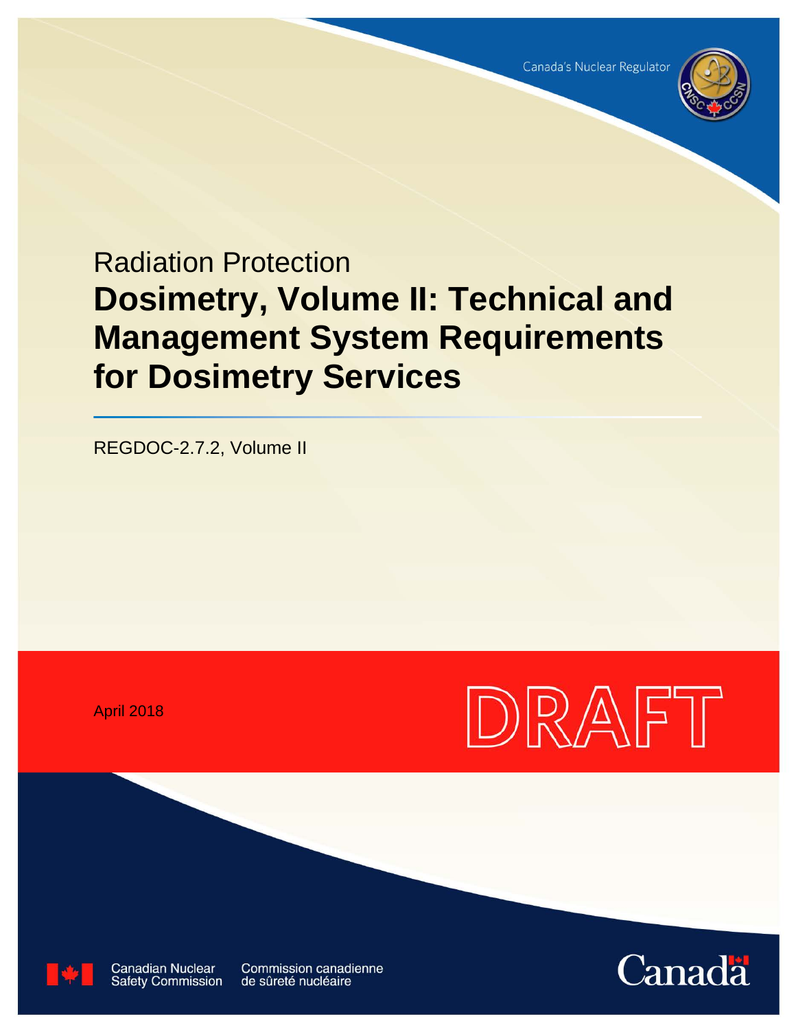Canada's Nuclear Regulator

Radiation Protection

# Dosimetry, Volume II: Technical and Management System Requirements for Dosimetry Services

REGDOC-2.7.2, Volume II

April 2018

DRAFT

Canadian Nuclear Safety Commission

Commission canadienne de sûreté nucléaire

Canada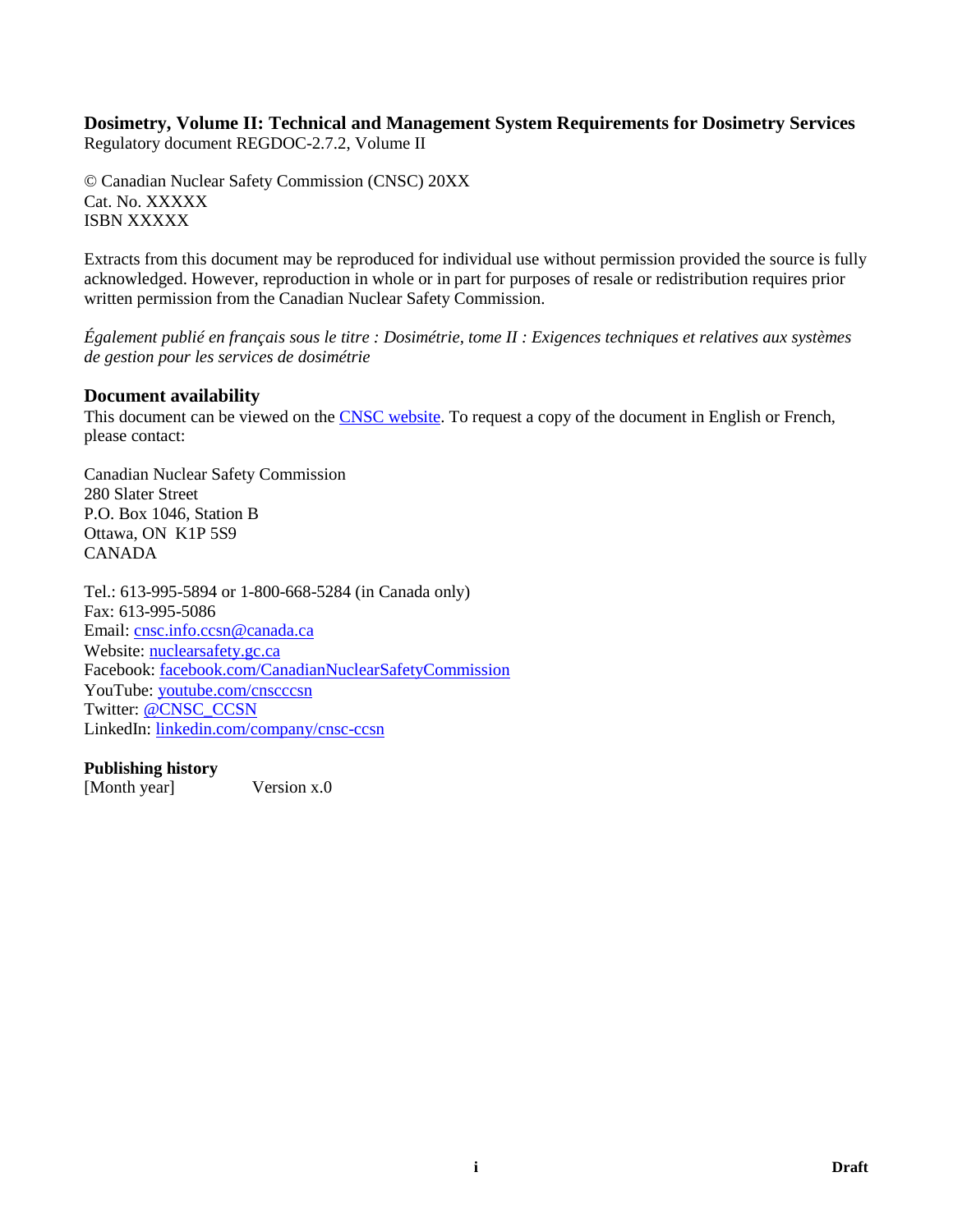**Dosimetry, Volume II: Technical and Management System Requirements for Dosimetry Services**
Regulatory document REGDOC-2.7.2, Volume II

© Canadian Nuclear Safety Commission (CNSC) 20XX
Cat. No. XXXXX
ISBN XXXXX

Extracts from this document may be reproduced for individual use without permission provided the source is fully acknowledged. However, reproduction in whole or in part for purposes of resale or redistribution requires prior written permission from the Canadian Nuclear Safety Commission.

*Également publié en français sous le titre : Dosimétrie, tome II : Exigences techniques et relatives aux systèmes de gestion pour les services de dosimétrie*

## Document availability

This document can be viewed on the [CNSC website](nuclearsafety.gc.ca). To request a copy of the document in English or French, please contact:

Canadian Nuclear Safety Commission
280 Slater Street
P.O. Box 1046, Station B
Ottawa, ON K1P 5S9
CANADA

Tel.: 613-995-5894 or 1-800-668-5284 (in Canada only)
Fax: 613-995-5086
Email: cnsc.info.ccsn@canada.ca
Website: nuclearsafety.gc.ca
Facebook: facebook.com/CanadianNuclearSafetyCommission
YouTube: youtube.com/cnscccsn
Twitter: @CNSC_CCSN
LinkedIn: linkedin.com/company/cnsc-ccsn

**Publishing history**

[Month year] Version x.0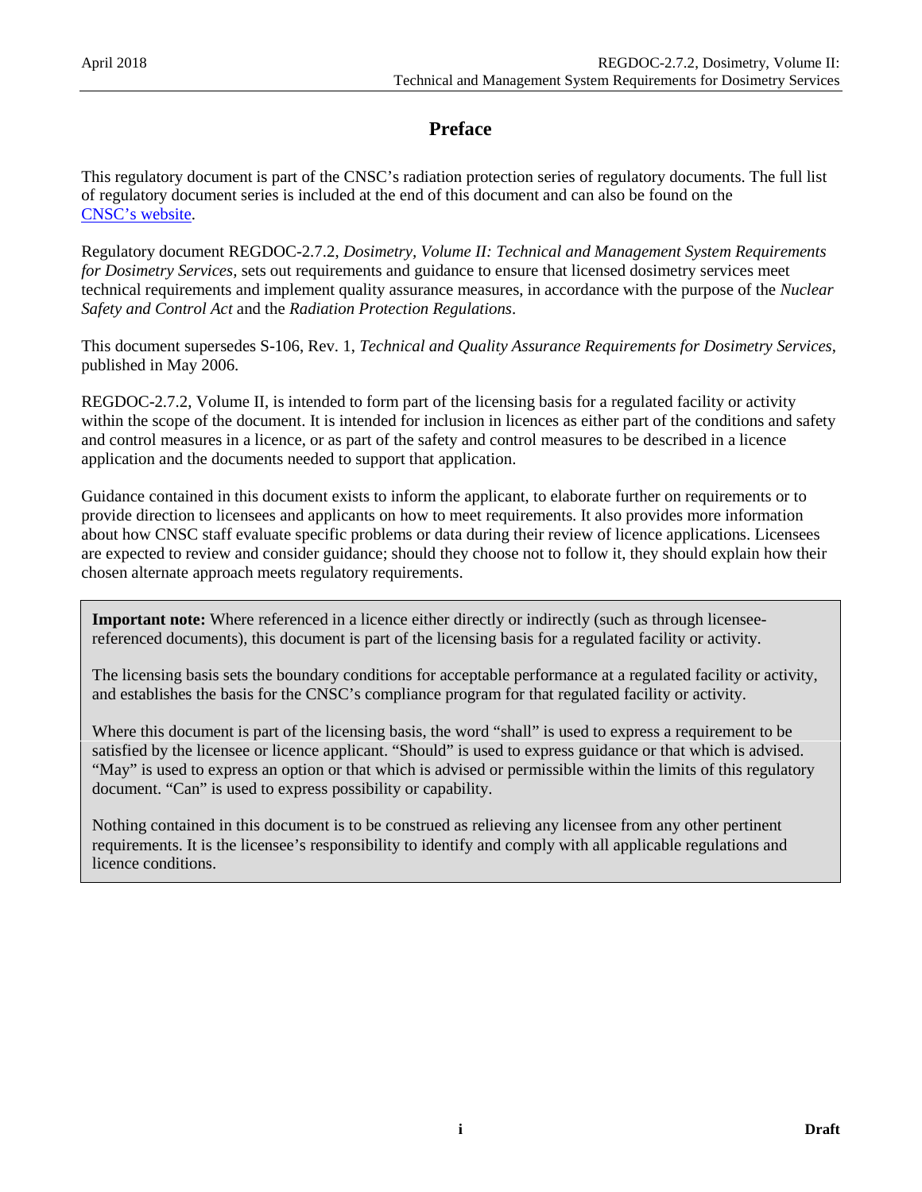# Preface

This regulatory document is part of the CNSC's radiation protection series of regulatory documents. The full list of regulatory document series is included at the end of this document and can also be found on the [CNSC's website](CNSC's website).

Regulatory document REGDOC-2.7.2, *Dosimetry, Volume II: Technical and Management System Requirements for Dosimetry Services*, sets out requirements and guidance to ensure that licensed dosimetry services meet technical requirements and implement quality assurance measures, in accordance with the purpose of the *Nuclear Safety and Control Act* and the *Radiation Protection Regulations*.

This document supersedes S-106, Rev. 1, *Technical and Quality Assurance Requirements for Dosimetry Services*, published in May 2006.

REGDOC-2.7.2, Volume II, is intended to form part of the licensing basis for a regulated facility or activity within the scope of the document. It is intended for inclusion in licences as either part of the conditions and safety and control measures in a licence, or as part of the safety and control measures to be described in a licence application and the documents needed to support that application.

Guidance contained in this document exists to inform the applicant, to elaborate further on requirements or to provide direction to licensees and applicants on how to meet requirements. It also provides more information about how CNSC staff evaluate specific problems or data during their review of licence applications. Licensees are expected to review and consider guidance; should they choose not to follow it, they should explain how their chosen alternate approach meets regulatory requirements.

> **Important note:** Where referenced in a licence either directly or indirectly (such as through licensee-referenced documents), this document is part of the licensing basis for a regulated facility or activity.
>
> The licensing basis sets the boundary conditions for acceptable performance at a regulated facility or activity, and establishes the basis for the CNSC's compliance program for that regulated facility or activity.
>
> Where this document is part of the licensing basis, the word "shall" is used to express a requirement to be satisfied by the licensee or licence applicant. "Should" is used to express guidance or that which is advised. "May" is used to express an option or that which is advised or permissible within the limits of this regulatory document. "Can" is used to express possibility or capability.
>
> Nothing contained in this document is to be construed as relieving any licensee from any other pertinent requirements. It is the licensee's responsibility to identify and comply with all applicable regulations and licence conditions.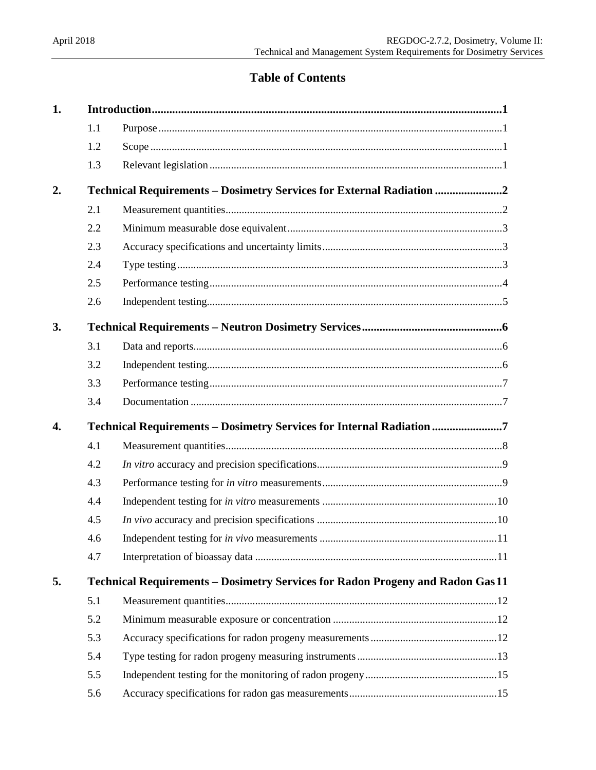# Table of Contents

| | | |
|---|---|---|
| **1.** | **Introduction** | **1** |
| 1.1 | Purpose | 1 |
| 1.2 | Scope | 1 |
| 1.3 | Relevant legislation | 1 |
| **2.** | **Technical Requirements – Dosimetry Services for External Radiation** | **2** |
| 2.1 | Measurement quantities | 2 |
| 2.2 | Minimum measurable dose equivalent | 3 |
| 2.3 | Accuracy specifications and uncertainty limits | 3 |
| 2.4 | Type testing | 3 |
| 2.5 | Performance testing | 4 |
| 2.6 | Independent testing | 5 |
| **3.** | **Technical Requirements – Neutron Dosimetry Services** | **6** |
| 3.1 | Data and reports | 6 |
| 3.2 | Independent testing | 6 |
| 3.3 | Performance testing | 7 |
| 3.4 | Documentation | 7 |
| **4.** | **Technical Requirements – Dosimetry Services for Internal Radiation** | **7** |
| 4.1 | Measurement quantities | 8 |
| 4.2 | *In vitro* accuracy and precision specifications | 9 |
| 4.3 | Performance testing for *in vitro* measurements | 9 |
| 4.4 | Independent testing for *in vitro* measurements | 10 |
| 4.5 | *In vivo* accuracy and precision specifications | 10 |
| 4.6 | Independent testing for *in vivo* measurements | 11 |
| 4.7 | Interpretation of bioassay data | 11 |
| **5.** | **Technical Requirements – Dosimetry Services for Radon Progeny and Radon Gas** | **11** |
| 5.1 | Measurement quantities | 12 |
| 5.2 | Minimum measurable exposure or concentration | 12 |
| 5.3 | Accuracy specifications for radon progeny measurements | 12 |
| 5.4 | Type testing for radon progeny measuring instruments | 13 |
| 5.5 | Independent testing for the monitoring of radon progeny | 15 |
| 5.6 | Accuracy specifications for radon gas measurements | 15 |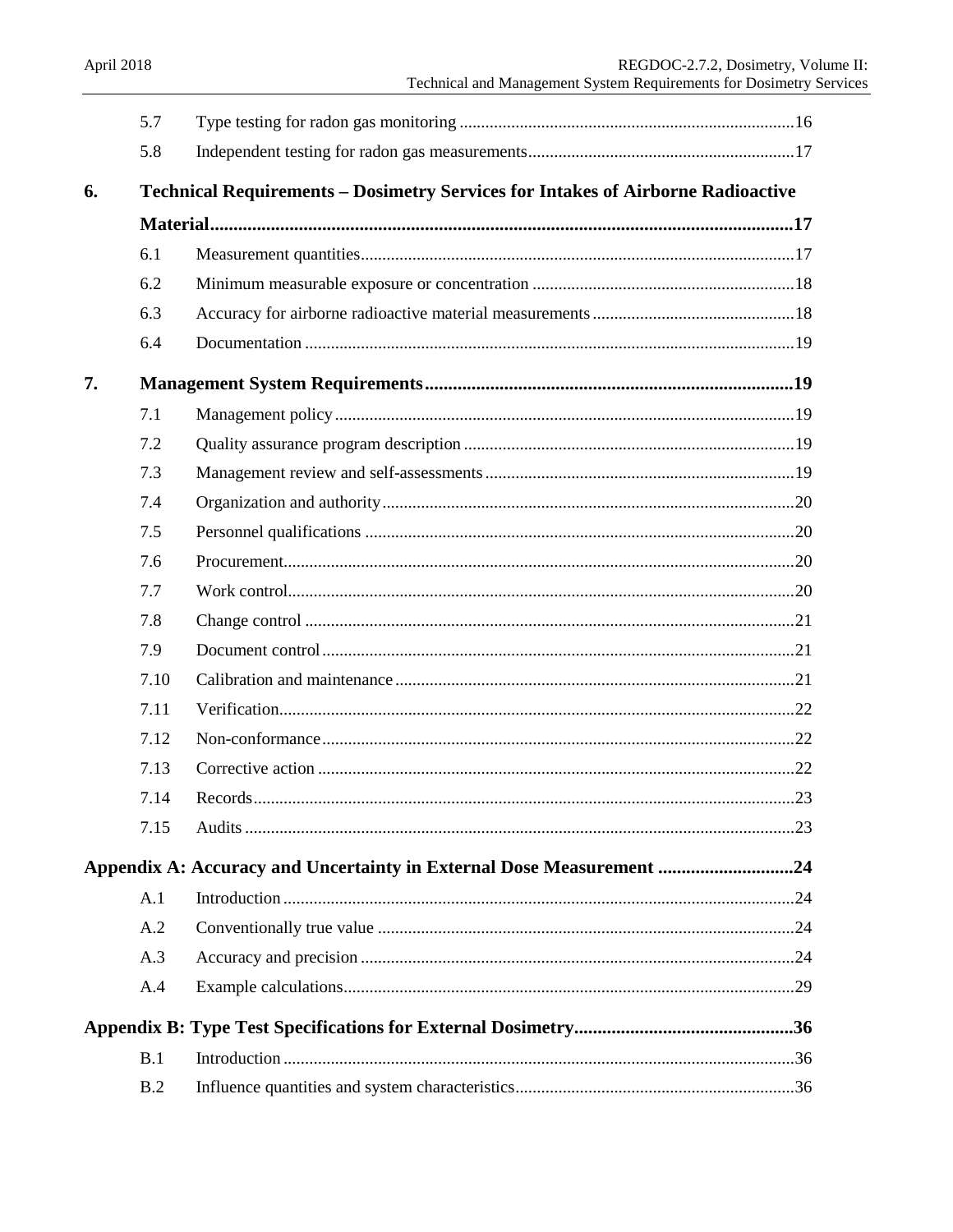5.7 Type testing for radon gas monitoring ..... 16

5.8 Independent testing for radon gas measurements ..... 17

**6. Technical Requirements – Dosimetry Services for Intakes of Airborne Radioactive Material ..... 17**

6.1 Measurement quantities ..... 17

6.2 Minimum measurable exposure or concentration ..... 18

6.3 Accuracy for airborne radioactive material measurements ..... 18

6.4 Documentation ..... 19

**7. Management System Requirements ..... 19**

7.1 Management policy ..... 19

7.2 Quality assurance program description ..... 19

7.3 Management review and self-assessments ..... 19

7.4 Organization and authority ..... 20

7.5 Personnel qualifications ..... 20

7.6 Procurement ..... 20

7.7 Work control ..... 20

7.8 Change control ..... 21

7.9 Document control ..... 21

7.10 Calibration and maintenance ..... 21

7.11 Verification ..... 22

7.12 Non-conformance ..... 22

7.13 Corrective action ..... 22

7.14 Records ..... 23

7.15 Audits ..... 23

**Appendix A: Accuracy and Uncertainty in External Dose Measurement ..... 24**

A.1 Introduction ..... 24

A.2 Conventionally true value ..... 24

A.3 Accuracy and precision ..... 24

A.4 Example calculations ..... 29

**Appendix B: Type Test Specifications for External Dosimetry ..... 36**

B.1 Introduction ..... 36

B.2 Influence quantities and system characteristics ..... 36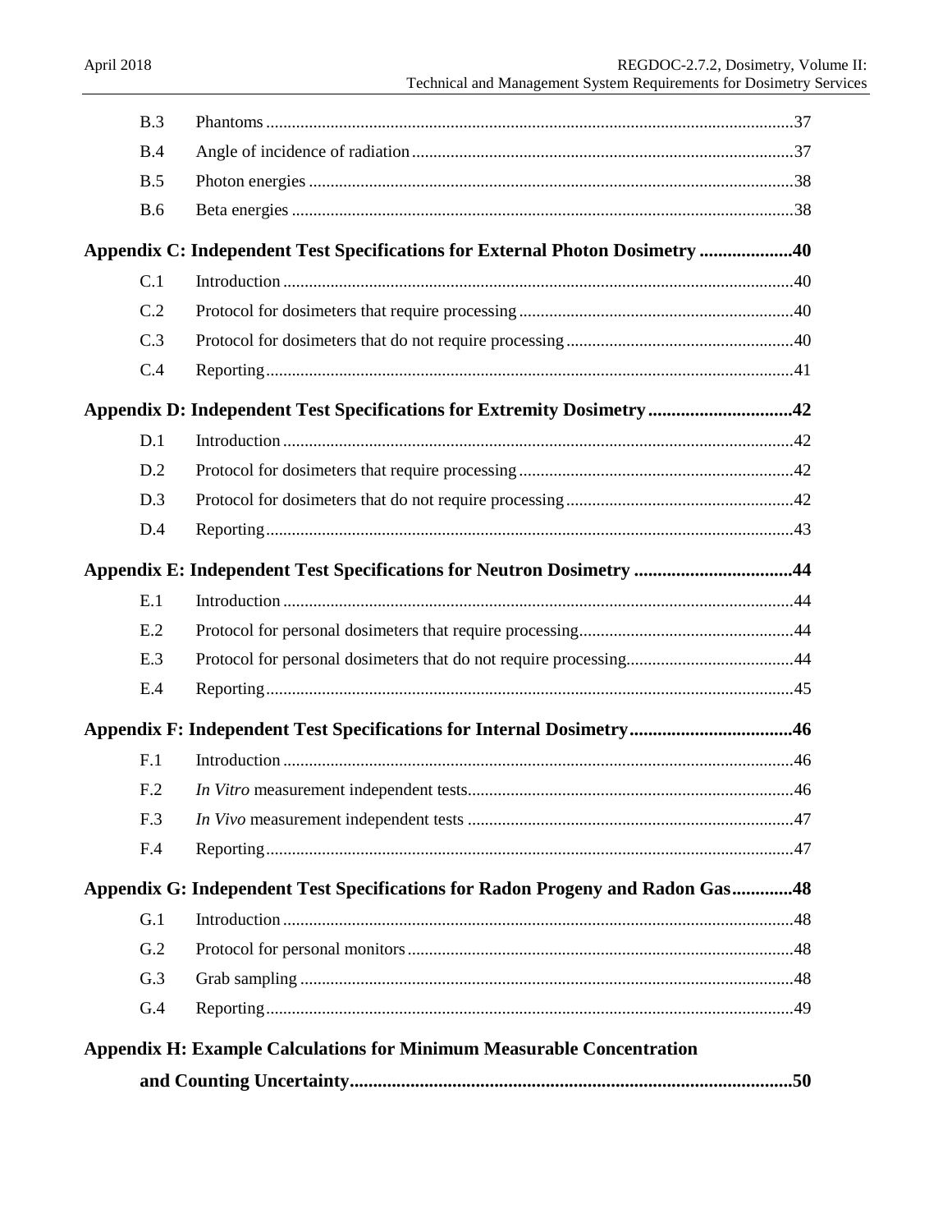| | | |
|---|---|---|
| B.3 | Phantoms | 37 |
| B.4 | Angle of incidence of radiation | 37 |
| B.5 | Photon energies | 38 |
| B.6 | Beta energies | 38 |

**Appendix C: Independent Test Specifications for External Photon Dosimetry ....................40**

| | | |
|---|---|---|
| C.1 | Introduction | 40 |
| C.2 | Protocol for dosimeters that require processing | 40 |
| C.3 | Protocol for dosimeters that do not require processing | 40 |
| C.4 | Reporting | 41 |

**Appendix D: Independent Test Specifications for Extremity Dosimetry ..............................42**

| | | |
|---|---|---|
| D.1 | Introduction | 42 |
| D.2 | Protocol for dosimeters that require processing | 42 |
| D.3 | Protocol for dosimeters that do not require processing | 42 |
| D.4 | Reporting | 43 |

**Appendix E: Independent Test Specifications for Neutron Dosimetry .................................44**

| | | |
|---|---|---|
| E.1 | Introduction | 44 |
| E.2 | Protocol for personal dosimeters that require processing | 44 |
| E.3 | Protocol for personal dosimeters that do not require processing | 44 |
| E.4 | Reporting | 45 |

**Appendix F: Independent Test Specifications for Internal Dosimetry..................................46**

| | | |
|---|---|---|
| F.1 | Introduction | 46 |
| F.2 | *In Vitro* measurement independent tests | 46 |
| F.3 | *In Vivo* measurement independent tests | 47 |
| F.4 | Reporting | 47 |

**Appendix G: Independent Test Specifications for Radon Progeny and Radon Gas.............48**

| | | |
|---|---|---|
| G.1 | Introduction | 48 |
| G.2 | Protocol for personal monitors | 48 |
| G.3 | Grab sampling | 48 |
| G.4 | Reporting | 49 |

**Appendix H: Example Calculations for Minimum Measurable Concentration and Counting Uncertainty...............................................................................................50**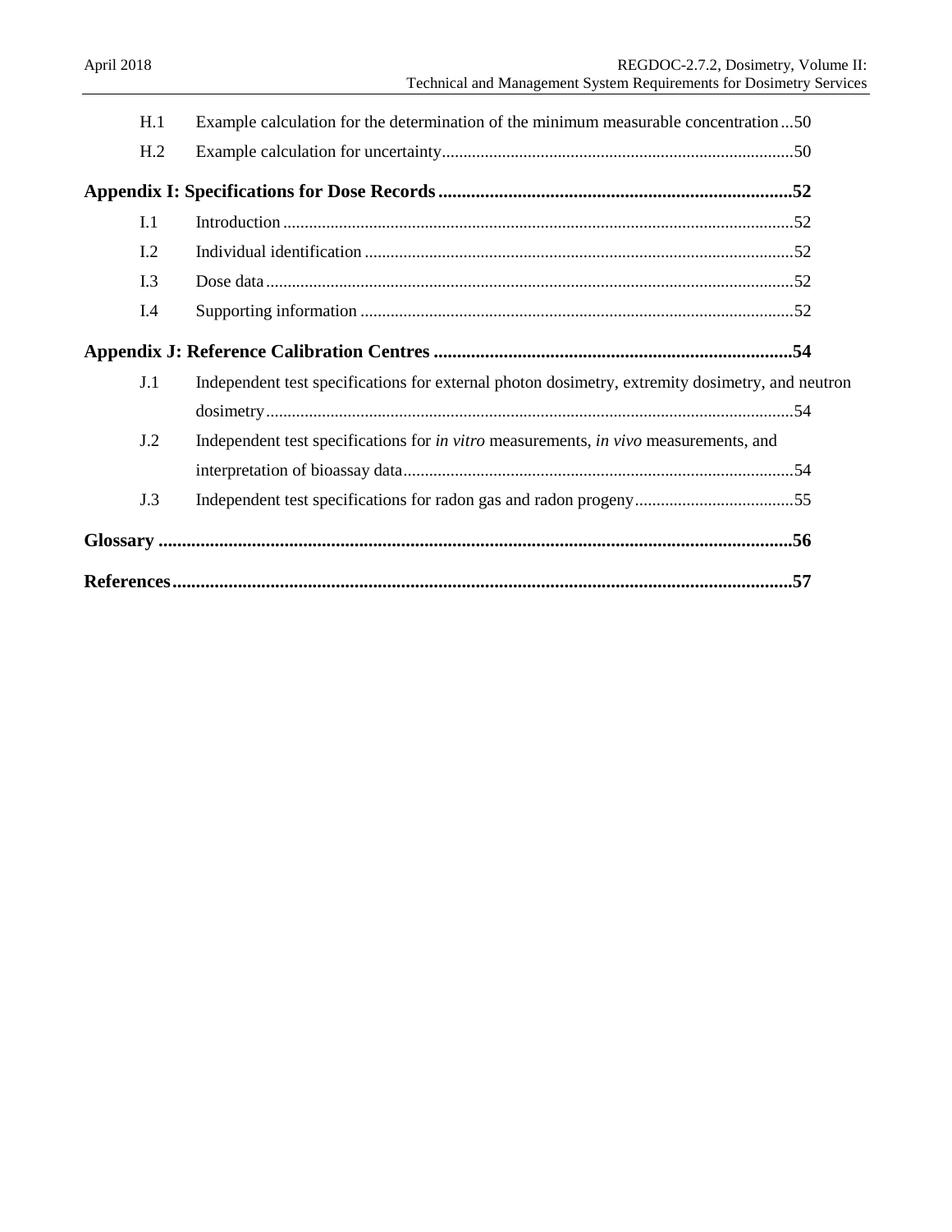H.1 Example calculation for the determination of the minimum measurable concentration ...50

H.2 Example calculation for uncertainty ...50

**Appendix I: Specifications for Dose Records ...52**

I.1 Introduction ...52

I.2 Individual identification ...52

I.3 Dose data ...52

I.4 Supporting information ...52

**Appendix J: Reference Calibration Centres ...54**

J.1 Independent test specifications for external photon dosimetry, extremity dosimetry, and neutron dosimetry ...54

J.2 Independent test specifications for *in vitro* measurements, *in vivo* measurements, and interpretation of bioassay data ...54

J.3 Independent test specifications for radon gas and radon progeny ...55

**Glossary ...56**

**References ...57**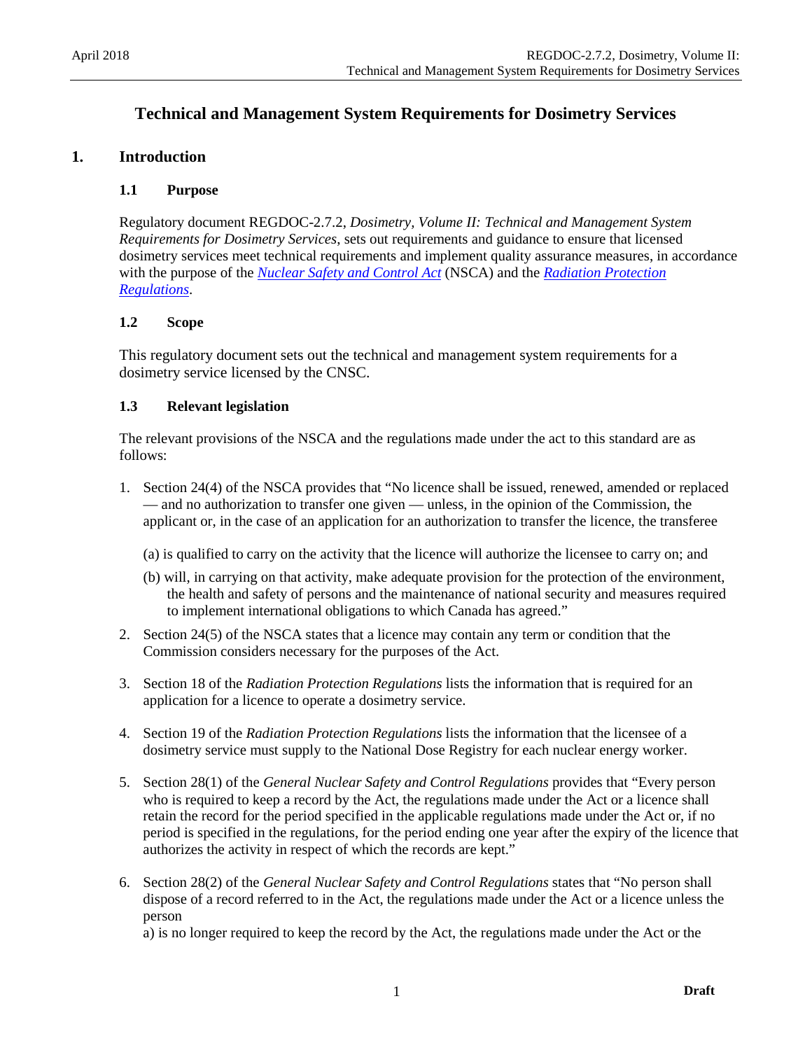# Technical and Management System Requirements for Dosimetry Services

## 1. Introduction

### 1.1 Purpose

Regulatory document REGDOC-2.7.2, *Dosimetry, Volume II: Technical and Management System Requirements for Dosimetry Services*, sets out requirements and guidance to ensure that licensed dosimetry services meet technical requirements and implement quality assurance measures, in accordance with the purpose of the *Nuclear Safety and Control Act* (NSCA) and the *Radiation Protection Regulations*.

### 1.2 Scope

This regulatory document sets out the technical and management system requirements for a dosimetry service licensed by the CNSC.

### 1.3 Relevant legislation

The relevant provisions of the NSCA and the regulations made under the act to this standard are as follows:

1. Section 24(4) of the NSCA provides that "No licence shall be issued, renewed, amended or replaced — and no authorization to transfer one given — unless, in the opinion of the Commission, the applicant or, in the case of an application for an authorization to transfer the licence, the transferee

   (a) is qualified to carry on the activity that the licence will authorize the licensee to carry on; and

   (b) will, in carrying on that activity, make adequate provision for the protection of the environment, the health and safety of persons and the maintenance of national security and measures required to implement international obligations to which Canada has agreed."

2. Section 24(5) of the NSCA states that a licence may contain any term or condition that the Commission considers necessary for the purposes of the Act.

3. Section 18 of the *Radiation Protection Regulations* lists the information that is required for an application for a licence to operate a dosimetry service.

4. Section 19 of the *Radiation Protection Regulations* lists the information that the licensee of a dosimetry service must supply to the National Dose Registry for each nuclear energy worker.

5. Section 28(1) of the *General Nuclear Safety and Control Regulations* provides that "Every person who is required to keep a record by the Act, the regulations made under the Act or a licence shall retain the record for the period specified in the applicable regulations made under the Act or, if no period is specified in the regulations, for the period ending one year after the expiry of the licence that authorizes the activity in respect of which the records are kept."

6. Section 28(2) of the *General Nuclear Safety and Control Regulations* states that "No person shall dispose of a record referred to in the Act, the regulations made under the Act or a licence unless the person
   a) is no longer required to keep the record by the Act, the regulations made under the Act or the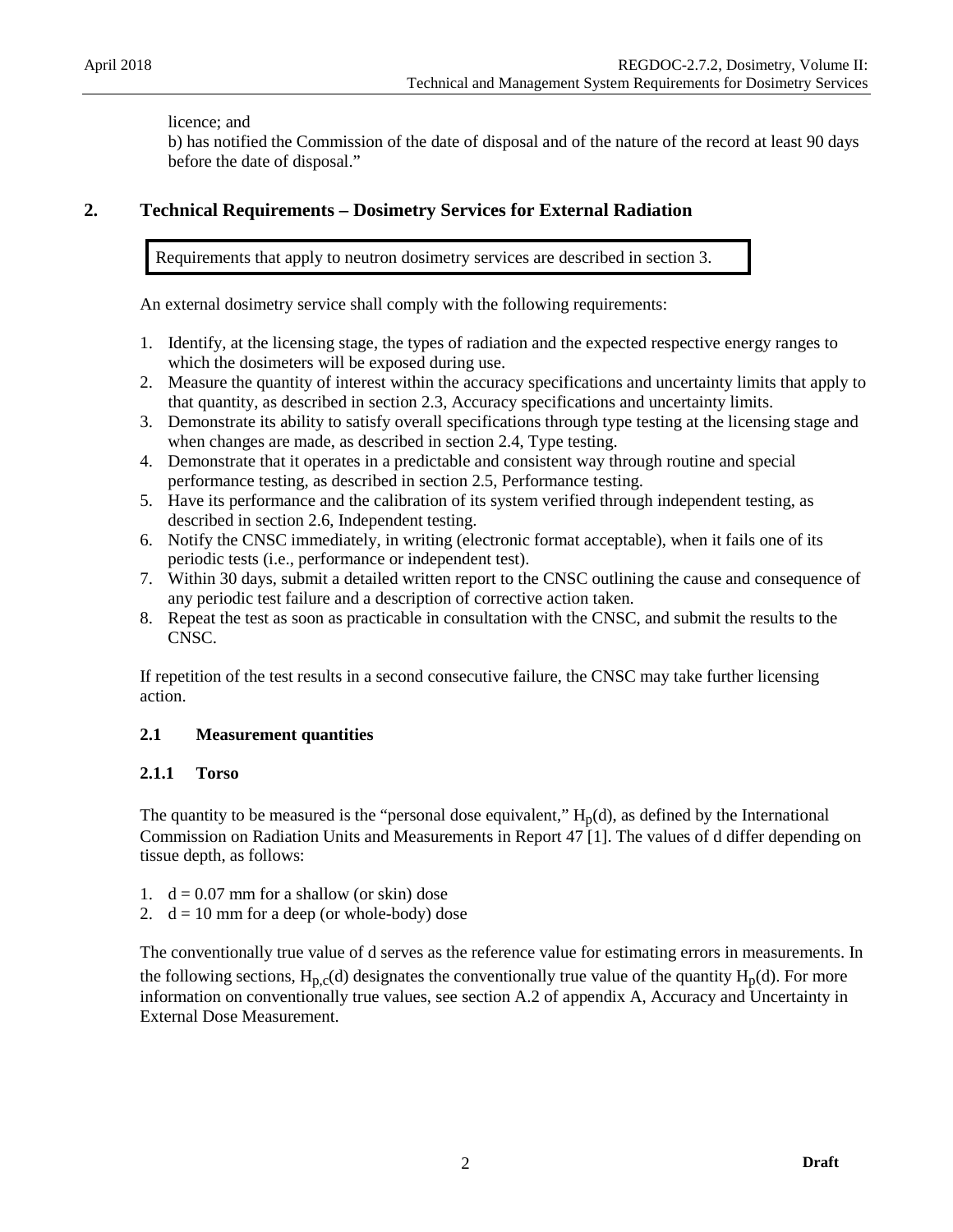licence; and

b) has notified the Commission of the date of disposal and of the nature of the record at least 90 days before the date of disposal."

# 2. Technical Requirements – Dosimetry Services for External Radiation

Requirements that apply to neutron dosimetry services are described in section 3.

An external dosimetry service shall comply with the following requirements:

1. Identify, at the licensing stage, the types of radiation and the expected respective energy ranges to which the dosimeters will be exposed during use.
2. Measure the quantity of interest within the accuracy specifications and uncertainty limits that apply to that quantity, as described in section 2.3, Accuracy specifications and uncertainty limits.
3. Demonstrate its ability to satisfy overall specifications through type testing at the licensing stage and when changes are made, as described in section 2.4, Type testing.
4. Demonstrate that it operates in a predictable and consistent way through routine and special performance testing, as described in section 2.5, Performance testing.
5. Have its performance and the calibration of its system verified through independent testing, as described in section 2.6, Independent testing.
6. Notify the CNSC immediately, in writing (electronic format acceptable), when it fails one of its periodic tests (i.e., performance or independent test).
7. Within 30 days, submit a detailed written report to the CNSC outlining the cause and consequence of any periodic test failure and a description of corrective action taken.
8. Repeat the test as soon as practicable in consultation with the CNSC, and submit the results to the CNSC.

If repetition of the test results in a second consecutive failure, the CNSC may take further licensing action.

## 2.1 Measurement quantities

### 2.1.1 Torso

The quantity to be measured is the "personal dose equivalent," $H_p(d)$, as defined by the International Commission on Radiation Units and Measurements in Report 47 [1]. The values of d differ depending on tissue depth, as follows:

1. $d = 0.07$ mm for a shallow (or skin) dose
2. $d = 10$ mm for a deep (or whole-body) dose

The conventionally true value of d serves as the reference value for estimating errors in measurements. In the following sections, $H_{p,c}(d)$ designates the conventionally true value of the quantity $H_p(d)$. For more information on conventionally true values, see section A.2 of appendix A, Accuracy and Uncertainty in External Dose Measurement.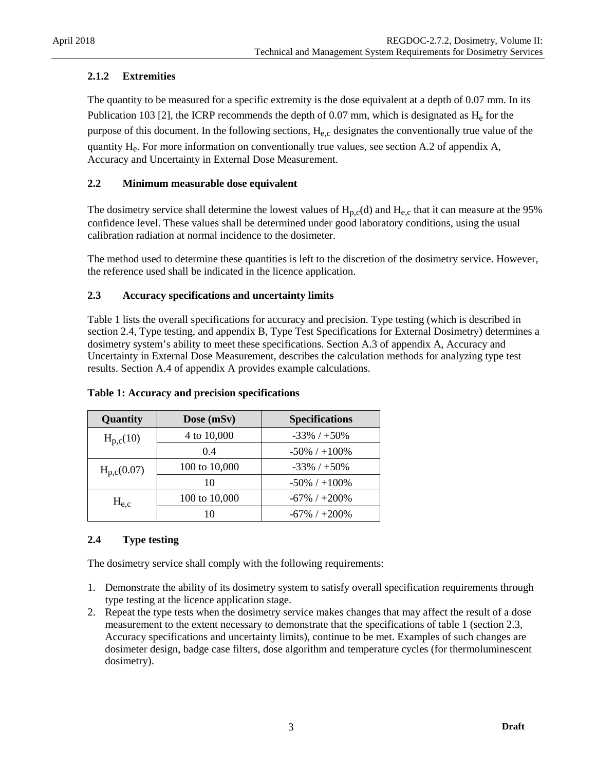### 2.1.2 Extremities

The quantity to be measured for a specific extremity is the dose equivalent at a depth of 0.07 mm. In its Publication 103 [2], the ICRP recommends the depth of 0.07 mm, which is designated as $H_e$ for the purpose of this document. In the following sections, $H_{e,c}$ designates the conventionally true value of the quantity $H_e$. For more information on conventionally true values, see section A.2 of appendix A, Accuracy and Uncertainty in External Dose Measurement.

## 2.2 Minimum measurable dose equivalent

The dosimetry service shall determine the lowest values of $H_{p,c}(d)$ and $H_{e,c}$ that it can measure at the 95% confidence level. These values shall be determined under good laboratory conditions, using the usual calibration radiation at normal incidence to the dosimeter.

The method used to determine these quantities is left to the discretion of the dosimetry service. However, the reference used shall be indicated in the licence application.

## 2.3 Accuracy specifications and uncertainty limits

Table 1 lists the overall specifications for accuracy and precision. Type testing (which is described in section 2.4, Type testing, and appendix B, Type Test Specifications for External Dosimetry) determines a dosimetry system's ability to meet these specifications. Section A.3 of appendix A, Accuracy and Uncertainty in External Dose Measurement, describes the calculation methods for analyzing type test results. Section A.4 of appendix A provides example calculations.

**Table 1: Accuracy and precision specifications**

| Quantity | Dose (mSv) | Specifications |
|---|---|---|
| $H_{p,c}(10)$ | 4 to 10,000 | -33% / +50% |
| | 0.4 | -50% / +100% |
| $H_{p,c}(0.07)$ | 100 to 10,000 | -33% / +50% |
| | 10 | -50% / +100% |
| $H_{e,c}$ | 100 to 10,000 | -67% / +200% |
| | 10 | -67% / +200% |

## 2.4 Type testing

The dosimetry service shall comply with the following requirements:

1. Demonstrate the ability of its dosimetry system to satisfy overall specification requirements through type testing at the licence application stage.
2. Repeat the type tests when the dosimetry service makes changes that may affect the result of a dose measurement to the extent necessary to demonstrate that the specifications of table 1 (section 2.3, Accuracy specifications and uncertainty limits), continue to be met. Examples of such changes are dosimeter design, badge case filters, dose algorithm and temperature cycles (for thermoluminescent dosimetry).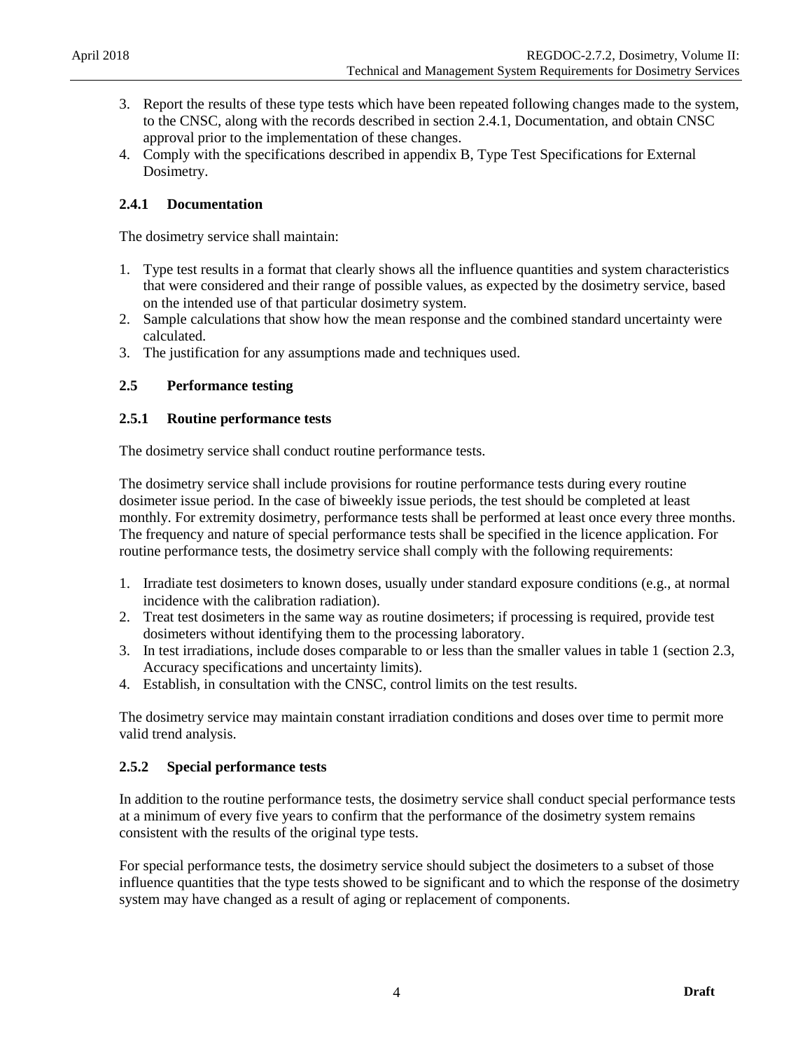3. Report the results of these type tests which have been repeated following changes made to the system, to the CNSC, along with the records described in section 2.4.1, Documentation, and obtain CNSC approval prior to the implementation of these changes.
4. Comply with the specifications described in appendix B, Type Test Specifications for External Dosimetry.

### 2.4.1 Documentation

The dosimetry service shall maintain:

1. Type test results in a format that clearly shows all the influence quantities and system characteristics that were considered and their range of possible values, as expected by the dosimetry service, based on the intended use of that particular dosimetry system.
2. Sample calculations that show how the mean response and the combined standard uncertainty were calculated.
3. The justification for any assumptions made and techniques used.

## 2.5 Performance testing

### 2.5.1 Routine performance tests

The dosimetry service shall conduct routine performance tests.

The dosimetry service shall include provisions for routine performance tests during every routine dosimeter issue period. In the case of biweekly issue periods, the test should be completed at least monthly. For extremity dosimetry, performance tests shall be performed at least once every three months. The frequency and nature of special performance tests shall be specified in the licence application. For routine performance tests, the dosimetry service shall comply with the following requirements:

1. Irradiate test dosimeters to known doses, usually under standard exposure conditions (e.g., at normal incidence with the calibration radiation).
2. Treat test dosimeters in the same way as routine dosimeters; if processing is required, provide test dosimeters without identifying them to the processing laboratory.
3. In test irradiations, include doses comparable to or less than the smaller values in table 1 (section 2.3, Accuracy specifications and uncertainty limits).
4. Establish, in consultation with the CNSC, control limits on the test results.

The dosimetry service may maintain constant irradiation conditions and doses over time to permit more valid trend analysis.

### 2.5.2 Special performance tests

In addition to the routine performance tests, the dosimetry service shall conduct special performance tests at a minimum of every five years to confirm that the performance of the dosimetry system remains consistent with the results of the original type tests.

For special performance tests, the dosimetry service should subject the dosimeters to a subset of those influence quantities that the type tests showed to be significant and to which the response of the dosimetry system may have changed as a result of aging or replacement of components.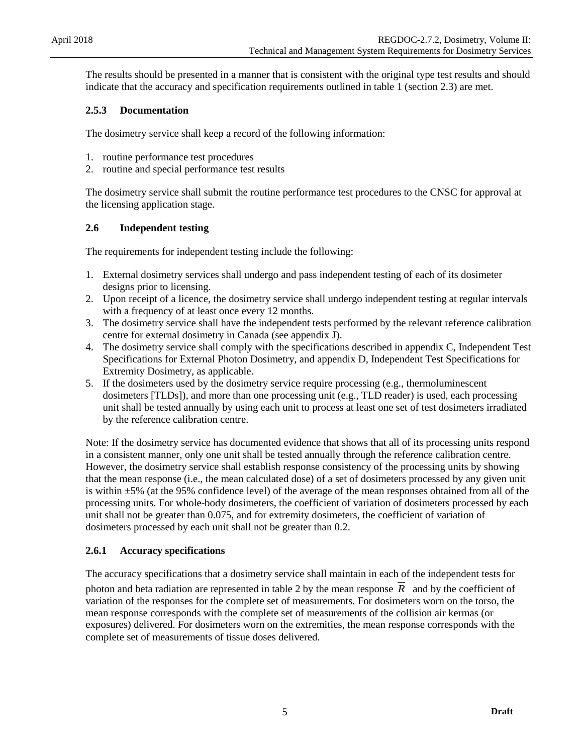The results should be presented in a manner that is consistent with the original type test results and should indicate that the accuracy and specification requirements outlined in table 1 (section 2.3) are met.

### 2.5.3 Documentation

The dosimetry service shall keep a record of the following information:

1. routine performance test procedures
2. routine and special performance test results

The dosimetry service shall submit the routine performance test procedures to the CNSC for approval at the licensing application stage.

## 2.6 Independent testing

The requirements for independent testing include the following:

1. External dosimetry services shall undergo and pass independent testing of each of its dosimeter designs prior to licensing.
2. Upon receipt of a licence, the dosimetry service shall undergo independent testing at regular intervals with a frequency of at least once every 12 months.
3. The dosimetry service shall have the independent tests performed by the relevant reference calibration centre for external dosimetry in Canada (see appendix J).
4. The dosimetry service shall comply with the specifications described in appendix C, Independent Test Specifications for External Photon Dosimetry, and appendix D, Independent Test Specifications for Extremity Dosimetry, as applicable.
5. If the dosimeters used by the dosimetry service require processing (e.g., thermoluminescent dosimeters [TLDs]), and more than one processing unit (e.g., TLD reader) is used, each processing unit shall be tested annually by using each unit to process at least one set of test dosimeters irradiated by the reference calibration centre.

Note: If the dosimetry service has documented evidence that shows that all of its processing units respond in a consistent manner, only one unit shall be tested annually through the reference calibration centre. However, the dosimetry service shall establish response consistency of the processing units by showing that the mean response (i.e., the mean calculated dose) of a set of dosimeters processed by any given unit is within ±5% (at the 95% confidence level) of the average of the mean responses obtained from all of the processing units. For whole-body dosimeters, the coefficient of variation of dosimeters processed by each unit shall not be greater than 0.075, and for extremity dosimeters, the coefficient of variation of dosimeters processed by each unit shall not be greater than 0.2.

### 2.6.1 Accuracy specifications

The accuracy specifications that a dosimetry service shall maintain in each of the independent tests for photon and beta radiation are represented in table 2 by the mean response $\overline{R}$ and by the coefficient of variation of the responses for the complete set of measurements. For dosimeters worn on the torso, the mean response corresponds with the complete set of measurements of the collision air kermas (or exposures) delivered. For dosimeters worn on the extremities, the mean response corresponds with the complete set of measurements of tissue doses delivered.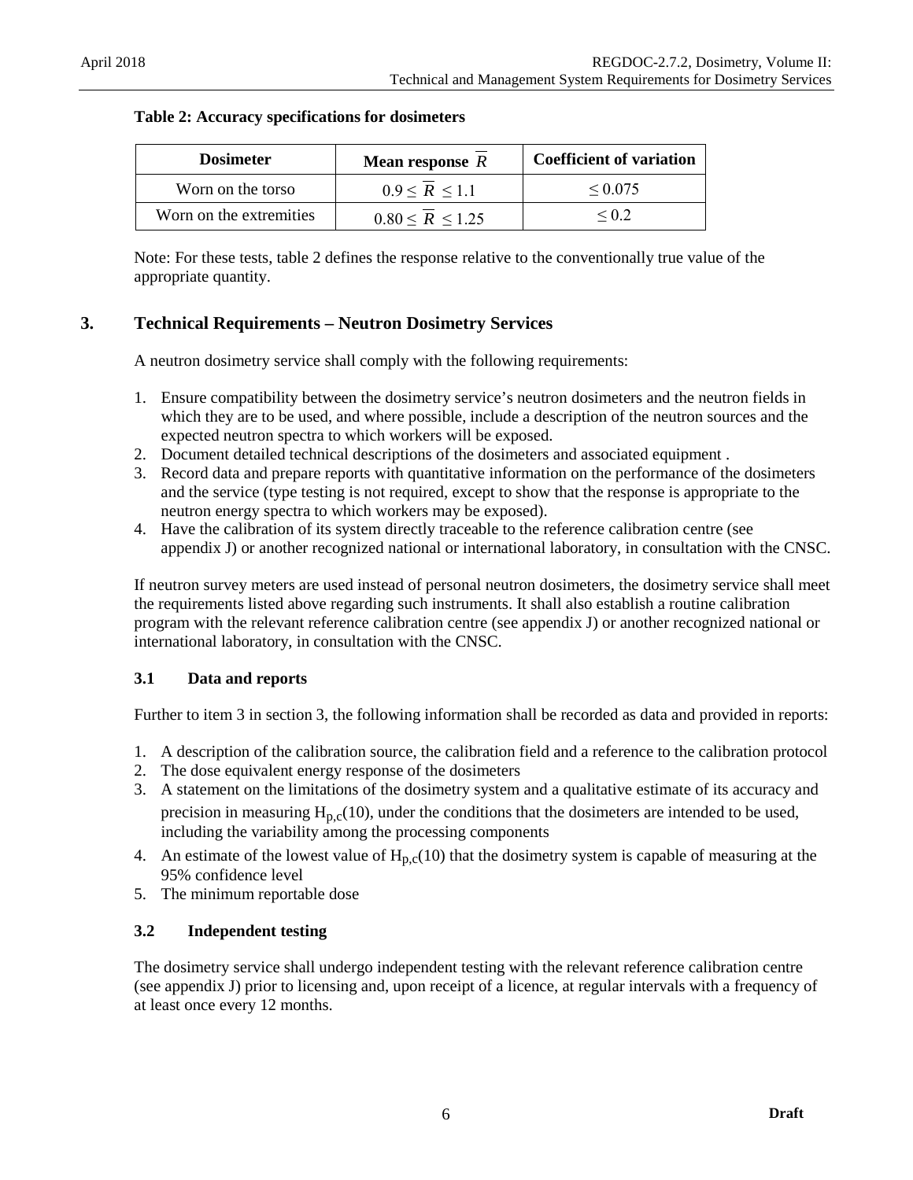**Table 2: Accuracy specifications for dosimeters**

| Dosimeter | Mean response $\overline{R}$ | Coefficient of variation |
|---|---|---|
| Worn on the torso | $0.9 \leq \overline{R} \leq 1.1$ | $\leq 0.075$ |
| Worn on the extremities | $0.80 \leq \overline{R} \leq 1.25$ | $\leq 0.2$ |

Note: For these tests, table 2 defines the response relative to the conventionally true value of the appropriate quantity.

# 3. Technical Requirements – Neutron Dosimetry Services

A neutron dosimetry service shall comply with the following requirements:

1. Ensure compatibility between the dosimetry service's neutron dosimeters and the neutron fields in which they are to be used, and where possible, include a description of the neutron sources and the expected neutron spectra to which workers will be exposed.
2. Document detailed technical descriptions of the dosimeters and associated equipment .
3. Record data and prepare reports with quantitative information on the performance of the dosimeters and the service (type testing is not required, except to show that the response is appropriate to the neutron energy spectra to which workers may be exposed).
4. Have the calibration of its system directly traceable to the reference calibration centre (see appendix J) or another recognized national or international laboratory, in consultation with the CNSC.

If neutron survey meters are used instead of personal neutron dosimeters, the dosimetry service shall meet the requirements listed above regarding such instruments. It shall also establish a routine calibration program with the relevant reference calibration centre (see appendix J) or another recognized national or international laboratory, in consultation with the CNSC.

## 3.1 Data and reports

Further to item 3 in section 3, the following information shall be recorded as data and provided in reports:

1. A description of the calibration source, the calibration field and a reference to the calibration protocol
2. The dose equivalent energy response of the dosimeters
3. A statement on the limitations of the dosimetry system and a qualitative estimate of its accuracy and precision in measuring $H_{p,c}(10)$, under the conditions that the dosimeters are intended to be used, including the variability among the processing components
4. An estimate of the lowest value of $H_{p,c}(10)$ that the dosimetry system is capable of measuring at the 95% confidence level
5. The minimum reportable dose

## 3.2 Independent testing

The dosimetry service shall undergo independent testing with the relevant reference calibration centre (see appendix J) prior to licensing and, upon receipt of a licence, at regular intervals with a frequency of at least once every 12 months.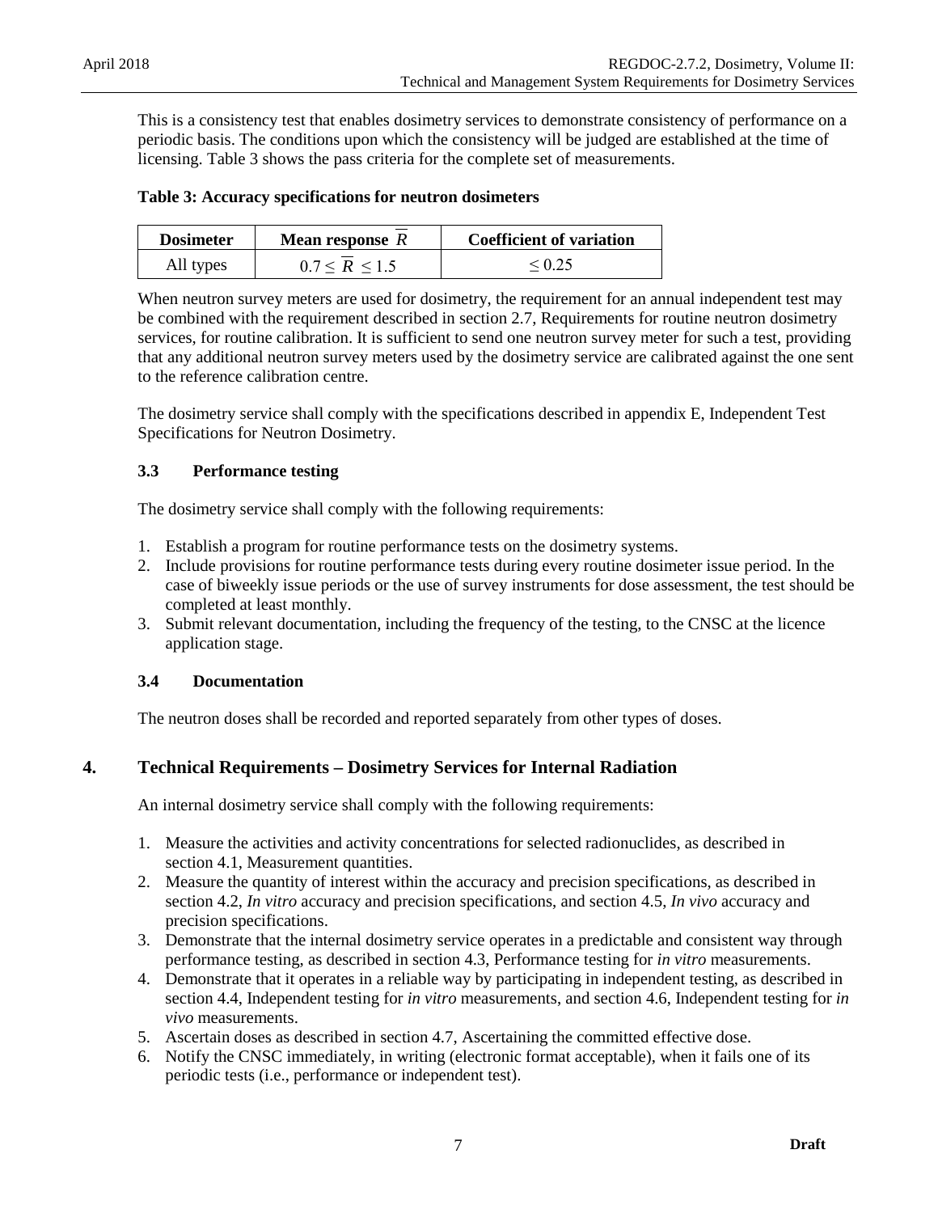This is a consistency test that enables dosimetry services to demonstrate consistency of performance on a periodic basis. The conditions upon which the consistency will be judged are established at the time of licensing. Table 3 shows the pass criteria for the complete set of measurements.

**Table 3: Accuracy specifications for neutron dosimeters**

| Dosimeter | Mean response $\overline{R}$ | Coefficient of variation |
|---|---|---|
| All types | $0.7 \leq \overline{R} \leq 1.5$ | $\leq 0.25$ |

When neutron survey meters are used for dosimetry, the requirement for an annual independent test may be combined with the requirement described in section 2.7, Requirements for routine neutron dosimetry services, for routine calibration. It is sufficient to send one neutron survey meter for such a test, providing that any additional neutron survey meters used by the dosimetry service are calibrated against the one sent to the reference calibration centre.

The dosimetry service shall comply with the specifications described in appendix E, Independent Test Specifications for Neutron Dosimetry.

### 3.3 Performance testing

The dosimetry service shall comply with the following requirements:

1. Establish a program for routine performance tests on the dosimetry systems.
2. Include provisions for routine performance tests during every routine dosimeter issue period. In the case of biweekly issue periods or the use of survey instruments for dose assessment, the test should be completed at least monthly.
3. Submit relevant documentation, including the frequency of the testing, to the CNSC at the licence application stage.

### 3.4 Documentation

The neutron doses shall be recorded and reported separately from other types of doses.

## 4. Technical Requirements – Dosimetry Services for Internal Radiation

An internal dosimetry service shall comply with the following requirements:

1. Measure the activities and activity concentrations for selected radionuclides, as described in section 4.1, Measurement quantities.
2. Measure the quantity of interest within the accuracy and precision specifications, as described in section 4.2, *In vitro* accuracy and precision specifications, and section 4.5, *In vivo* accuracy and precision specifications.
3. Demonstrate that the internal dosimetry service operates in a predictable and consistent way through performance testing, as described in section 4.3, Performance testing for *in vitro* measurements.
4. Demonstrate that it operates in a reliable way by participating in independent testing, as described in section 4.4, Independent testing for *in vitro* measurements, and section 4.6, Independent testing for *in vivo* measurements.
5. Ascertain doses as described in section 4.7, Ascertaining the committed effective dose.
6. Notify the CNSC immediately, in writing (electronic format acceptable), when it fails one of its periodic tests (i.e., performance or independent test).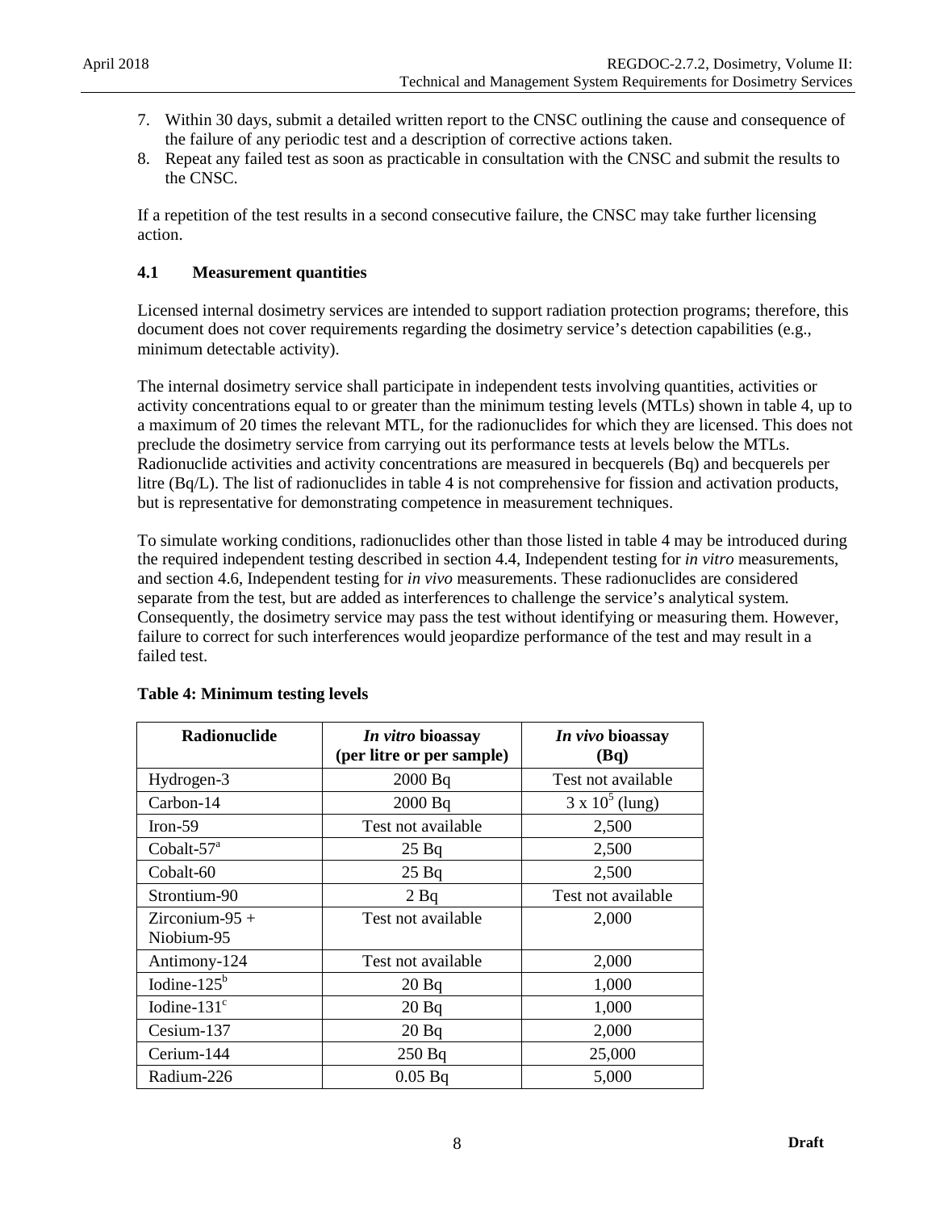7. Within 30 days, submit a detailed written report to the CNSC outlining the cause and consequence of the failure of any periodic test and a description of corrective actions taken.
8. Repeat any failed test as soon as practicable in consultation with the CNSC and submit the results to the CNSC.

If a repetition of the test results in a second consecutive failure, the CNSC may take further licensing action.

### 4.1 Measurement quantities

Licensed internal dosimetry services are intended to support radiation protection programs; therefore, this document does not cover requirements regarding the dosimetry service's detection capabilities (e.g., minimum detectable activity).

The internal dosimetry service shall participate in independent tests involving quantities, activities or activity concentrations equal to or greater than the minimum testing levels (MTLs) shown in table 4, up to a maximum of 20 times the relevant MTL, for the radionuclides for which they are licensed. This does not preclude the dosimetry service from carrying out its performance tests at levels below the MTLs. Radionuclide activities and activity concentrations are measured in becquerels (Bq) and becquerels per litre (Bq/L). The list of radionuclides in table 4 is not comprehensive for fission and activation products, but is representative for demonstrating competence in measurement techniques.

To simulate working conditions, radionuclides other than those listed in table 4 may be introduced during the required independent testing described in section 4.4, Independent testing for *in vitro* measurements, and section 4.6, Independent testing for *in vivo* measurements. These radionuclides are considered separate from the test, but are added as interferences to challenge the service's analytical system. Consequently, the dosimetry service may pass the test without identifying or measuring them. However, failure to correct for such interferences would jeopardize performance of the test and may result in a failed test.

**Table 4: Minimum testing levels**

| Radionuclide | *In vitro* bioassay (per litre or per sample) | *In vivo* bioassay (Bq) |
|---|---|---|
| Hydrogen-3 | 2000 Bq | Test not available |
| Carbon-14 | 2000 Bq | $3 \times 10^5$ (lung) |
| Iron-59 | Test not available | 2,500 |
| Cobalt-57[a] | 25 Bq | 2,500 |
| Cobalt-60 | 25 Bq | 2,500 |
| Strontium-90 | 2 Bq | Test not available |
| Zirconium-95 + Niobium-95 | Test not available | 2,000 |
| Antimony-124 | Test not available | 2,000 |
| Iodine-125[b] | 20 Bq | 1,000 |
| Iodine-131[c] | 20 Bq | 1,000 |
| Cesium-137 | 20 Bq | 2,000 |
| Cerium-144 | 250 Bq | 25,000 |
| Radium-226 | 0.05 Bq | 5,000 |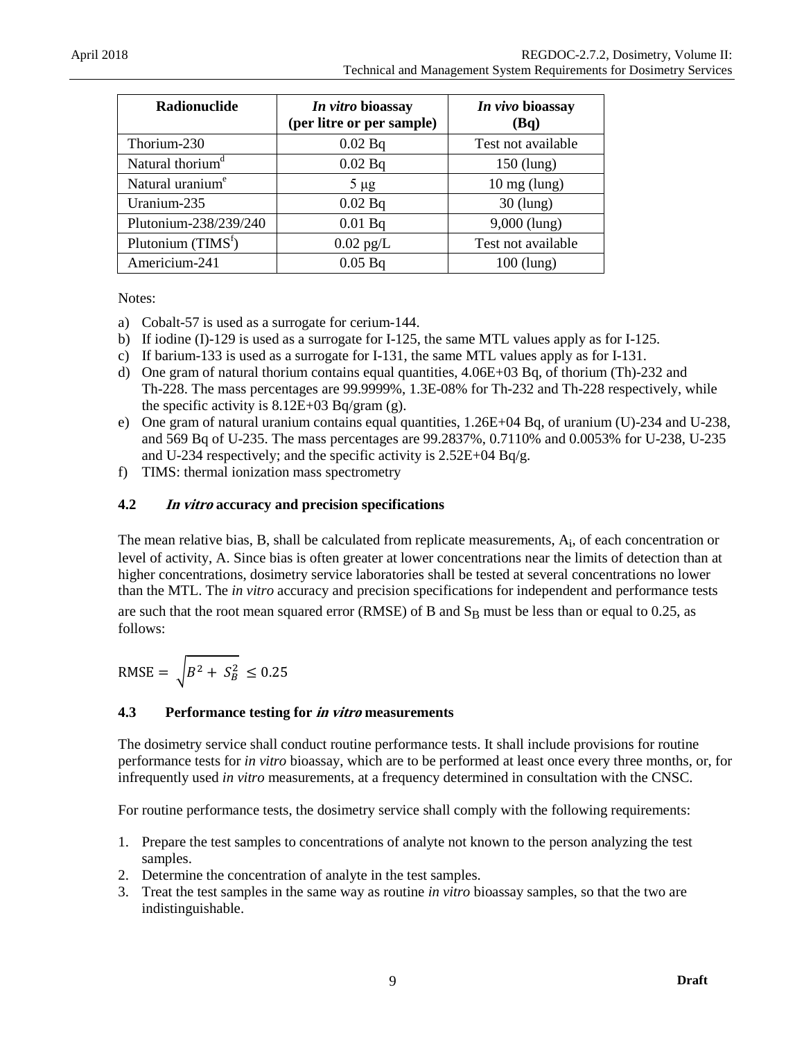| Radionuclide | *In vitro* bioassay (per litre or per sample) | *In vivo* bioassay (Bq) |
|---|---|---|
| Thorium-230 | 0.02 Bq | Test not available |
| Natural thorium[d] | 0.02 Bq | 150 (lung) |
| Natural uranium[e] | 5 µg | 10 mg (lung) |
| Uranium-235 | 0.02 Bq | 30 (lung) |
| Plutonium-238/239/240 | 0.01 Bq | 9,000 (lung) |
| Plutonium (TIMS[f]) | 0.02 pg/L | Test not available |
| Americium-241 | 0.05 Bq | 100 (lung) |

Notes:

a) Cobalt-57 is used as a surrogate for cerium-144.
b) If iodine (I)-129 is used as a surrogate for I-125, the same MTL values apply as for I-125.
c) If barium-133 is used as a surrogate for I-131, the same MTL values apply as for I-131.
d) One gram of natural thorium contains equal quantities, 4.06E+03 Bq, of thorium (Th)-232 and Th-228. The mass percentages are 99.9999%, 1.3E-08% for Th-232 and Th-228 respectively, while the specific activity is 8.12E+03 Bq/gram (g).
e) One gram of natural uranium contains equal quantities, 1.26E+04 Bq, of uranium (U)-234 and U-238, and 569 Bq of U-235. The mass percentages are 99.2837%, 0.7110% and 0.0053% for U-238, U-235 and U-234 respectively; and the specific activity is 2.52E+04 Bq/g.
f) TIMS: thermal ionization mass spectrometry

### 4.2 *In vitro* accuracy and precision specifications

The mean relative bias, B, shall be calculated from replicate measurements, $A_i$, of each concentration or level of activity, A. Since bias is often greater at lower concentrations near the limits of detection than at higher concentrations, dosimetry service laboratories shall be tested at several concentrations no lower than the MTL. The *in vitro* accuracy and precision specifications for independent and performance tests are such that the root mean squared error (RMSE) of B and $S_B$ must be less than or equal to 0.25, as follows:

$$\text{RMSE} = \sqrt{B^2 + S_B^2} \leq 0.25$$

### 4.3 Performance testing for *in vitro* measurements

The dosimetry service shall conduct routine performance tests. It shall include provisions for routine performance tests for *in vitro* bioassay, which are to be performed at least once every three months, or, for infrequently used *in vitro* measurements, at a frequency determined in consultation with the CNSC.

For routine performance tests, the dosimetry service shall comply with the following requirements:

1. Prepare the test samples to concentrations of analyte not known to the person analyzing the test samples.
2. Determine the concentration of analyte in the test samples.
3. Treat the test samples in the same way as routine *in vitro* bioassay samples, so that the two are indistinguishable.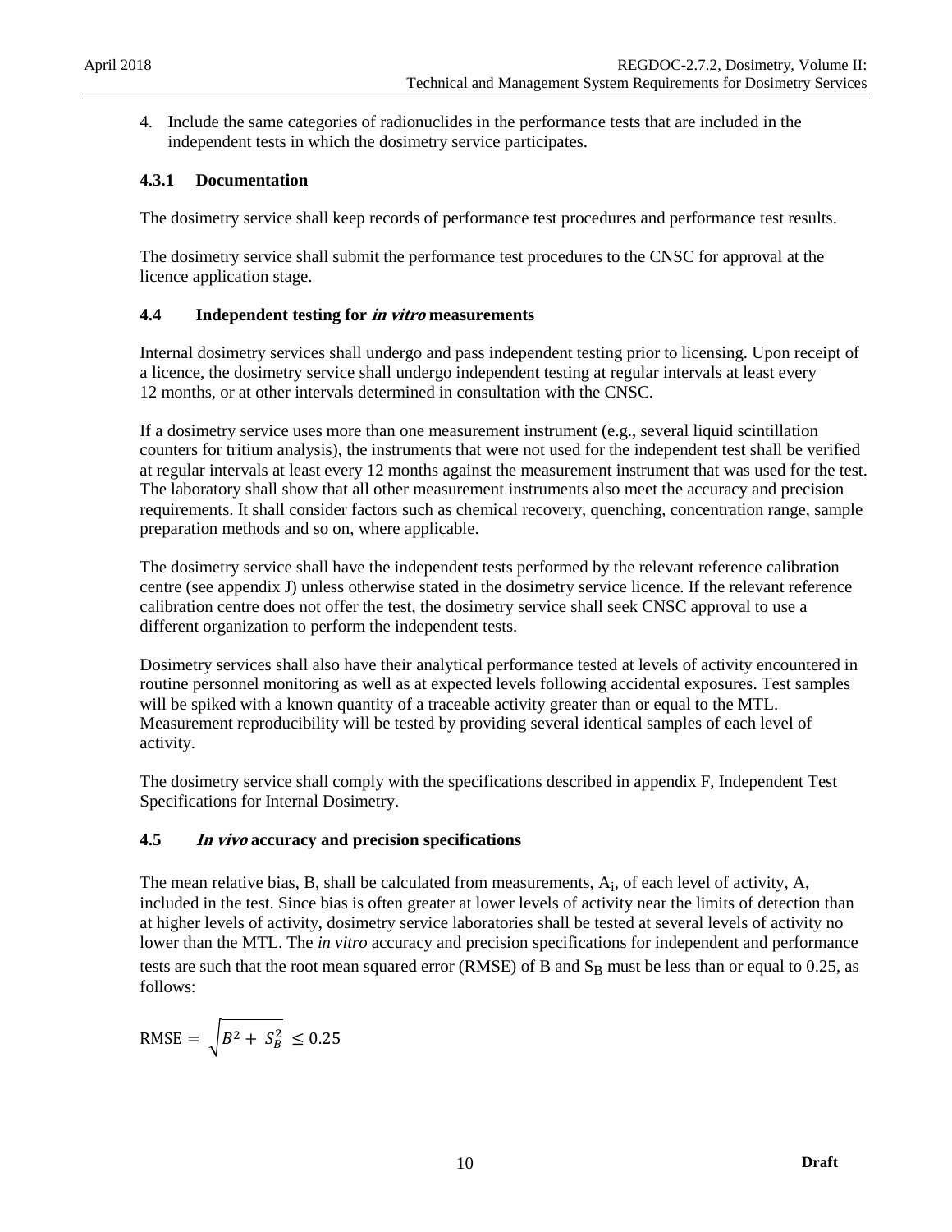4. Include the same categories of radionuclides in the performance tests that are included in the independent tests in which the dosimetry service participates.

### 4.3.1 Documentation

The dosimetry service shall keep records of performance test procedures and performance test results.

The dosimetry service shall submit the performance test procedures to the CNSC for approval at the licence application stage.

## 4.4 Independent testing for *in vitro* measurements

Internal dosimetry services shall undergo and pass independent testing prior to licensing. Upon receipt of a licence, the dosimetry service shall undergo independent testing at regular intervals at least every 12 months, or at other intervals determined in consultation with the CNSC.

If a dosimetry service uses more than one measurement instrument (e.g., several liquid scintillation counters for tritium analysis), the instruments that were not used for the independent test shall be verified at regular intervals at least every 12 months against the measurement instrument that was used for the test. The laboratory shall show that all other measurement instruments also meet the accuracy and precision requirements. It shall consider factors such as chemical recovery, quenching, concentration range, sample preparation methods and so on, where applicable.

The dosimetry service shall have the independent tests performed by the relevant reference calibration centre (see appendix J) unless otherwise stated in the dosimetry service licence. If the relevant reference calibration centre does not offer the test, the dosimetry service shall seek CNSC approval to use a different organization to perform the independent tests.

Dosimetry services shall also have their analytical performance tested at levels of activity encountered in routine personnel monitoring as well as at expected levels following accidental exposures. Test samples will be spiked with a known quantity of a traceable activity greater than or equal to the MTL. Measurement reproducibility will be tested by providing several identical samples of each level of activity.

The dosimetry service shall comply with the specifications described in appendix F, Independent Test Specifications for Internal Dosimetry.

## 4.5 *In vivo* accuracy and precision specifications

The mean relative bias, B, shall be calculated from measurements, $A_i$, of each level of activity, A, included in the test. Since bias is often greater at lower levels of activity near the limits of detection than at higher levels of activity, dosimetry service laboratories shall be tested at several levels of activity no lower than the MTL. The *in vitro* accuracy and precision specifications for independent and performance tests are such that the root mean squared error (RMSE) of B and $S_B$ must be less than or equal to 0.25, as follows:

$$\text{RMSE} = \sqrt{B^2 + S_B^2} \leq 0.25$$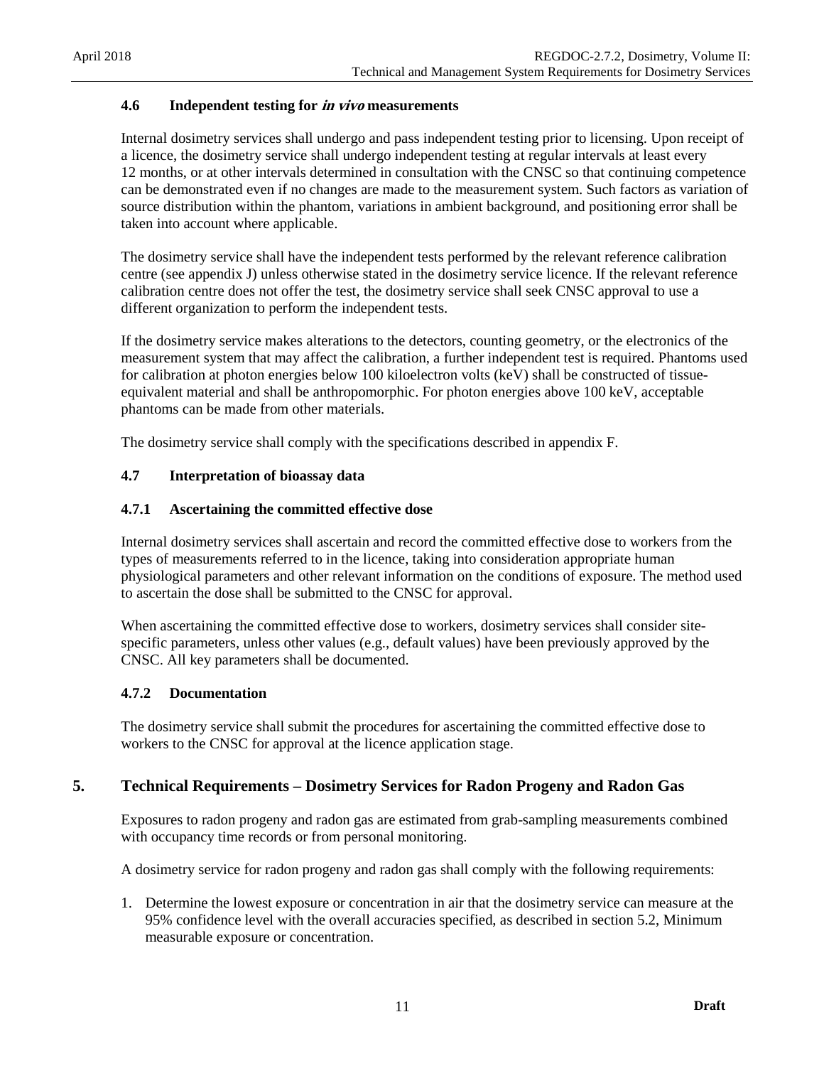### 4.6 Independent testing for *in vivo* measurements

Internal dosimetry services shall undergo and pass independent testing prior to licensing. Upon receipt of a licence, the dosimetry service shall undergo independent testing at regular intervals at least every 12 months, or at other intervals determined in consultation with the CNSC so that continuing competence can be demonstrated even if no changes are made to the measurement system. Such factors as variation of source distribution within the phantom, variations in ambient background, and positioning error shall be taken into account where applicable.

The dosimetry service shall have the independent tests performed by the relevant reference calibration centre (see appendix J) unless otherwise stated in the dosimetry service licence. If the relevant reference calibration centre does not offer the test, the dosimetry service shall seek CNSC approval to use a different organization to perform the independent tests.

If the dosimetry service makes alterations to the detectors, counting geometry, or the electronics of the measurement system that may affect the calibration, a further independent test is required. Phantoms used for calibration at photon energies below 100 kiloelectron volts (keV) shall be constructed of tissue-equivalent material and shall be anthropomorphic. For photon energies above 100 keV, acceptable phantoms can be made from other materials.

The dosimetry service shall comply with the specifications described in appendix F.

### 4.7 Interpretation of bioassay data

#### 4.7.1 Ascertaining the committed effective dose

Internal dosimetry services shall ascertain and record the committed effective dose to workers from the types of measurements referred to in the licence, taking into consideration appropriate human physiological parameters and other relevant information on the conditions of exposure. The method used to ascertain the dose shall be submitted to the CNSC for approval.

When ascertaining the committed effective dose to workers, dosimetry services shall consider site-specific parameters, unless other values (e.g., default values) have been previously approved by the CNSC. All key parameters shall be documented.

#### 4.7.2 Documentation

The dosimetry service shall submit the procedures for ascertaining the committed effective dose to workers to the CNSC for approval at the licence application stage.

## 5. Technical Requirements – Dosimetry Services for Radon Progeny and Radon Gas

Exposures to radon progeny and radon gas are estimated from grab-sampling measurements combined with occupancy time records or from personal monitoring.

A dosimetry service for radon progeny and radon gas shall comply with the following requirements:

1. Determine the lowest exposure or concentration in air that the dosimetry service can measure at the 95% confidence level with the overall accuracies specified, as described in section 5.2, Minimum measurable exposure or concentration.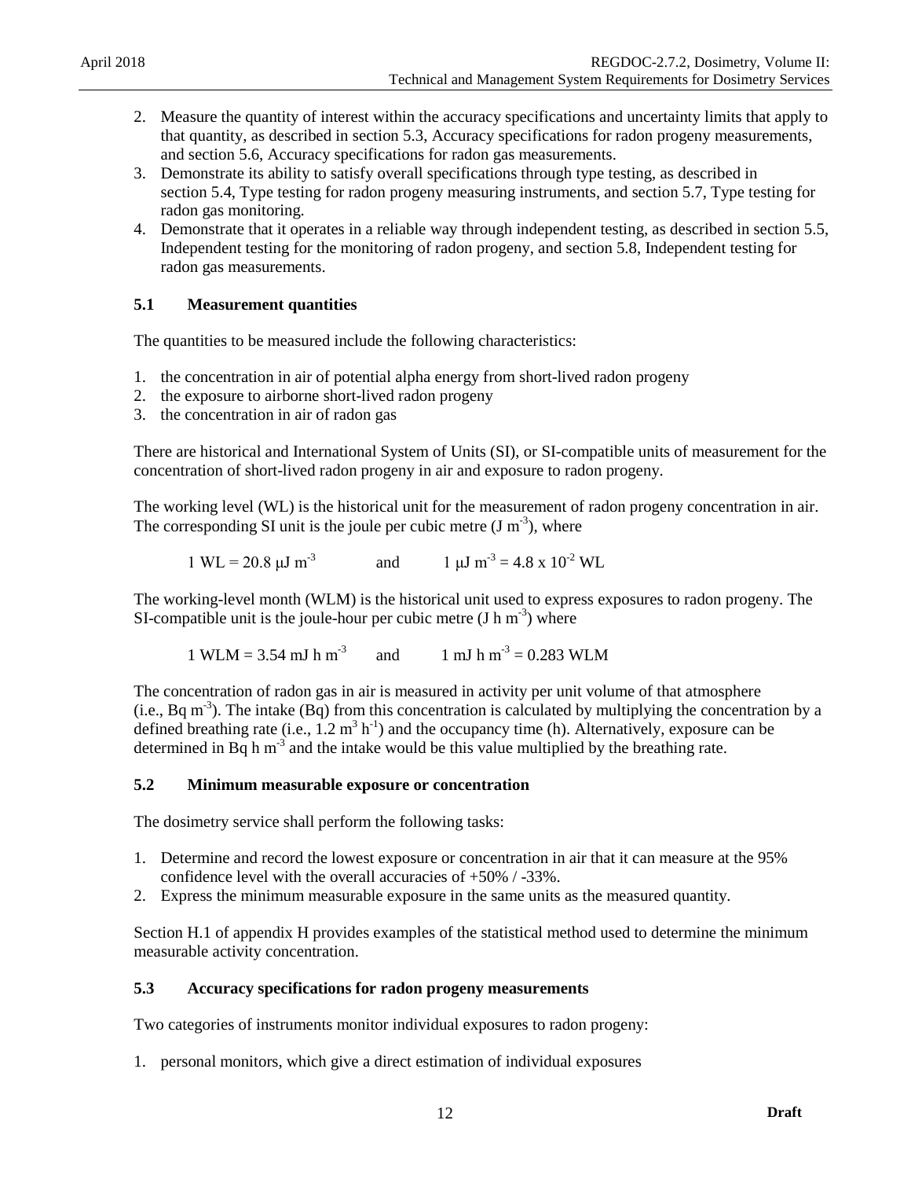2. Measure the quantity of interest within the accuracy specifications and uncertainty limits that apply to that quantity, as described in section 5.3, Accuracy specifications for radon progeny measurements, and section 5.6, Accuracy specifications for radon gas measurements.
3. Demonstrate its ability to satisfy overall specifications through type testing, as described in section 5.4, Type testing for radon progeny measuring instruments, and section 5.7, Type testing for radon gas monitoring.
4. Demonstrate that it operates in a reliable way through independent testing, as described in section 5.5, Independent testing for the monitoring of radon progeny, and section 5.8, Independent testing for radon gas measurements.

### 5.1 Measurement quantities

The quantities to be measured include the following characteristics:

1. the concentration in air of potential alpha energy from short-lived radon progeny
2. the exposure to airborne short-lived radon progeny
3. the concentration in air of radon gas

There are historical and International System of Units (SI), or SI-compatible units of measurement for the concentration of short-lived radon progeny in air and exposure to radon progeny.

The working level (WL) is the historical unit for the measurement of radon progeny concentration in air. The corresponding SI unit is the joule per cubic metre ($J\ m^{-3}$), where

$$1\ WL = 20.8\ \mu J\ m^{-3} \quad \text{and} \quad 1\ \mu J\ m^{-3} = 4.8 \times 10^{-2}\ WL$$

The working-level month (WLM) is the historical unit used to express exposures to radon progeny. The SI-compatible unit is the joule-hour per cubic metre ($J\ h\ m^{-3}$) where

$$1\ WLM = 3.54\ mJ\ h\ m^{-3} \quad \text{and} \quad 1\ mJ\ h\ m^{-3} = 0.283\ WLM$$

The concentration of radon gas in air is measured in activity per unit volume of that atmosphere (i.e., $Bq\ m^{-3}$). The intake (Bq) from this concentration is calculated by multiplying the concentration by a defined breathing rate (i.e., $1.2\ m^3\ h^{-1}$) and the occupancy time (h). Alternatively, exposure can be determined in $Bq\ h\ m^{-3}$ and the intake would be this value multiplied by the breathing rate.

### 5.2 Minimum measurable exposure or concentration

The dosimetry service shall perform the following tasks:

1. Determine and record the lowest exposure or concentration in air that it can measure at the 95% confidence level with the overall accuracies of +50% / -33%.
2. Express the minimum measurable exposure in the same units as the measured quantity.

Section H.1 of appendix H provides examples of the statistical method used to determine the minimum measurable activity concentration.

### 5.3 Accuracy specifications for radon progeny measurements

Two categories of instruments monitor individual exposures to radon progeny:

1. personal monitors, which give a direct estimation of individual exposures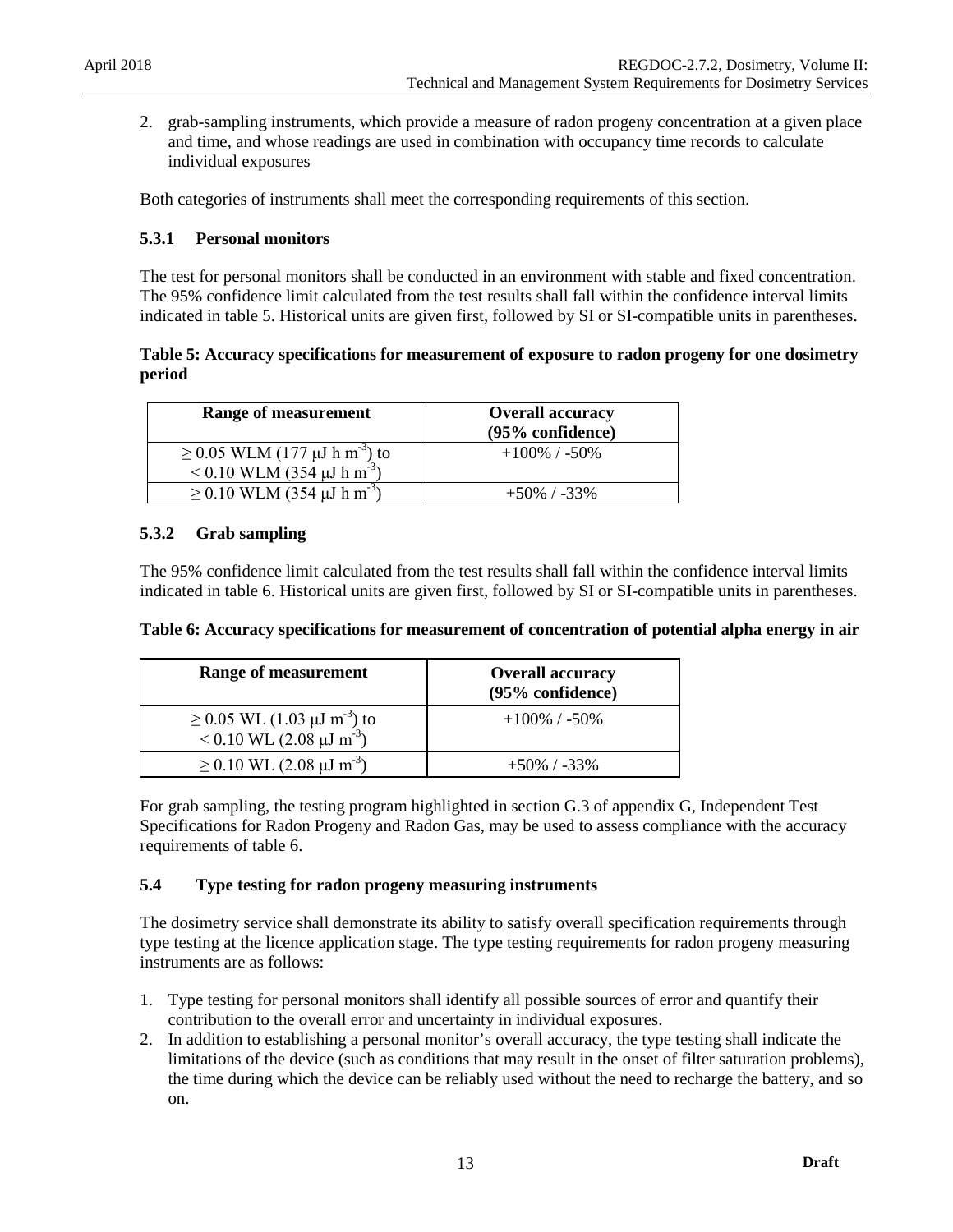2. grab-sampling instruments, which provide a measure of radon progeny concentration at a given place and time, and whose readings are used in combination with occupancy time records to calculate individual exposures

Both categories of instruments shall meet the corresponding requirements of this section.

### 5.3.1 Personal monitors

The test for personal monitors shall be conducted in an environment with stable and fixed concentration. The 95% confidence limit calculated from the test results shall fall within the confidence interval limits indicated in table 5. Historical units are given first, followed by SI or SI-compatible units in parentheses.

**Table 5: Accuracy specifications for measurement of exposure to radon progeny for one dosimetry period**

| Range of measurement | Overall accuracy (95% confidence) |
|---|---|
| ≥ 0.05 WLM (177 μJ h $m^{-3}$) to < 0.10 WLM (354 μJ h $m^{-3}$) | +100% / -50% |
| ≥ 0.10 WLM (354 μJ h $m^{-3}$) | +50% / -33% |

### 5.3.2 Grab sampling

The 95% confidence limit calculated from the test results shall fall within the confidence interval limits indicated in table 6. Historical units are given first, followed by SI or SI-compatible units in parentheses.

**Table 6: Accuracy specifications for measurement of concentration of potential alpha energy in air**

| Range of measurement | Overall accuracy (95% confidence) |
|---|---|
| ≥ 0.05 WL (1.03 μJ $m^{-3}$) to < 0.10 WL (2.08 μJ $m^{-3}$) | +100% / -50% |
| ≥ 0.10 WL (2.08 μJ $m^{-3}$) | +50% / -33% |

For grab sampling, the testing program highlighted in section G.3 of appendix G, Independent Test Specifications for Radon Progeny and Radon Gas, may be used to assess compliance with the accuracy requirements of table 6.

## 5.4 Type testing for radon progeny measuring instruments

The dosimetry service shall demonstrate its ability to satisfy overall specification requirements through type testing at the licence application stage. The type testing requirements for radon progeny measuring instruments are as follows:

1. Type testing for personal monitors shall identify all possible sources of error and quantify their contribution to the overall error and uncertainty in individual exposures.
2. In addition to establishing a personal monitor's overall accuracy, the type testing shall indicate the limitations of the device (such as conditions that may result in the onset of filter saturation problems), the time during which the device can be reliably used without the need to recharge the battery, and so on.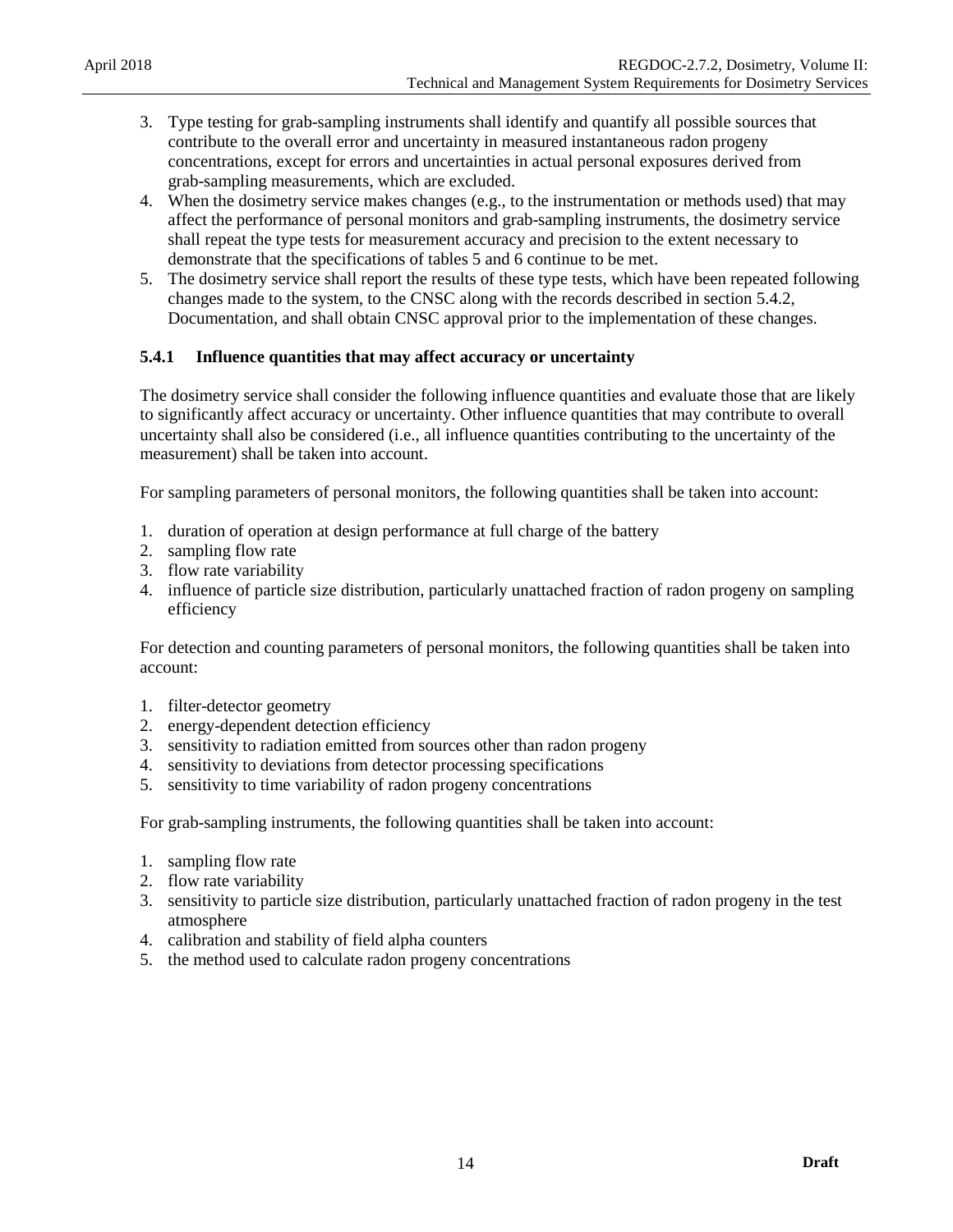3. Type testing for grab-sampling instruments shall identify and quantify all possible sources that contribute to the overall error and uncertainty in measured instantaneous radon progeny concentrations, except for errors and uncertainties in actual personal exposures derived from grab-sampling measurements, which are excluded.
4. When the dosimetry service makes changes (e.g., to the instrumentation or methods used) that may affect the performance of personal monitors and grab-sampling instruments, the dosimetry service shall repeat the type tests for measurement accuracy and precision to the extent necessary to demonstrate that the specifications of tables 5 and 6 continue to be met.
5. The dosimetry service shall report the results of these type tests, which have been repeated following changes made to the system, to the CNSC along with the records described in section 5.4.2, Documentation, and shall obtain CNSC approval prior to the implementation of these changes.

### 5.4.1 Influence quantities that may affect accuracy or uncertainty

The dosimetry service shall consider the following influence quantities and evaluate those that are likely to significantly affect accuracy or uncertainty. Other influence quantities that may contribute to overall uncertainty shall also be considered (i.e., all influence quantities contributing to the uncertainty of the measurement) shall be taken into account.

For sampling parameters of personal monitors, the following quantities shall be taken into account:

1. duration of operation at design performance at full charge of the battery
2. sampling flow rate
3. flow rate variability
4. influence of particle size distribution, particularly unattached fraction of radon progeny on sampling efficiency

For detection and counting parameters of personal monitors, the following quantities shall be taken into account:

1. filter-detector geometry
2. energy-dependent detection efficiency
3. sensitivity to radiation emitted from sources other than radon progeny
4. sensitivity to deviations from detector processing specifications
5. sensitivity to time variability of radon progeny concentrations

For grab-sampling instruments, the following quantities shall be taken into account:

1. sampling flow rate
2. flow rate variability
3. sensitivity to particle size distribution, particularly unattached fraction of radon progeny in the test atmosphere
4. calibration and stability of field alpha counters
5. the method used to calculate radon progeny concentrations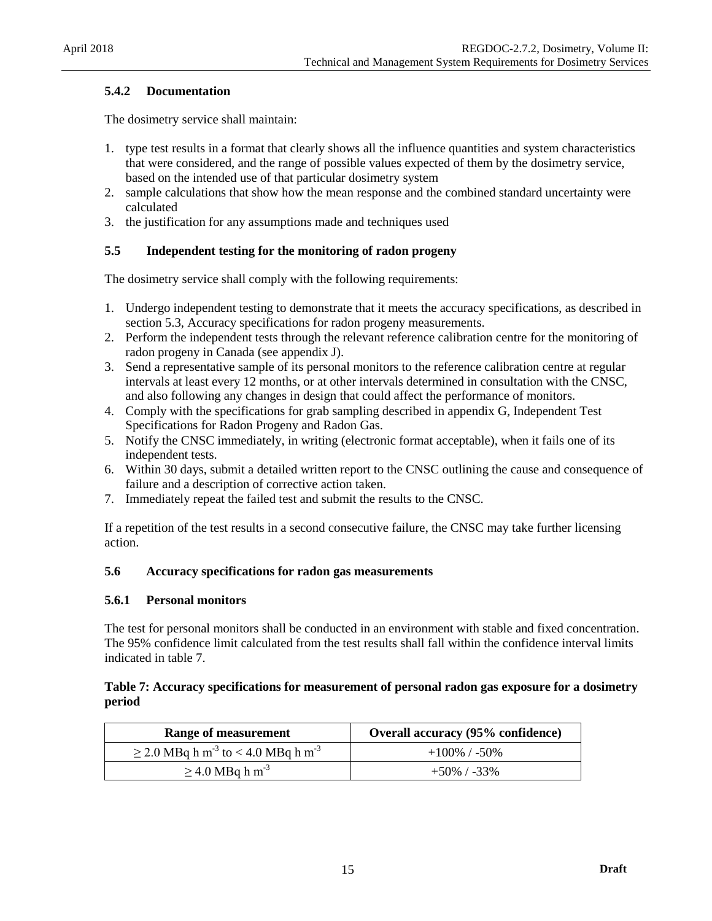### 5.4.2 Documentation

The dosimetry service shall maintain:

1. type test results in a format that clearly shows all the influence quantities and system characteristics that were considered, and the range of possible values expected of them by the dosimetry service, based on the intended use of that particular dosimetry system
2. sample calculations that show how the mean response and the combined standard uncertainty were calculated
3. the justification for any assumptions made and techniques used

## 5.5 Independent testing for the monitoring of radon progeny

The dosimetry service shall comply with the following requirements:

1. Undergo independent testing to demonstrate that it meets the accuracy specifications, as described in section 5.3, Accuracy specifications for radon progeny measurements.
2. Perform the independent tests through the relevant reference calibration centre for the monitoring of radon progeny in Canada (see appendix J).
3. Send a representative sample of its personal monitors to the reference calibration centre at regular intervals at least every 12 months, or at other intervals determined in consultation with the CNSC, and also following any changes in design that could affect the performance of monitors.
4. Comply with the specifications for grab sampling described in appendix G, Independent Test Specifications for Radon Progeny and Radon Gas.
5. Notify the CNSC immediately, in writing (electronic format acceptable), when it fails one of its independent tests.
6. Within 30 days, submit a detailed written report to the CNSC outlining the cause and consequence of failure and a description of corrective action taken.
7. Immediately repeat the failed test and submit the results to the CNSC.

If a repetition of the test results in a second consecutive failure, the CNSC may take further licensing action.

## 5.6 Accuracy specifications for radon gas measurements

### 5.6.1 Personal monitors

The test for personal monitors shall be conducted in an environment with stable and fixed concentration. The 95% confidence limit calculated from the test results shall fall within the confidence interval limits indicated in table 7.

**Table 7: Accuracy specifications for measurement of personal radon gas exposure for a dosimetry period**

| Range of measurement | Overall accuracy (95% confidence) |
|---|---|
| $\geq$ 2.0 MBq h $m^{-3}$ to < 4.0 MBq h $m^{-3}$ | +100% / -50% |
| $\geq$ 4.0 MBq h $m^{-3}$ | +50% / -33% |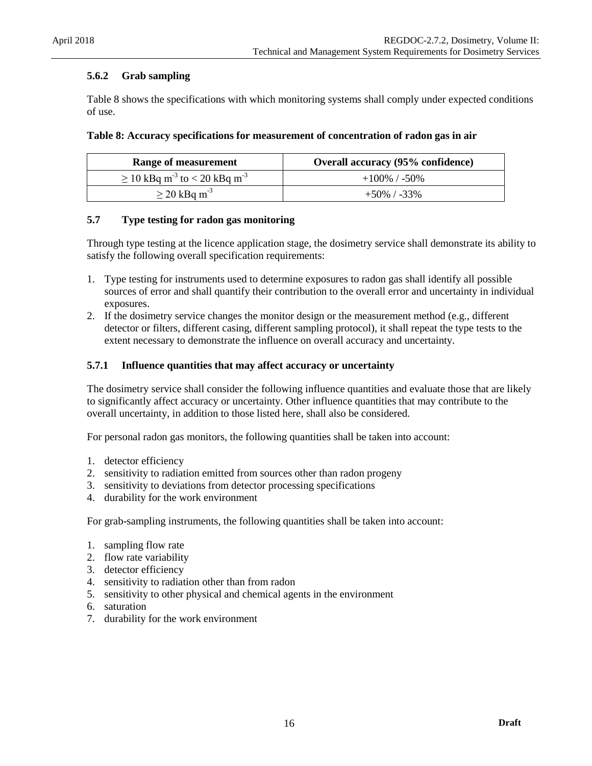### 5.6.2 Grab sampling

Table 8 shows the specifications with which monitoring systems shall comply under expected conditions of use.

**Table 8: Accuracy specifications for measurement of concentration of radon gas in air**

| Range of measurement | Overall accuracy (95% confidence) |
|---|---|
| $\geq$ 10 kBq m$^{-3}$ to < 20 kBq m$^{-3}$ | +100% / -50% |
| $\geq$ 20 kBq m$^{-3}$ | +50% / -33% |

## 5.7 Type testing for radon gas monitoring

Through type testing at the licence application stage, the dosimetry service shall demonstrate its ability to satisfy the following overall specification requirements:

1. Type testing for instruments used to determine exposures to radon gas shall identify all possible sources of error and shall quantify their contribution to the overall error and uncertainty in individual exposures.
2. If the dosimetry service changes the monitor design or the measurement method (e.g., different detector or filters, different casing, different sampling protocol), it shall repeat the type tests to the extent necessary to demonstrate the influence on overall accuracy and uncertainty.

### 5.7.1 Influence quantities that may affect accuracy or uncertainty

The dosimetry service shall consider the following influence quantities and evaluate those that are likely to significantly affect accuracy or uncertainty. Other influence quantities that may contribute to the overall uncertainty, in addition to those listed here, shall also be considered.

For personal radon gas monitors, the following quantities shall be taken into account:

1. detector efficiency
2. sensitivity to radiation emitted from sources other than radon progeny
3. sensitivity to deviations from detector processing specifications
4. durability for the work environment

For grab-sampling instruments, the following quantities shall be taken into account:

1. sampling flow rate
2. flow rate variability
3. detector efficiency
4. sensitivity to radiation other than from radon
5. sensitivity to other physical and chemical agents in the environment
6. saturation
7. durability for the work environment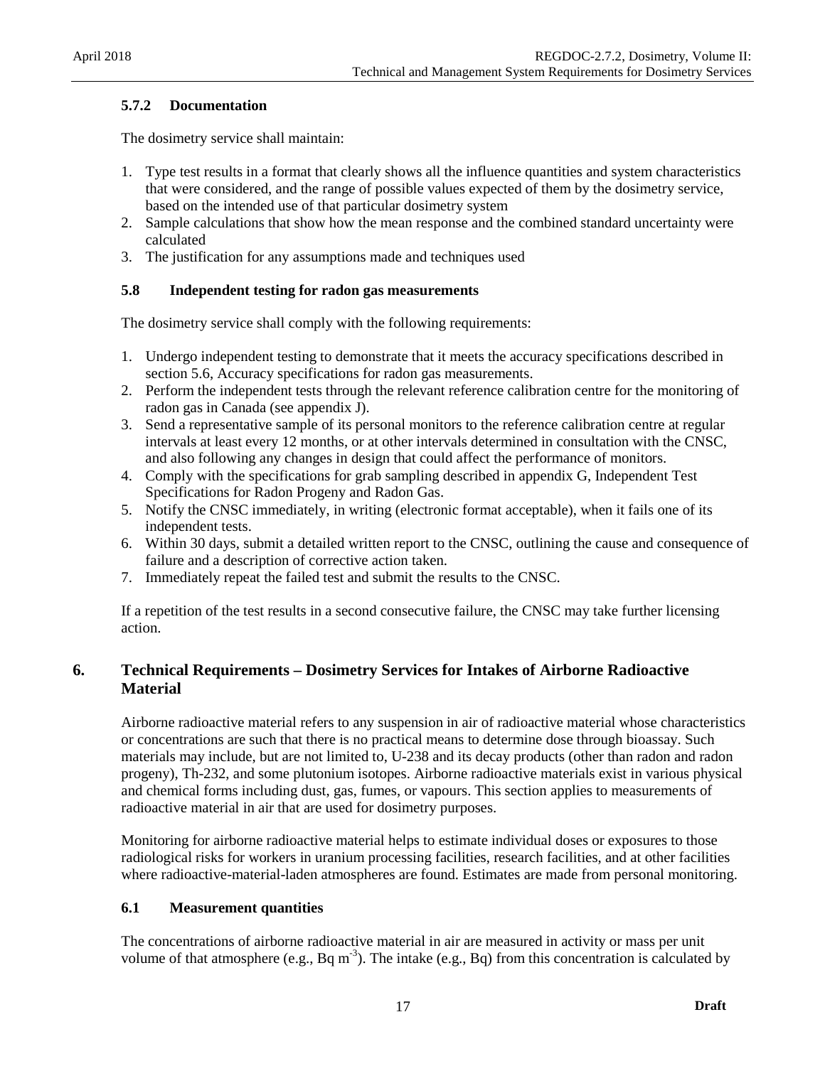### 5.7.2 Documentation

The dosimetry service shall maintain:

1. Type test results in a format that clearly shows all the influence quantities and system characteristics that were considered, and the range of possible values expected of them by the dosimetry service, based on the intended use of that particular dosimetry system
2. Sample calculations that show how the mean response and the combined standard uncertainty were calculated
3. The justification for any assumptions made and techniques used

### 5.8 Independent testing for radon gas measurements

The dosimetry service shall comply with the following requirements:

1. Undergo independent testing to demonstrate that it meets the accuracy specifications described in section 5.6, Accuracy specifications for radon gas measurements.
2. Perform the independent tests through the relevant reference calibration centre for the monitoring of radon gas in Canada (see appendix J).
3. Send a representative sample of its personal monitors to the reference calibration centre at regular intervals at least every 12 months, or at other intervals determined in consultation with the CNSC, and also following any changes in design that could affect the performance of monitors.
4. Comply with the specifications for grab sampling described in appendix G, Independent Test Specifications for Radon Progeny and Radon Gas.
5. Notify the CNSC immediately, in writing (electronic format acceptable), when it fails one of its independent tests.
6. Within 30 days, submit a detailed written report to the CNSC, outlining the cause and consequence of failure and a description of corrective action taken.
7. Immediately repeat the failed test and submit the results to the CNSC.

If a repetition of the test results in a second consecutive failure, the CNSC may take further licensing action.

## 6. Technical Requirements – Dosimetry Services for Intakes of Airborne Radioactive Material

Airborne radioactive material refers to any suspension in air of radioactive material whose characteristics or concentrations are such that there is no practical means to determine dose through bioassay. Such materials may include, but are not limited to, U-238 and its decay products (other than radon and radon progeny), Th-232, and some plutonium isotopes. Airborne radioactive materials exist in various physical and chemical forms including dust, gas, fumes, or vapours. This section applies to measurements of radioactive material in air that are used for dosimetry purposes.

Monitoring for airborne radioactive material helps to estimate individual doses or exposures to those radiological risks for workers in uranium processing facilities, research facilities, and at other facilities where radioactive-material-laden atmospheres are found. Estimates are made from personal monitoring.

### 6.1 Measurement quantities

The concentrations of airborne radioactive material in air are measured in activity or mass per unit volume of that atmosphere (e.g., Bq $m^{-3}$). The intake (e.g., Bq) from this concentration is calculated by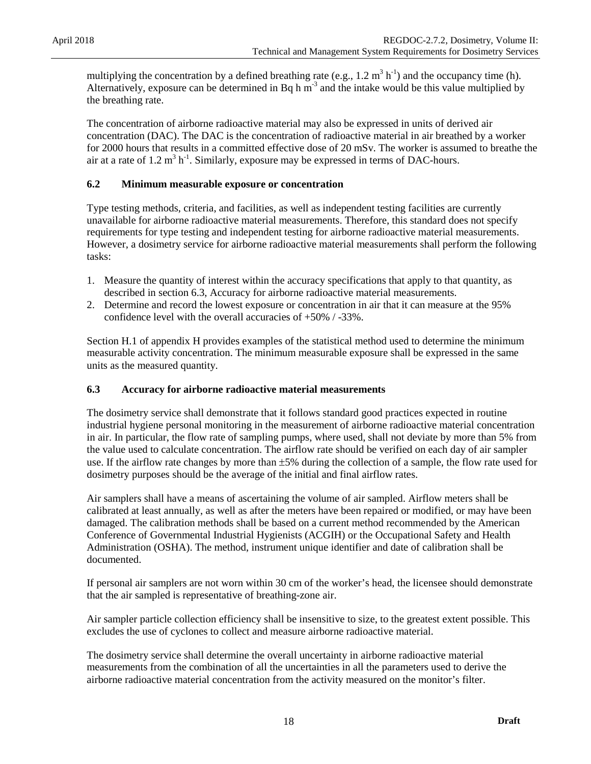multiplying the concentration by a defined breathing rate (e.g., 1.2 $m^3 h^{-1}$) and the occupancy time (h). Alternatively, exposure can be determined in Bq h $m^{-3}$ and the intake would be this value multiplied by the breathing rate.

The concentration of airborne radioactive material may also be expressed in units of derived air concentration (DAC). The DAC is the concentration of radioactive material in air breathed by a worker for 2000 hours that results in a committed effective dose of 20 mSv. The worker is assumed to breathe the air at a rate of 1.2 $m^3 h^{-1}$. Similarly, exposure may be expressed in terms of DAC-hours.

### 6.2 Minimum measurable exposure or concentration

Type testing methods, criteria, and facilities, as well as independent testing facilities are currently unavailable for airborne radioactive material measurements. Therefore, this standard does not specify requirements for type testing and independent testing for airborne radioactive material measurements. However, a dosimetry service for airborne radioactive material measurements shall perform the following tasks:

1. Measure the quantity of interest within the accuracy specifications that apply to that quantity, as described in section 6.3, Accuracy for airborne radioactive material measurements.
2. Determine and record the lowest exposure or concentration in air that it can measure at the 95% confidence level with the overall accuracies of +50% / -33%.

Section H.1 of appendix H provides examples of the statistical method used to determine the minimum measurable activity concentration. The minimum measurable exposure shall be expressed in the same units as the measured quantity.

### 6.3 Accuracy for airborne radioactive material measurements

The dosimetry service shall demonstrate that it follows standard good practices expected in routine industrial hygiene personal monitoring in the measurement of airborne radioactive material concentration in air. In particular, the flow rate of sampling pumps, where used, shall not deviate by more than 5% from the value used to calculate concentration. The airflow rate should be verified on each day of air sampler use. If the airflow rate changes by more than ±5% during the collection of a sample, the flow rate used for dosimetry purposes should be the average of the initial and final airflow rates.

Air samplers shall have a means of ascertaining the volume of air sampled. Airflow meters shall be calibrated at least annually, as well as after the meters have been repaired or modified, or may have been damaged. The calibration methods shall be based on a current method recommended by the American Conference of Governmental Industrial Hygienists (ACGIH) or the Occupational Safety and Health Administration (OSHA). The method, instrument unique identifier and date of calibration shall be documented.

If personal air samplers are not worn within 30 cm of the worker's head, the licensee should demonstrate that the air sampled is representative of breathing-zone air.

Air sampler particle collection efficiency shall be insensitive to size, to the greatest extent possible. This excludes the use of cyclones to collect and measure airborne radioactive material.

The dosimetry service shall determine the overall uncertainty in airborne radioactive material measurements from the combination of all the uncertainties in all the parameters used to derive the airborne radioactive material concentration from the activity measured on the monitor's filter.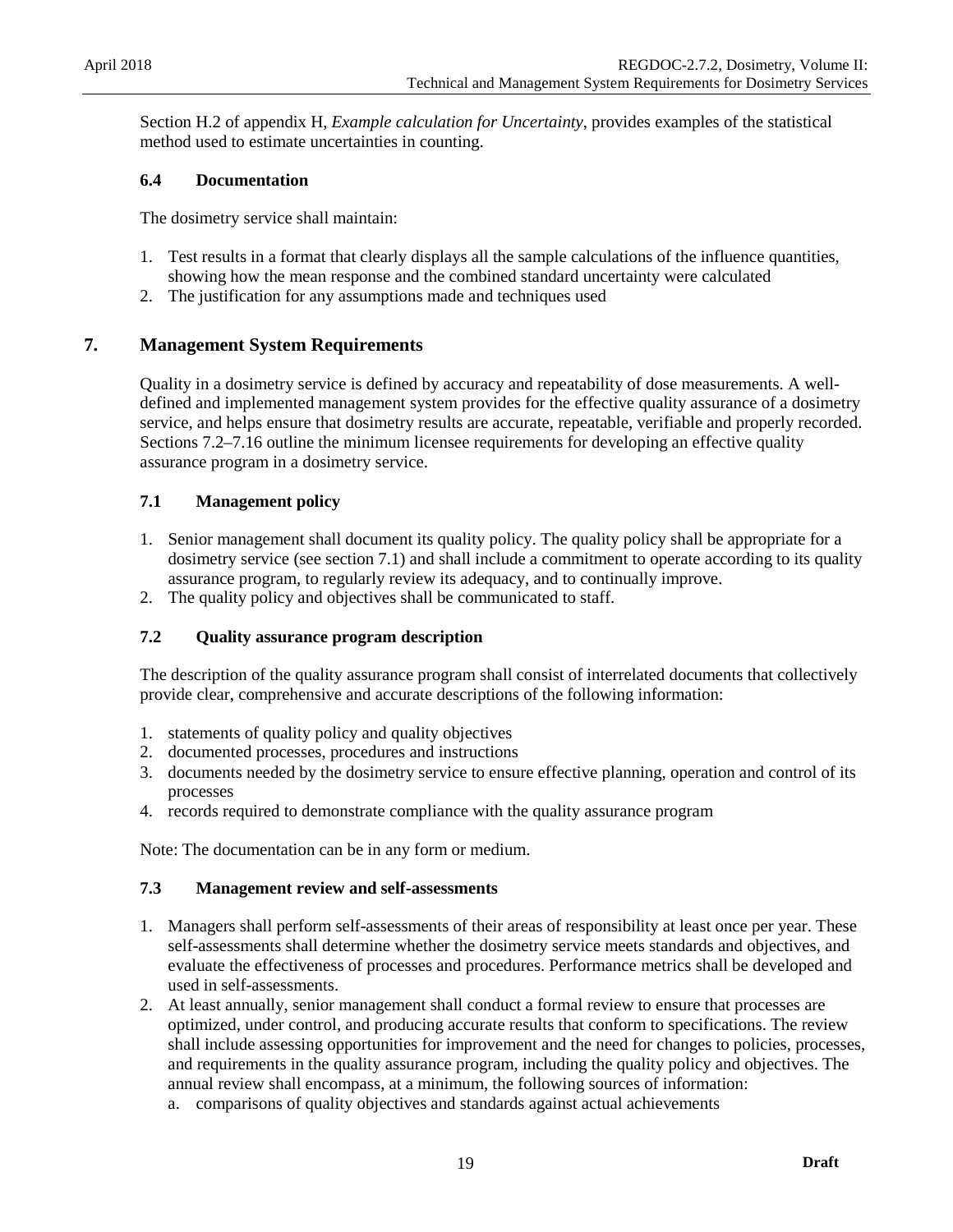Section H.2 of appendix H, *Example calculation for Uncertainty*, provides examples of the statistical method used to estimate uncertainties in counting.

### 6.4 Documentation

The dosimetry service shall maintain:

1. Test results in a format that clearly displays all the sample calculations of the influence quantities, showing how the mean response and the combined standard uncertainty were calculated
2. The justification for any assumptions made and techniques used

## 7. Management System Requirements

Quality in a dosimetry service is defined by accuracy and repeatability of dose measurements. A well-defined and implemented management system provides for the effective quality assurance of a dosimetry service, and helps ensure that dosimetry results are accurate, repeatable, verifiable and properly recorded. Sections 7.2–7.16 outline the minimum licensee requirements for developing an effective quality assurance program in a dosimetry service.

### 7.1 Management policy

1. Senior management shall document its quality policy. The quality policy shall be appropriate for a dosimetry service (see section 7.1) and shall include a commitment to operate according to its quality assurance program, to regularly review its adequacy, and to continually improve.
2. The quality policy and objectives shall be communicated to staff.

### 7.2 Quality assurance program description

The description of the quality assurance program shall consist of interrelated documents that collectively provide clear, comprehensive and accurate descriptions of the following information:

1. statements of quality policy and quality objectives
2. documented processes, procedures and instructions
3. documents needed by the dosimetry service to ensure effective planning, operation and control of its processes
4. records required to demonstrate compliance with the quality assurance program

Note: The documentation can be in any form or medium.

### 7.3 Management review and self-assessments

1. Managers shall perform self-assessments of their areas of responsibility at least once per year. These self-assessments shall determine whether the dosimetry service meets standards and objectives, and evaluate the effectiveness of processes and procedures. Performance metrics shall be developed and used in self-assessments.
2. At least annually, senior management shall conduct a formal review to ensure that processes are optimized, under control, and producing accurate results that conform to specifications. The review shall include assessing opportunities for improvement and the need for changes to policies, processes, and requirements in the quality assurance program, including the quality policy and objectives. The annual review shall encompass, at a minimum, the following sources of information:
    a. comparisons of quality objectives and standards against actual achievements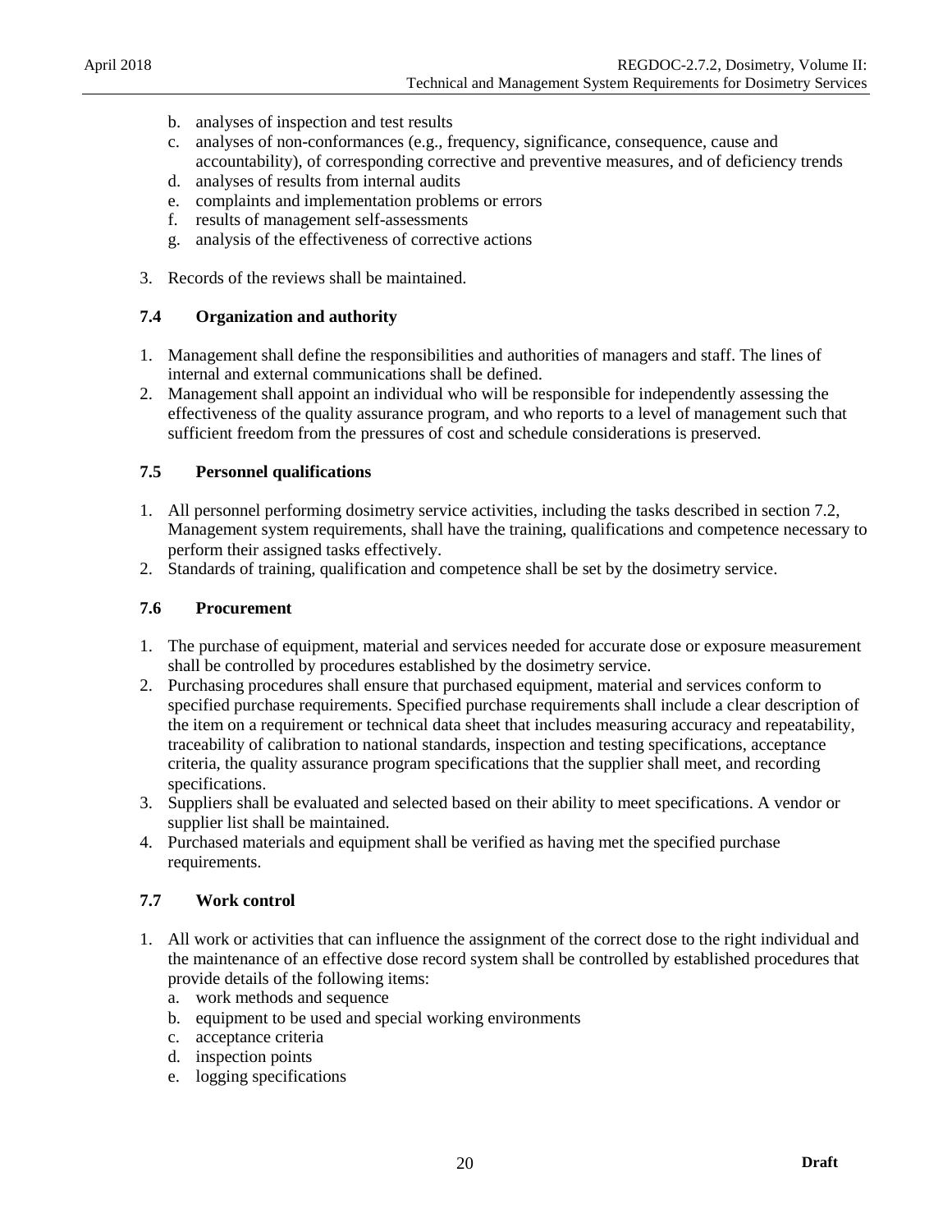b. analyses of inspection and test results
   c. analyses of non-conformances (e.g., frequency, significance, consequence, cause and accountability), of corresponding corrective and preventive measures, and of deficiency trends
   d. analyses of results from internal audits
   e. complaints and implementation problems or errors
   f. results of management self-assessments
   g. analysis of the effectiveness of corrective actions

3. Records of the reviews shall be maintained.

### 7.4 Organization and authority

1. Management shall define the responsibilities and authorities of managers and staff. The lines of internal and external communications shall be defined.
2. Management shall appoint an individual who will be responsible for independently assessing the effectiveness of the quality assurance program, and who reports to a level of management such that sufficient freedom from the pressures of cost and schedule considerations is preserved.

### 7.5 Personnel qualifications

1. All personnel performing dosimetry service activities, including the tasks described in section 7.2, Management system requirements, shall have the training, qualifications and competence necessary to perform their assigned tasks effectively.
2. Standards of training, qualification and competence shall be set by the dosimetry service.

### 7.6 Procurement

1. The purchase of equipment, material and services needed for accurate dose or exposure measurement shall be controlled by procedures established by the dosimetry service.
2. Purchasing procedures shall ensure that purchased equipment, material and services conform to specified purchase requirements. Specified purchase requirements shall include a clear description of the item on a requirement or technical data sheet that includes measuring accuracy and repeatability, traceability of calibration to national standards, inspection and testing specifications, acceptance criteria, the quality assurance program specifications that the supplier shall meet, and recording specifications.
3. Suppliers shall be evaluated and selected based on their ability to meet specifications. A vendor or supplier list shall be maintained.
4. Purchased materials and equipment shall be verified as having met the specified purchase requirements.

### 7.7 Work control

1. All work or activities that can influence the assignment of the correct dose to the right individual and the maintenance of an effective dose record system shall be controlled by established procedures that provide details of the following items:
   a. work methods and sequence
   b. equipment to be used and special working environments
   c. acceptance criteria
   d. inspection points
   e. logging specifications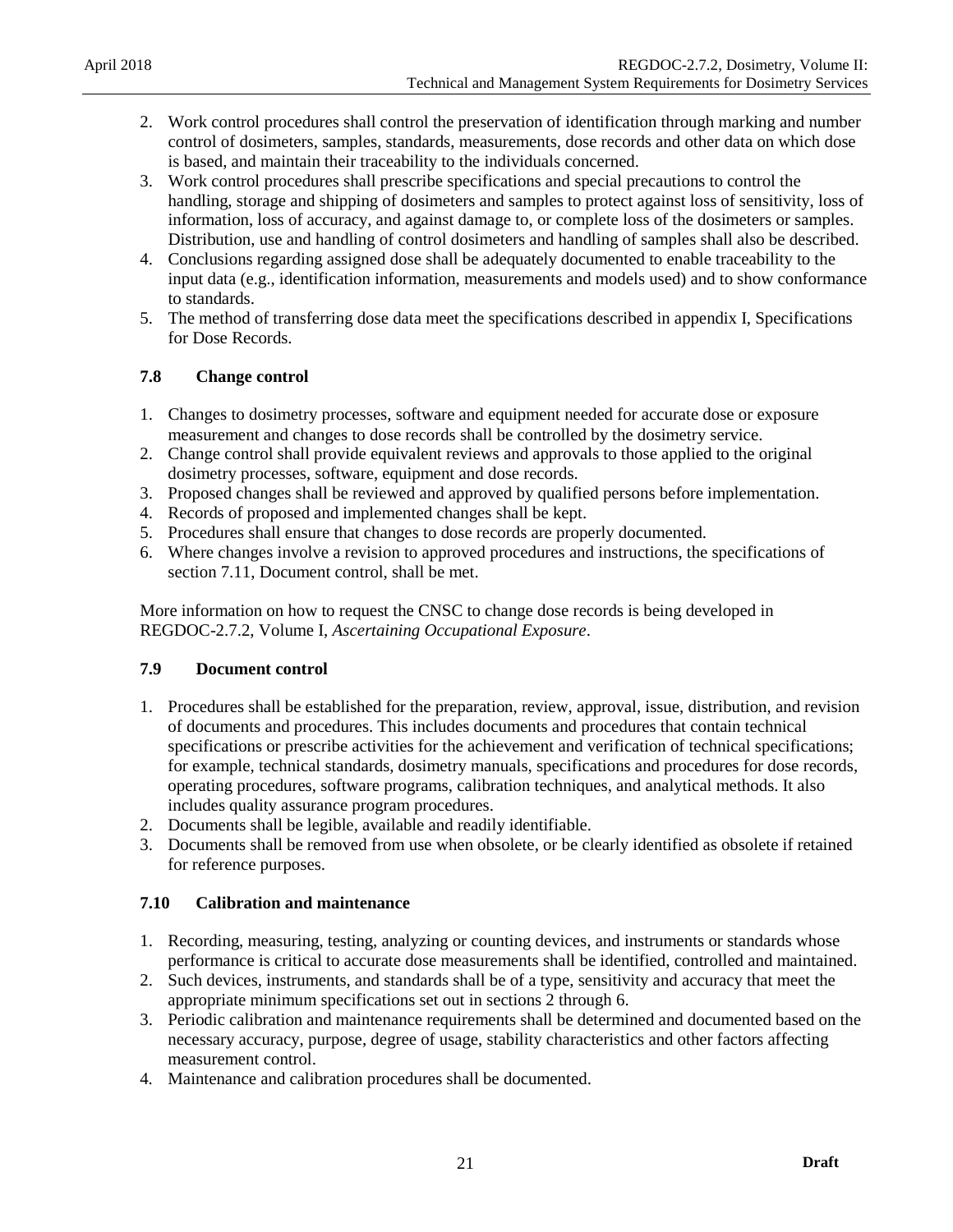2. Work control procedures shall control the preservation of identification through marking and number control of dosimeters, samples, standards, measurements, dose records and other data on which dose is based, and maintain their traceability to the individuals concerned.
3. Work control procedures shall prescribe specifications and special precautions to control the handling, storage and shipping of dosimeters and samples to protect against loss of sensitivity, loss of information, loss of accuracy, and against damage to, or complete loss of the dosimeters or samples. Distribution, use and handling of control dosimeters and handling of samples shall also be described.
4. Conclusions regarding assigned dose shall be adequately documented to enable traceability to the input data (e.g., identification information, measurements and models used) and to show conformance to standards.
5. The method of transferring dose data meet the specifications described in appendix I, Specifications for Dose Records.

### 7.8 Change control

1. Changes to dosimetry processes, software and equipment needed for accurate dose or exposure measurement and changes to dose records shall be controlled by the dosimetry service.
2. Change control shall provide equivalent reviews and approvals to those applied to the original dosimetry processes, software, equipment and dose records.
3. Proposed changes shall be reviewed and approved by qualified persons before implementation.
4. Records of proposed and implemented changes shall be kept.
5. Procedures shall ensure that changes to dose records are properly documented.
6. Where changes involve a revision to approved procedures and instructions, the specifications of section 7.11, Document control, shall be met.

More information on how to request the CNSC to change dose records is being developed in REGDOC-2.7.2, Volume I, *Ascertaining Occupational Exposure*.

### 7.9 Document control

1. Procedures shall be established for the preparation, review, approval, issue, distribution, and revision of documents and procedures. This includes documents and procedures that contain technical specifications or prescribe activities for the achievement and verification of technical specifications; for example, technical standards, dosimetry manuals, specifications and procedures for dose records, operating procedures, software programs, calibration techniques, and analytical methods. It also includes quality assurance program procedures.
2. Documents shall be legible, available and readily identifiable.
3. Documents shall be removed from use when obsolete, or be clearly identified as obsolete if retained for reference purposes.

### 7.10 Calibration and maintenance

1. Recording, measuring, testing, analyzing or counting devices, and instruments or standards whose performance is critical to accurate dose measurements shall be identified, controlled and maintained.
2. Such devices, instruments, and standards shall be of a type, sensitivity and accuracy that meet the appropriate minimum specifications set out in sections 2 through 6.
3. Periodic calibration and maintenance requirements shall be determined and documented based on the necessary accuracy, purpose, degree of usage, stability characteristics and other factors affecting measurement control.
4. Maintenance and calibration procedures shall be documented.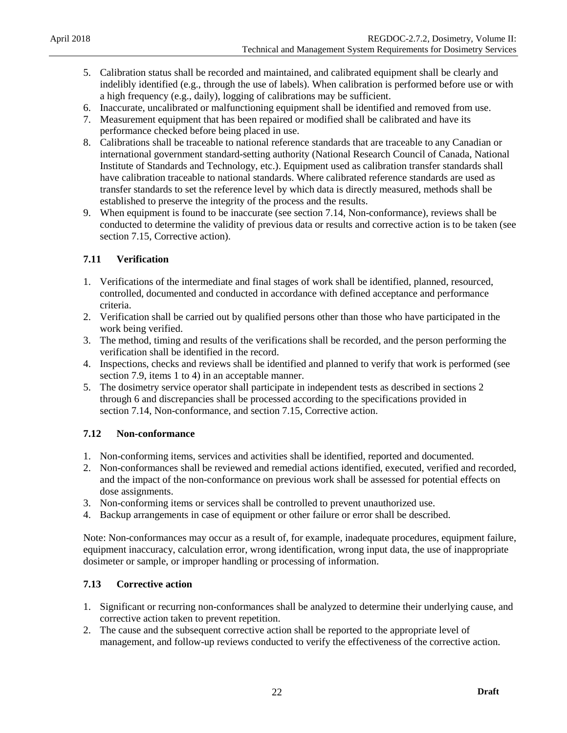5. Calibration status shall be recorded and maintained, and calibrated equipment shall be clearly and indelibly identified (e.g., through the use of labels). When calibration is performed before use or with a high frequency (e.g., daily), logging of calibrations may be sufficient.
6. Inaccurate, uncalibrated or malfunctioning equipment shall be identified and removed from use.
7. Measurement equipment that has been repaired or modified shall be calibrated and have its performance checked before being placed in use.
8. Calibrations shall be traceable to national reference standards that are traceable to any Canadian or international government standard-setting authority (National Research Council of Canada, National Institute of Standards and Technology, etc.). Equipment used as calibration transfer standards shall have calibration traceable to national standards. Where calibrated reference standards are used as transfer standards to set the reference level by which data is directly measured, methods shall be established to preserve the integrity of the process and the results.
9. When equipment is found to be inaccurate (see section 7.14, Non-conformance), reviews shall be conducted to determine the validity of previous data or results and corrective action is to be taken (see section 7.15, Corrective action).

### 7.11 Verification

1. Verifications of the intermediate and final stages of work shall be identified, planned, resourced, controlled, documented and conducted in accordance with defined acceptance and performance criteria.
2. Verification shall be carried out by qualified persons other than those who have participated in the work being verified.
3. The method, timing and results of the verifications shall be recorded, and the person performing the verification shall be identified in the record.
4. Inspections, checks and reviews shall be identified and planned to verify that work is performed (see section 7.9, items 1 to 4) in an acceptable manner.
5. The dosimetry service operator shall participate in independent tests as described in sections 2 through 6 and discrepancies shall be processed according to the specifications provided in section 7.14, Non-conformance, and section 7.15, Corrective action.

### 7.12 Non-conformance

1. Non-conforming items, services and activities shall be identified, reported and documented.
2. Non-conformances shall be reviewed and remedial actions identified, executed, verified and recorded, and the impact of the non-conformance on previous work shall be assessed for potential effects on dose assignments.
3. Non-conforming items or services shall be controlled to prevent unauthorized use.
4. Backup arrangements in case of equipment or other failure or error shall be described.

Note: Non-conformances may occur as a result of, for example, inadequate procedures, equipment failure, equipment inaccuracy, calculation error, wrong identification, wrong input data, the use of inappropriate dosimeter or sample, or improper handling or processing of information.

### 7.13 Corrective action

1. Significant or recurring non-conformances shall be analyzed to determine their underlying cause, and corrective action taken to prevent repetition.
2. The cause and the subsequent corrective action shall be reported to the appropriate level of management, and follow-up reviews conducted to verify the effectiveness of the corrective action.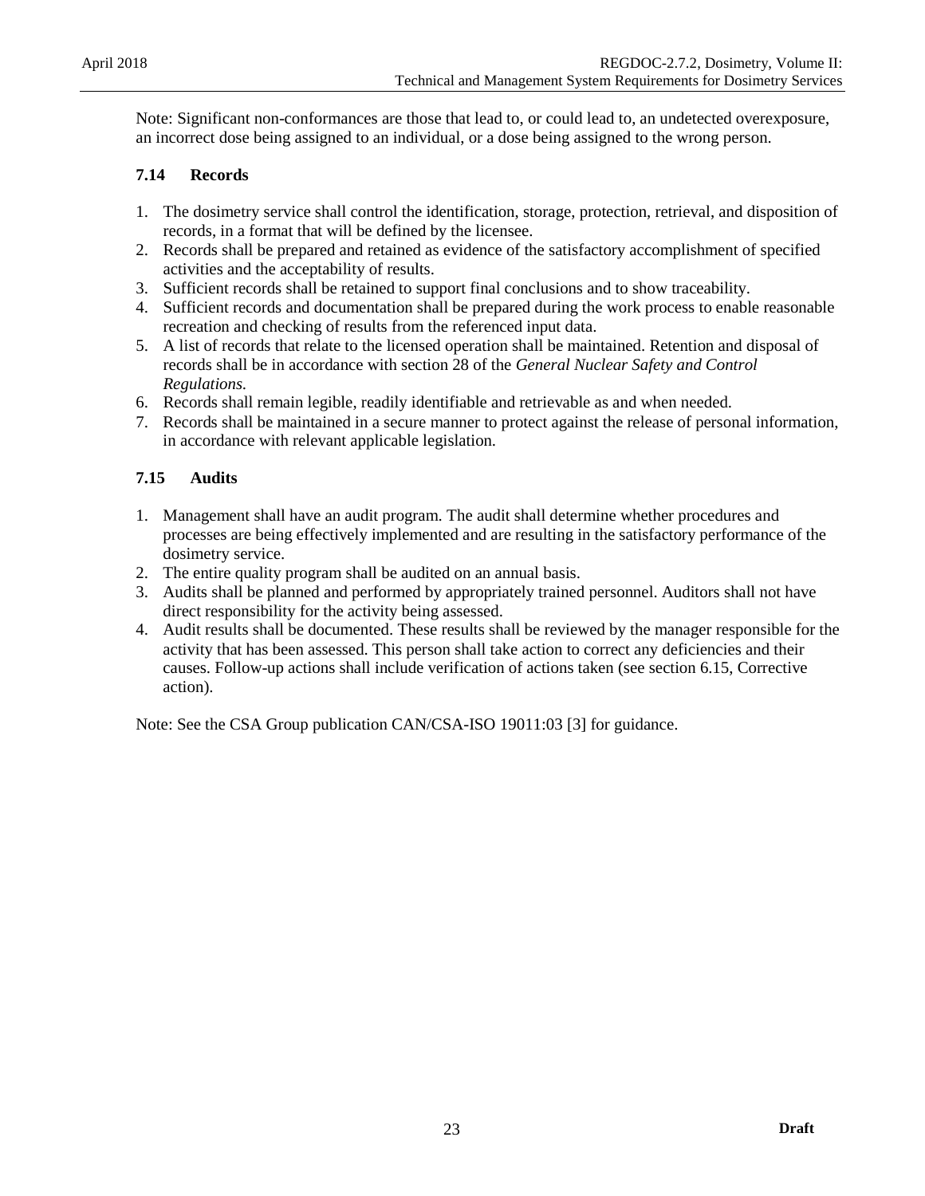Note: Significant non-conformances are those that lead to, or could lead to, an undetected overexposure, an incorrect dose being assigned to an individual, or a dose being assigned to the wrong person.

### 7.14 Records

1. The dosimetry service shall control the identification, storage, protection, retrieval, and disposition of records, in a format that will be defined by the licensee.
2. Records shall be prepared and retained as evidence of the satisfactory accomplishment of specified activities and the acceptability of results.
3. Sufficient records shall be retained to support final conclusions and to show traceability.
4. Sufficient records and documentation shall be prepared during the work process to enable reasonable recreation and checking of results from the referenced input data.
5. A list of records that relate to the licensed operation shall be maintained. Retention and disposal of records shall be in accordance with section 28 of the *General Nuclear Safety and Control Regulations*.
6. Records shall remain legible, readily identifiable and retrievable as and when needed.
7. Records shall be maintained in a secure manner to protect against the release of personal information, in accordance with relevant applicable legislation.

### 7.15 Audits

1. Management shall have an audit program. The audit shall determine whether procedures and processes are being effectively implemented and are resulting in the satisfactory performance of the dosimetry service.
2. The entire quality program shall be audited on an annual basis.
3. Audits shall be planned and performed by appropriately trained personnel. Auditors shall not have direct responsibility for the activity being assessed.
4. Audit results shall be documented. These results shall be reviewed by the manager responsible for the activity that has been assessed. This person shall take action to correct any deficiencies and their causes. Follow-up actions shall include verification of actions taken (see section 6.15, Corrective action).

Note: See the CSA Group publication CAN/CSA-ISO 19011:03 [3] for guidance.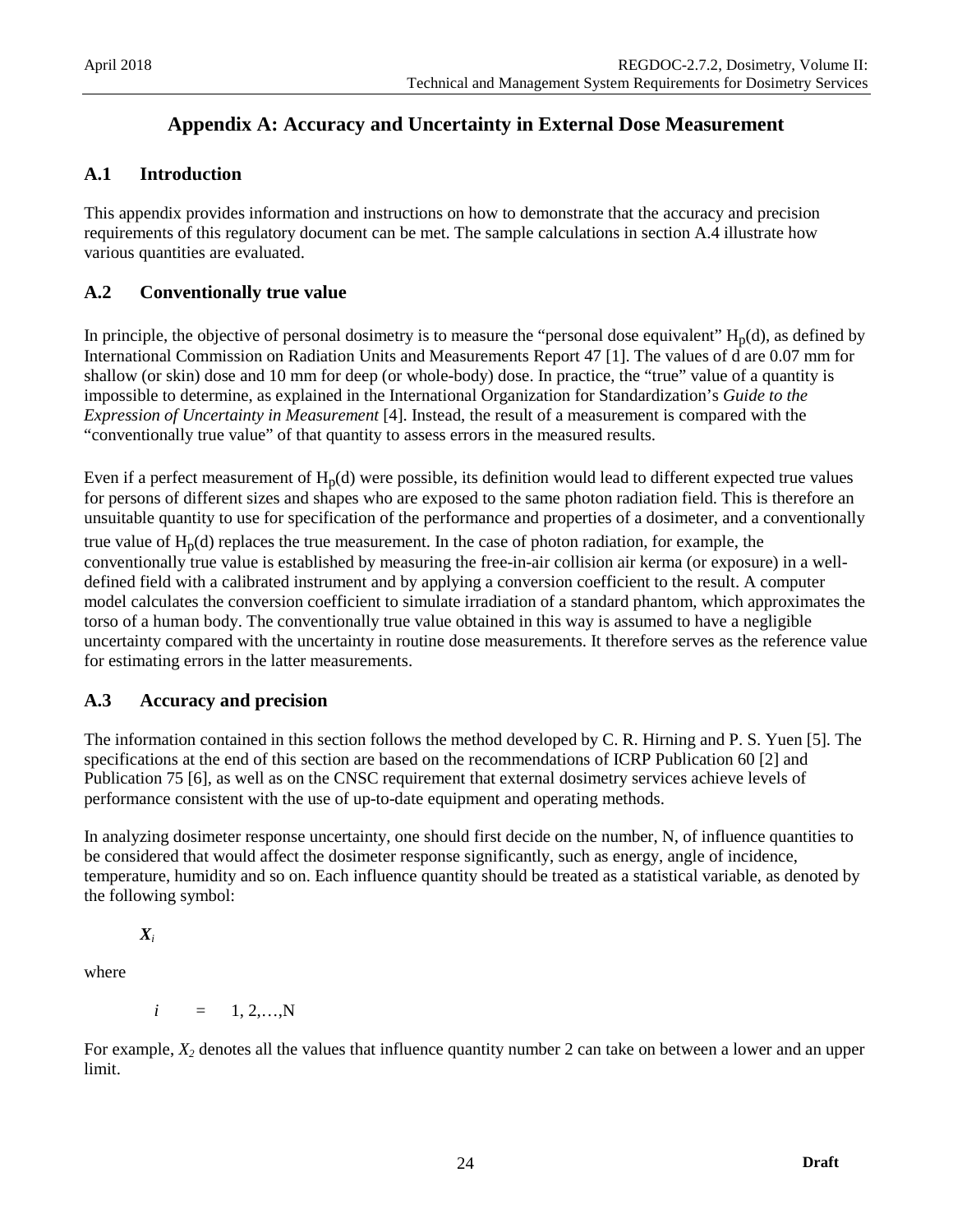# Appendix A: Accuracy and Uncertainty in External Dose Measurement

## A.1 Introduction

This appendix provides information and instructions on how to demonstrate that the accuracy and precision requirements of this regulatory document can be met. The sample calculations in section A.4 illustrate how various quantities are evaluated.

## A.2 Conventionally true value

In principle, the objective of personal dosimetry is to measure the "personal dose equivalent" $H_p(d)$, as defined by International Commission on Radiation Units and Measurements Report 47 [1]. The values of d are 0.07 mm for shallow (or skin) dose and 10 mm for deep (or whole-body) dose. In practice, the "true" value of a quantity is impossible to determine, as explained in the International Organization for Standardization's *Guide to the Expression of Uncertainty in Measurement* [4]. Instead, the result of a measurement is compared with the "conventionally true value" of that quantity to assess errors in the measured results.

Even if a perfect measurement of $H_p(d)$ were possible, its definition would lead to different expected true values for persons of different sizes and shapes who are exposed to the same photon radiation field. This is therefore an unsuitable quantity to use for specification of the performance and properties of a dosimeter, and a conventionally true value of $H_p(d)$ replaces the true measurement. In the case of photon radiation, for example, the conventionally true value is established by measuring the free-in-air collision air kerma (or exposure) in a well-defined field with a calibrated instrument and by applying a conversion coefficient to the result. A computer model calculates the conversion coefficient to simulate irradiation of a standard phantom, which approximates the torso of a human body. The conventionally true value obtained in this way is assumed to have a negligible uncertainty compared with the uncertainty in routine dose measurements. It therefore serves as the reference value for estimating errors in the latter measurements.

## A.3 Accuracy and precision

The information contained in this section follows the method developed by C. R. Hirning and P. S. Yuen [5]. The specifications at the end of this section are based on the recommendations of ICRP Publication 60 [2] and Publication 75 [6], as well as on the CNSC requirement that external dosimetry services achieve levels of performance consistent with the use of up-to-date equipment and operating methods.

In analyzing dosimeter response uncertainty, one should first decide on the number, N, of influence quantities to be considered that would affect the dosimeter response significantly, such as energy, angle of incidence, temperature, humidity and so on. Each influence quantity should be treated as a statistical variable, as denoted by the following symbol:

$$\boldsymbol{X_i}$$

where

$i \quad = \quad 1, 2,\ldots,N$

For example, $X_2$ denotes all the values that influence quantity number 2 can take on between a lower and an upper limit.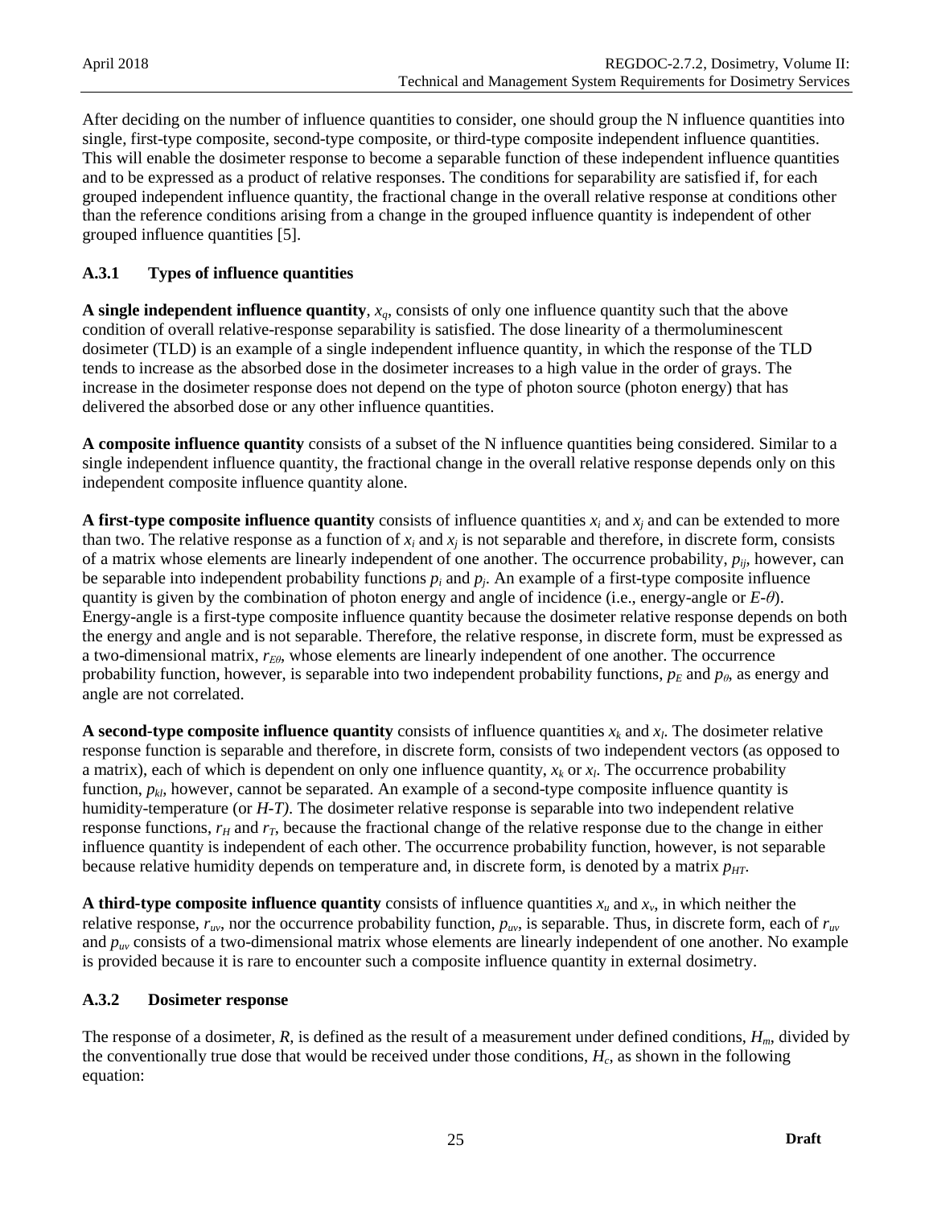After deciding on the number of influence quantities to consider, one should group the N influence quantities into single, first-type composite, second-type composite, or third-type composite independent influence quantities. This will enable the dosimeter response to become a separable function of these independent influence quantities and to be expressed as a product of relative responses. The conditions for separability are satisfied if, for each grouped independent influence quantity, the fractional change in the overall relative response at conditions other than the reference conditions arising from a change in the grouped influence quantity is independent of other grouped influence quantities [5].

### A.3.1 Types of influence quantities

**A single independent influence quantity**, $x_q$, consists of only one influence quantity such that the above condition of overall relative-response separability is satisfied. The dose linearity of a thermoluminescent dosimeter (TLD) is an example of a single independent influence quantity, in which the response of the TLD tends to increase as the absorbed dose in the dosimeter increases to a high value in the order of grays. The increase in the dosimeter response does not depend on the type of photon source (photon energy) that has delivered the absorbed dose or any other influence quantities.

**A composite influence quantity** consists of a subset of the N influence quantities being considered. Similar to a single independent influence quantity, the fractional change in the overall relative response depends only on this independent composite influence quantity alone.

**A first-type composite influence quantity** consists of influence quantities $x_i$ and $x_j$ and can be extended to more than two. The relative response as a function of $x_i$ and $x_j$ is not separable and therefore, in discrete form, consists of a matrix whose elements are linearly independent of one another. The occurrence probability, $p_{ij}$, however, can be separable into independent probability functions $p_i$ and $p_j$. An example of a first-type composite influence quantity is given by the combination of photon energy and angle of incidence (i.e., energy-angle or *E-θ*). Energy-angle is a first-type composite influence quantity because the dosimeter relative response depends on both the energy and angle and is not separable. Therefore, the relative response, in discrete form, must be expressed as a two-dimensional matrix, $r_{E\theta}$, whose elements are linearly independent of one another. The occurrence probability function, however, is separable into two independent probability functions, $p_E$ and $p_\theta$, as energy and angle are not correlated.

**A second-type composite influence quantity** consists of influence quantities $x_k$ and $x_l$. The dosimeter relative response function is separable and therefore, in discrete form, consists of two independent vectors (as opposed to a matrix), each of which is dependent on only one influence quantity, $x_k$ or $x_l$. The occurrence probability function, $p_{kl}$, however, cannot be separated. An example of a second-type composite influence quantity is humidity-temperature (or *H-T)*. The dosimeter relative response is separable into two independent relative response functions, $r_H$ and $r_T$, because the fractional change of the relative response due to the change in either influence quantity is independent of each other. The occurrence probability function, however, is not separable because relative humidity depends on temperature and, in discrete form, is denoted by a matrix $p_{HT}$.

**A third-type composite influence quantity** consists of influence quantities $x_u$ and $x_v$, in which neither the relative response, $r_{uv}$, nor the occurrence probability function, $p_{uv}$, is separable. Thus, in discrete form, each of $r_{uv}$ and $p_{uv}$ consists of a two-dimensional matrix whose elements are linearly independent of one another. No example is provided because it is rare to encounter such a composite influence quantity in external dosimetry.

### A.3.2 Dosimeter response

The response of a dosimeter, *R*, is defined as the result of a measurement under defined conditions, $H_m$, divided by the conventionally true dose that would be received under those conditions, $H_c$, as shown in the following equation: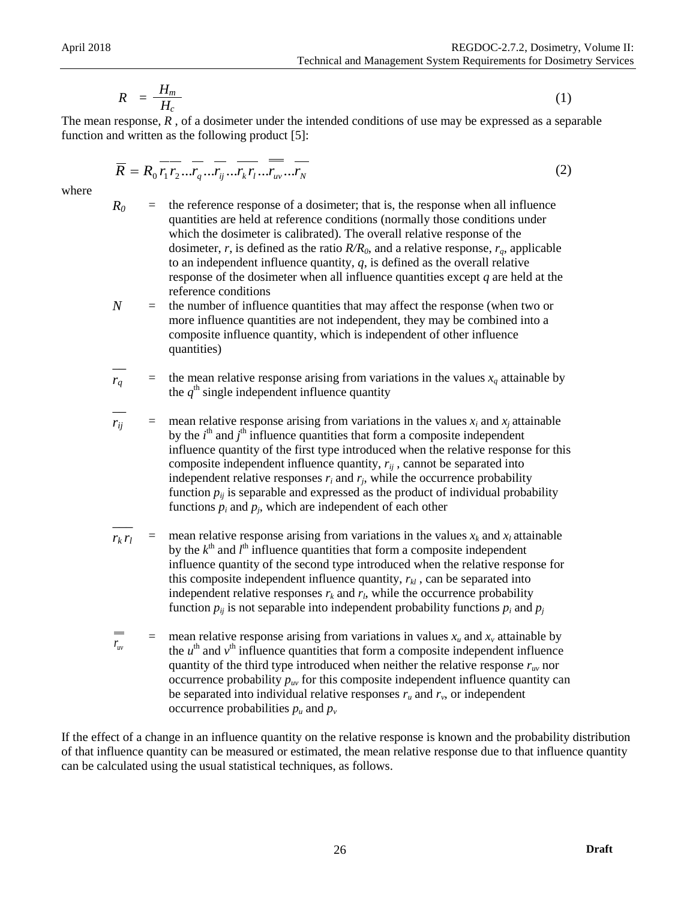$$R = \frac{H_m}{H_c} \tag{1}$$

The mean response, $\overline{R}$, of a dosimeter under the intended conditions of use may be expressed as a separable function and written as the following product [5]:

$$\overline{R} = R_0 \overline{r_1 r_2} ... \overline{r_q} ... \overline{r_{ij}} ... \overline{r_k r_l} ... \overline{\overline{r_{uv}}} ... \overline{r_N} \tag{2}$$

where

$R_0$ = the reference response of a dosimeter; that is, the response when all influence quantities are held at reference conditions (normally those conditions under which the dosimeter is calibrated). The overall relative response of the dosimeter, $r$, is defined as the ratio $R/R_0$, and a relative response, $r_q$, applicable to an independent influence quantity, $q$, is defined as the overall relative response of the dosimeter when all influence quantities except $q$ are held at the reference conditions

$N$ = the number of influence quantities that may affect the response (when two or more influence quantities are not independent, they may be combined into a composite influence quantity, which is independent of other influence quantities)

$\overline{r_q}$ = the mean relative response arising from variations in the values $x_q$ attainable by the $q^{th}$ single independent influence quantity

$\overline{r_{ij}}$ = mean relative response arising from variations in the values $x_i$ and $x_j$ attainable by the $i^{th}$ and $j^{th}$ influence quantities that form a composite independent influence quantity of the first type introduced when the relative response for this composite independent influence quantity, $r_{ij}$, cannot be separated into independent relative responses $r_i$ and $r_j$, while the occurrence probability function $p_{ij}$ is separable and expressed as the product of individual probability functions $p_i$ and $p_j$, which are independent of each other

$\overline{r_k r_l}$ = mean relative response arising from variations in the values $x_k$ and $x_l$ attainable by the $k^{th}$ and $l^{th}$ influence quantities that form a composite independent influence quantity of the second type introduced when the relative response for this composite independent influence quantity, $r_{kl}$, can be separated into independent relative responses $r_k$ and $r_l$, while the occurrence probability function $p_{ij}$ is not separable into independent probability functions $p_i$ and $p_j$

$\overline{\overline{r_{uv}}}$ = mean relative response arising from variations in values $x_u$ and $x_v$ attainable by the $u^{th}$ and $v^{th}$ influence quantities that form a composite independent influence quantity of the third type introduced when neither the relative response $r_{uv}$ nor occurrence probability $p_{uv}$ for this composite independent influence quantity can be separated into individual relative responses $r_u$ and $r_v$, or independent occurrence probabilities $p_u$ and $p_v$

If the effect of a change in an influence quantity on the relative response is known and the probability distribution of that influence quantity can be measured or estimated, the mean relative response due to that influence quantity can be calculated using the usual statistical techniques, as follows.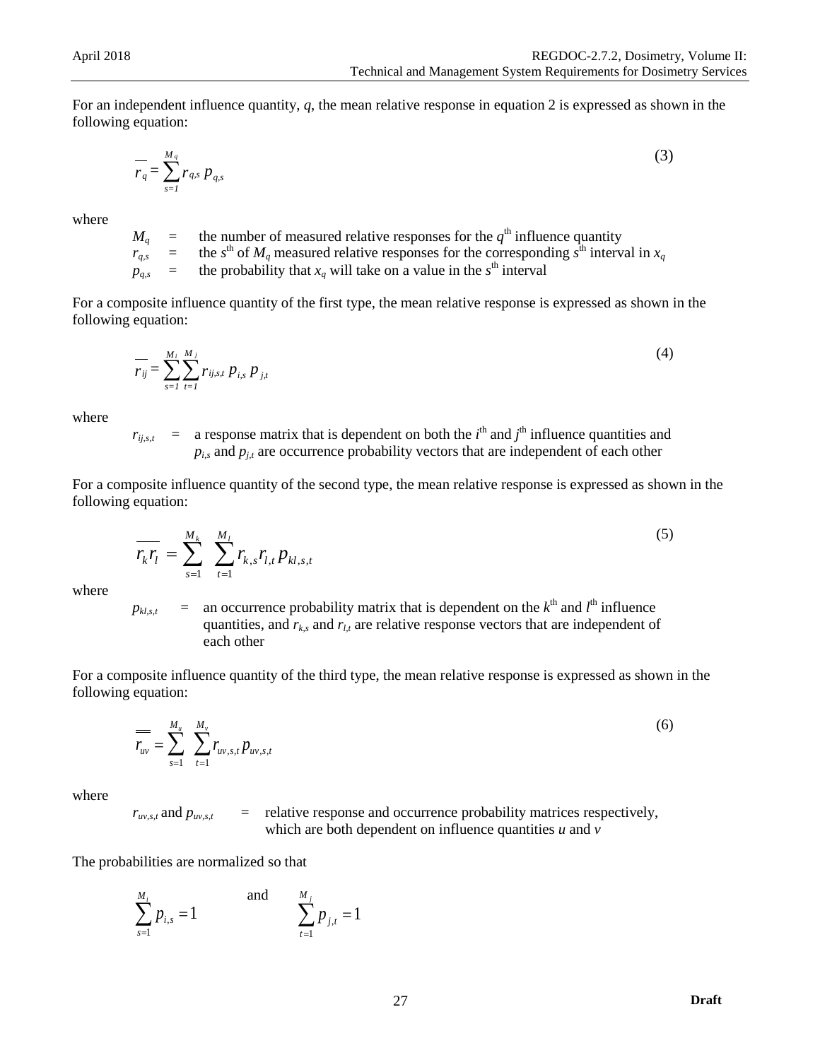For an independent influence quantity, $q$, the mean relative response in equation 2 is expressed as shown in the following equation:

$$\overline{r_q} = \sum_{s=1}^{M_q} r_{q,s}\, p_{q,s} \tag{3}$$

where

$M_q$ = the number of measured relative responses for the $q^{\text{th}}$ influence quantity
$r_{q,s}$ = the $s^{\text{th}}$ of $M_q$ measured relative responses for the corresponding $s^{\text{th}}$ interval in $x_q$
$p_{q,s}$ = the probability that $x_q$ will take on a value in the $s^{\text{th}}$ interval

For a composite influence quantity of the first type, the mean relative response is expressed as shown in the following equation:

$$\overline{r_{ij}} = \sum_{s=1}^{M_i} \sum_{t=1}^{M_j} r_{ij,s,t}\, p_{i,s}\, p_{j,t} \tag{4}$$

where

$r_{ij,s,t}$ = a response matrix that is dependent on both the $i^{\text{th}}$ and $j^{\text{th}}$ influence quantities and $p_{i,s}$ and $p_{j,t}$ are occurrence probability vectors that are independent of each other

For a composite influence quantity of the second type, the mean relative response is expressed as shown in the following equation:

$$\overline{r_k r_l} = \sum_{s=1}^{M_k} \sum_{t=1}^{M_l} r_{k,s} r_{l,t}\, p_{kl,s,t} \tag{5}$$

where

$p_{kl,s,t}$ = an occurrence probability matrix that is dependent on the $k^{\text{th}}$ and $l^{\text{th}}$ influence quantities, and $r_{k,s}$ and $r_{l,t}$ are relative response vectors that are independent of each other

For a composite influence quantity of the third type, the mean relative response is expressed as shown in the following equation:

$$\overline{\overline{r_{uv}}} = \sum_{s=1}^{M_u} \sum_{t=1}^{M_v} r_{uv,s,t}\, p_{uv,s,t} \tag{6}$$

where

$r_{uv,s,t}$ and $p_{uv,s,t}$ = relative response and occurrence probability matrices respectively, which are both dependent on influence quantities $u$ and $v$

The probabilities are normalized so that

$$\sum_{s=1}^{M_i} p_{i,s} = 1 \quad \text{and} \quad \sum_{t=1}^{M_j} p_{j,t} = 1$$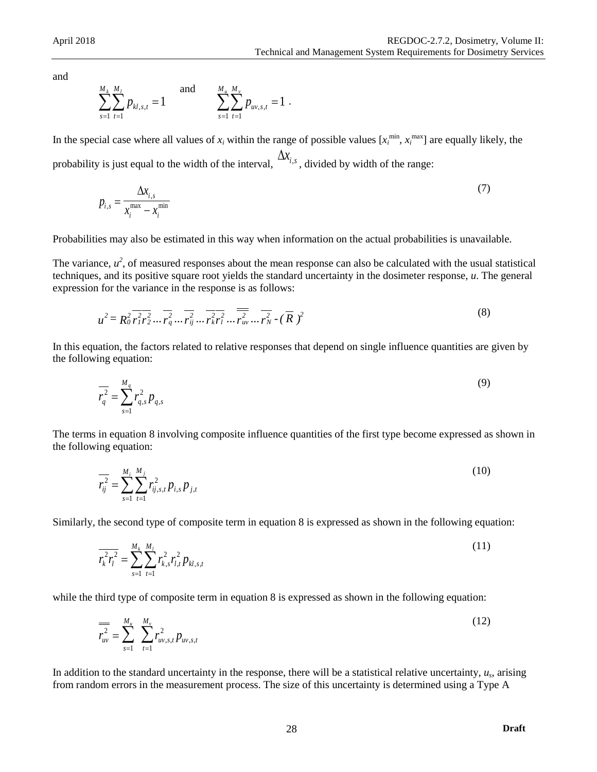and

$$\sum_{s=1}^{M_k}\sum_{t=1}^{M_l} p_{kl,s,t} = 1 \quad \text{and} \quad \sum_{s=1}^{M_u}\sum_{t=1}^{M_v} p_{uv,s,t} = 1 \; .$$

In the special case where all values of $x_i$ within the range of possible values [$x_i^{\min}$, $x_i^{\max}$] are equally likely, the probability is just equal to the width of the interval, $\Delta x_{i,s}$, divided by width of the range:

$$p_{i,s} = \frac{\Delta x_{i,s}}{x_i^{\max} - x_i^{\min}} \tag{7}$$

Probabilities may also be estimated in this way when information on the actual probabilities is unavailable.

The variance, $u^2$, of measured responses about the mean response can also be calculated with the usual statistical techniques, and its positive square root yields the standard uncertainty in the dosimeter response, $u$. The general expression for the variance in the response is as follows:

$$u^2 = R_0^2 \overline{r_1^2}\,\overline{r_2^2} \ldots \overline{r_q^2} \ldots \overline{r_{ij}^2} \ldots \overline{r_k^2 r_l^2} \ldots \overline{\overline{r_{uv}^2}} \ldots \overline{r_N^2} - (\overline{R})^2 \tag{8}$$

In this equation, the factors related to relative responses that depend on single influence quantities are given by the following equation:

$$\overline{r_q^2} = \sum_{s=1}^{M_q} r_{q,s}^2 p_{q,s} \tag{9}$$

The terms in equation 8 involving composite influence quantities of the first type become expressed as shown in the following equation:

$$\overline{r_{ij}^2} = \sum_{s=1}^{M_i}\sum_{t=1}^{M_j} r_{ij,s,t}^2 p_{i,s} p_{j,t} \tag{10}$$

Similarly, the second type of composite term in equation 8 is expressed as shown in the following equation:

$$\overline{r_k^2 r_l^2} = \sum_{s=1}^{M_k}\sum_{t=1}^{M_l} r_{k,s}^2 r_{l,t}^2 p_{kl,s,t} \tag{11}$$

while the third type of composite term in equation 8 is expressed as shown in the following equation:

$$\overline{\overline{r_{uv}^2}} = \sum_{s=1}^{M_u}\sum_{t=1}^{M_v} r_{uv,s,t}^2 p_{uv,s,t} \tag{12}$$

In addition to the standard uncertainty in the response, there will be a statistical relative uncertainty, $u_s$, arising from random errors in the measurement process. The size of this uncertainty is determined using a Type A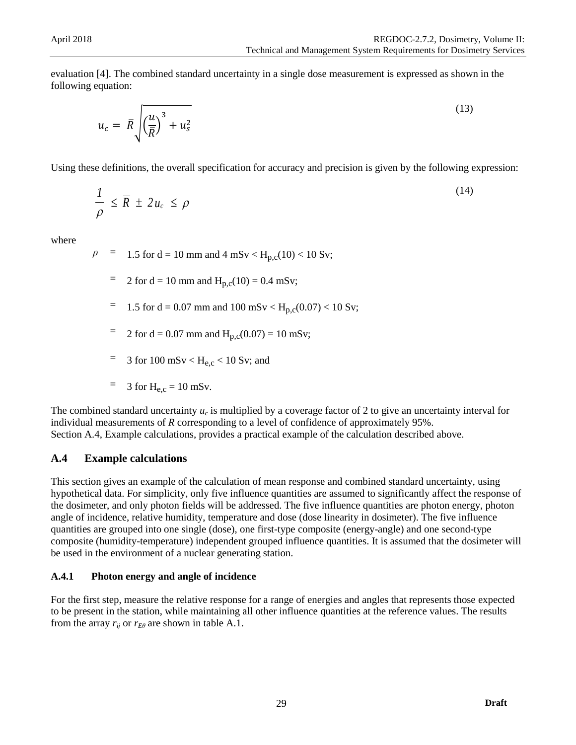evaluation [4]. The combined standard uncertainty in a single dose measurement is expressed as shown in the following equation:

$$u_c = \bar{R}\sqrt{\left(\frac{u}{\bar{R}}\right)^3 + u_s^2} \tag{13}$$

Using these definitions, the overall specification for accuracy and precision is given by the following expression:

$$\frac{1}{\rho} \leq \bar{R} \pm 2u_c \leq \rho \tag{14}$$

where

$\rho$ = 1.5 for d = 10 mm and 4 mSv < $H_{p,c}(10)$ < 10 Sv;

= 2 for d = 10 mm and $H_{p,c}(10)$ = 0.4 mSv;

= 1.5 for d = 0.07 mm and 100 mSv < $H_{p,c}(0.07)$ < 10 Sv;

= 2 for d = 0.07 mm and $H_{p,c}(0.07)$ = 10 mSv;

= 3 for 100 mSv < $H_{e,c}$ < 10 Sv; and

= 3 for $H_{e,c}$ = 10 mSv.

The combined standard uncertainty $u_c$ is multiplied by a coverage factor of 2 to give an uncertainty interval for individual measurements of $R$ corresponding to a level of confidence of approximately 95%.
Section A.4, Example calculations, provides a practical example of the calculation described above.

## A.4 Example calculations

This section gives an example of the calculation of mean response and combined standard uncertainty, using hypothetical data. For simplicity, only five influence quantities are assumed to significantly affect the response of the dosimeter, and only photon fields will be addressed. The five influence quantities are photon energy, photon angle of incidence, relative humidity, temperature and dose (dose linearity in dosimeter). The five influence quantities are grouped into one single (dose), one first-type composite (energy-angle) and one second-type composite (humidity-temperature) independent grouped influence quantities. It is assumed that the dosimeter will be used in the environment of a nuclear generating station.

### A.4.1 Photon energy and angle of incidence

For the first step, measure the relative response for a range of energies and angles that represents those expected to be present in the station, while maintaining all other influence quantities at the reference values. The results from the array $r_{ij}$ or $r_{E\theta}$ are shown in table A.1.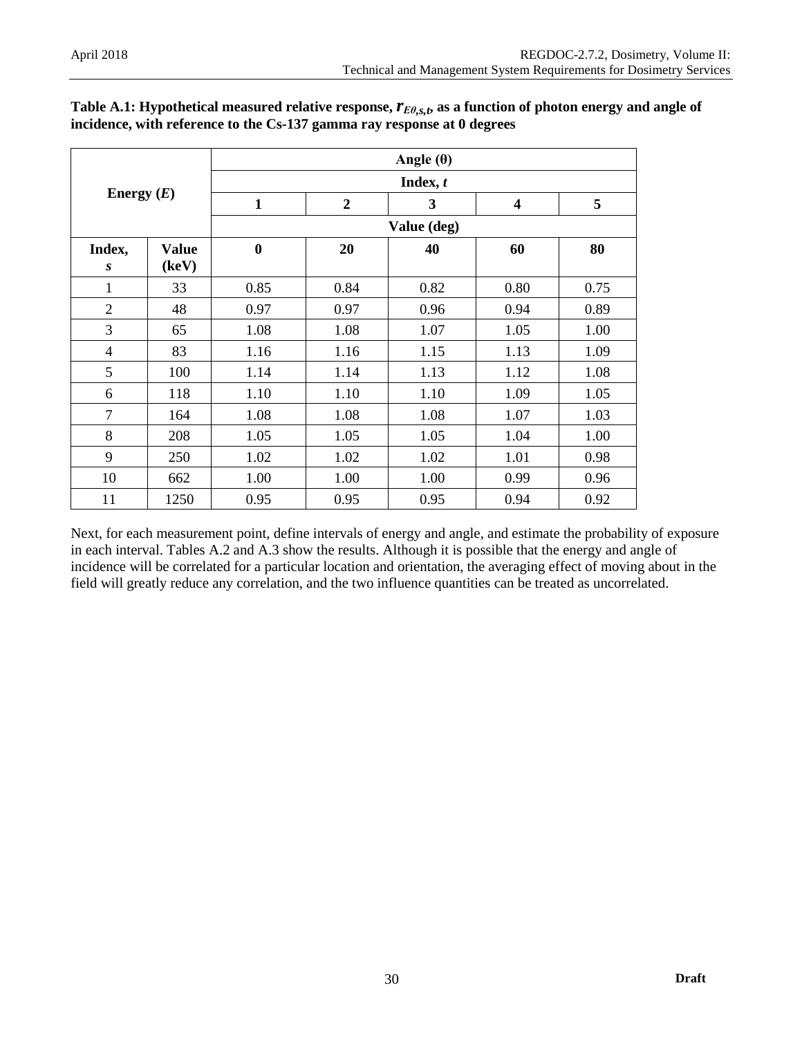**Table A.1: Hypothetical measured relative response, $r_{E\theta,s,t}$, as a function of photon energy and angle of incidence, with reference to the Cs-137 gamma ray response at 0 degrees**

| Energy ($E$) | | Angle (θ) | | | | |
|---|---|---|---|---|---|---|
| | | Index, $t$ | | | | |
| | | 1 | 2 | 3 | 4 | 5 |
| | | Value (deg) | | | | |
| **Index, $s$** | **Value (keV)** | **0** | **20** | **40** | **60** | **80** |
| 1 | 33 | 0.85 | 0.84 | 0.82 | 0.80 | 0.75 |
| 2 | 48 | 0.97 | 0.97 | 0.96 | 0.94 | 0.89 |
| 3 | 65 | 1.08 | 1.08 | 1.07 | 1.05 | 1.00 |
| 4 | 83 | 1.16 | 1.16 | 1.15 | 1.13 | 1.09 |
| 5 | 100 | 1.14 | 1.14 | 1.13 | 1.12 | 1.08 |
| 6 | 118 | 1.10 | 1.10 | 1.10 | 1.09 | 1.05 |
| 7 | 164 | 1.08 | 1.08 | 1.08 | 1.07 | 1.03 |
| 8 | 208 | 1.05 | 1.05 | 1.05 | 1.04 | 1.00 |
| 9 | 250 | 1.02 | 1.02 | 1.02 | 1.01 | 0.98 |
| 10 | 662 | 1.00 | 1.00 | 1.00 | 0.99 | 0.96 |
| 11 | 1250 | 0.95 | 0.95 | 0.95 | 0.94 | 0.92 |

Next, for each measurement point, define intervals of energy and angle, and estimate the probability of exposure in each interval. Tables A.2 and A.3 show the results. Although it is possible that the energy and angle of incidence will be correlated for a particular location and orientation, the averaging effect of moving about in the field will greatly reduce any correlation, and the two influence quantities can be treated as uncorrelated.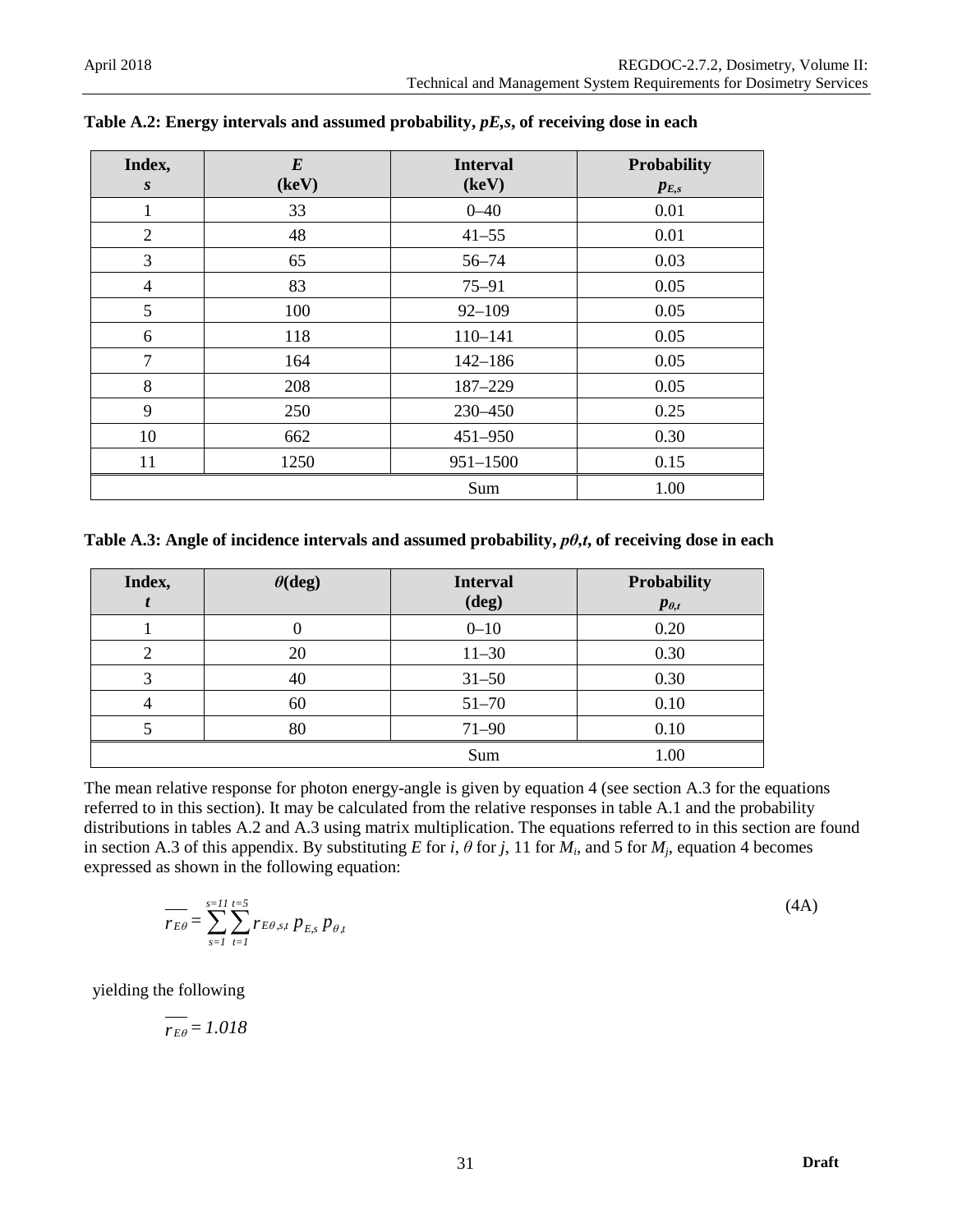**Table A.2: Energy intervals and assumed probability, $p_{E,s}$, of receiving dose in each**

| Index, $s$ | $E$ (keV) | Interval (keV) | Probability $p_{E,s}$ |
|---|---|---|---|
| 1 | 33 | 0–40 | 0.01 |
| 2 | 48 | 41–55 | 0.01 |
| 3 | 65 | 56–74 | 0.03 |
| 4 | 83 | 75–91 | 0.05 |
| 5 | 100 | 92–109 | 0.05 |
| 6 | 118 | 110–141 | 0.05 |
| 7 | 164 | 142–186 | 0.05 |
| 8 | 208 | 187–229 | 0.05 |
| 9 | 250 | 230–450 | 0.25 |
| 10 | 662 | 451–950 | 0.30 |
| 11 | 1250 | 951–1500 | 0.15 |
| | | Sum | 1.00 |

**Table A.3: Angle of incidence intervals and assumed probability, $p_{\theta,t}$, of receiving dose in each**

| Index, $t$ | $\theta$(deg) | Interval (deg) | Probability $p_{\theta,t}$ |
|---|---|---|---|
| 1 | 0 | 0–10 | 0.20 |
| 2 | 20 | 11–30 | 0.30 |
| 3 | 40 | 31–50 | 0.30 |
| 4 | 60 | 51–70 | 0.10 |
| 5 | 80 | 71–90 | 0.10 |
| | | Sum | 1.00 |

The mean relative response for photon energy-angle is given by equation 4 (see section A.3 for the equations referred to in this section). It may be calculated from the relative responses in table A.1 and the probability distributions in tables A.2 and A.3 using matrix multiplication. The equations referred to in this section are found in section A.3 of this appendix. By substituting $E$ for $i$, $\theta$ for $j$, 11 for $M_i$, and 5 for $M_j$, equation 4 becomes expressed as shown in the following equation:

$$\overline{r_{E\theta}} = \sum_{s=1}^{s=11} \sum_{t=1}^{t=5} r_{E\theta,s,t}\, p_{E,s}\, p_{\theta,t} \tag{4A}$$

yielding the following

$$\overline{r_{E\theta}} = 1.018$$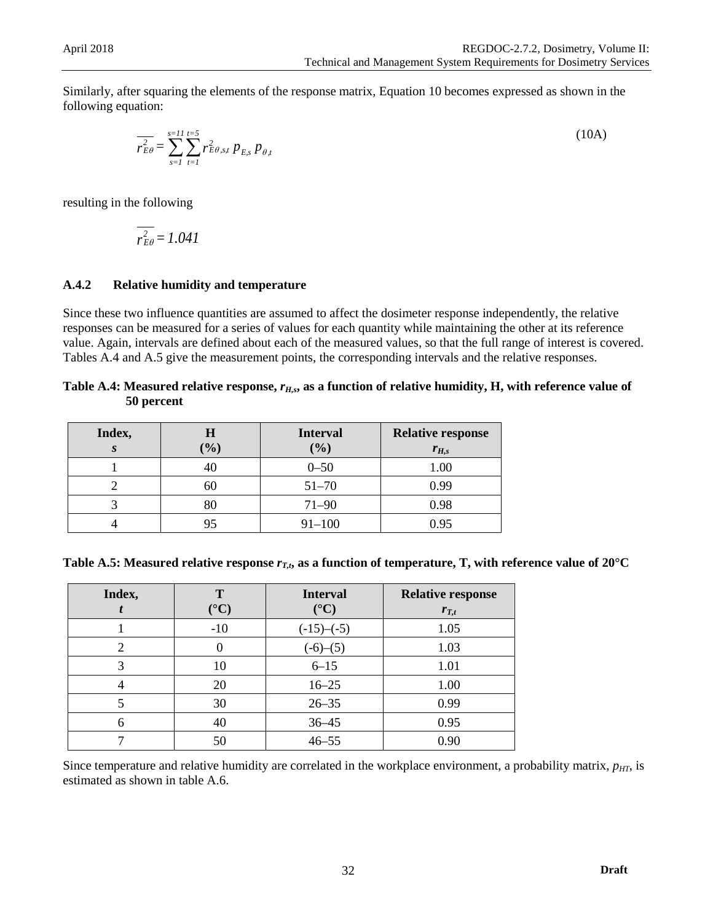Similarly, after squaring the elements of the response matrix, Equation 10 becomes expressed as shown in the following equation:

$$\overline{r^2_{E\theta}} = \sum_{s=1}^{s=11} \sum_{t=1}^{t=5} r^2_{E\theta,s,t} \, p_{E,s} \, p_{\theta,t} \tag{10A}$$

resulting in the following

$$\overline{r^2_{E\theta}} = 1.041$$

### A.4.2 Relative humidity and temperature

Since these two influence quantities are assumed to affect the dosimeter response independently, the relative responses can be measured for a series of values for each quantity while maintaining the other at its reference value. Again, intervals are defined about each of the measured values, so that the full range of interest is covered. Tables A.4 and A.5 give the measurement points, the corresponding intervals and the relative responses.

**Table A.4: Measured relative response, $r_{H,s}$, as a function of relative humidity, H, with reference value of 50 percent**

| Index, *s* | H (%) | Interval (%) | Relative response $r_{H,s}$ |
|---|---|---|---|
| 1 | 40 | 0–50 | 1.00 |
| 2 | 60 | 51–70 | 0.99 |
| 3 | 80 | 71–90 | 0.98 |
| 4 | 95 | 91–100 | 0.95 |

**Table A.5: Measured relative response $r_{T,t}$, as a function of temperature, T, with reference value of 20°C**

| Index, *t* | T (°C) | Interval (°C) | Relative response $r_{T,t}$ |
|---|---|---|---|
| 1 | -10 | (-15)–(-5) | 1.05 |
| 2 | 0 | (-6)–(5) | 1.03 |
| 3 | 10 | 6–15 | 1.01 |
| 4 | 20 | 16–25 | 1.00 |
| 5 | 30 | 26–35 | 0.99 |
| 6 | 40 | 36–45 | 0.95 |
| 7 | 50 | 46–55 | 0.90 |

Since temperature and relative humidity are correlated in the workplace environment, a probability matrix, $p_{HT}$, is estimated as shown in table A.6.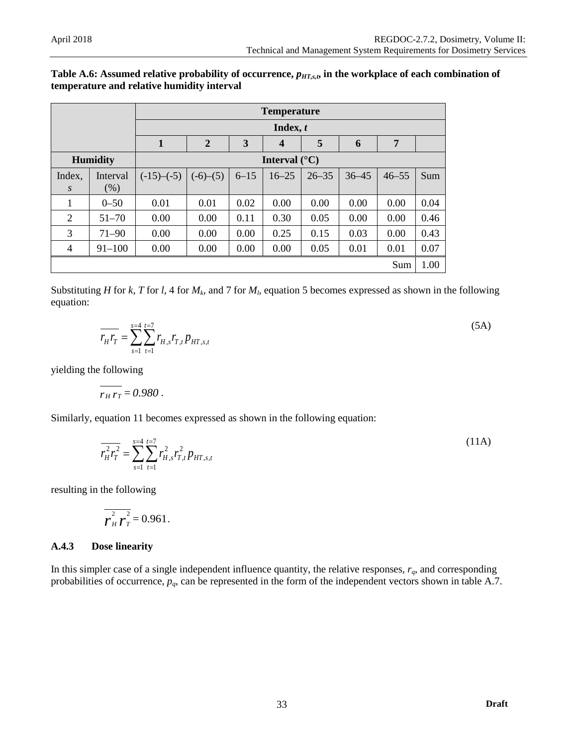**Table A.6: Assumed relative probability of occurrence, $p_{HT,s,t}$, in the workplace of each combination of temperature and relative humidity interval**

| | | **Temperature** | | | | | | | |
|---|---|---|---|---|---|---|---|---|---|
| | | **Index, *t*** | | | | | | | |
| | | **1** | **2** | **3** | **4** | **5** | **6** | **7** | |
| **Humidity** | | **Interval (°C)** | | | | | | | |
| Index, *s* | Interval (%) | (-15)–(-5) | (-6)–(5) | 6–15 | 16–25 | 26–35 | 36–45 | 46–55 | Sum |
| 1 | 0–50 | 0.01 | 0.01 | 0.02 | 0.00 | 0.00 | 0.00 | 0.00 | 0.04 |
| 2 | 51–70 | 0.00 | 0.00 | 0.11 | 0.30 | 0.05 | 0.00 | 0.00 | 0.46 |
| 3 | 71–90 | 0.00 | 0.00 | 0.00 | 0.25 | 0.15 | 0.03 | 0.00 | 0.43 |
| 4 | 91–100 | 0.00 | 0.00 | 0.00 | 0.00 | 0.05 | 0.01 | 0.01 | 0.07 |
| | | | | | | | | Sum | 1.00 |

Substituting $H$ for $k$, $T$ for $l$, 4 for $M_k$, and 7 for $M_l$, equation 5 becomes expressed as shown in the following equation:

$$\overline{r_H r_T} = \sum_{s=1}^{s=4} \sum_{t=1}^{t=7} r_{H,s} r_{T,t} \, p_{HT,s,t} \tag{5A}$$

yielding the following

$$\overline{r_H r_T} = 0.980 \, .$$

Similarly, equation 11 becomes expressed as shown in the following equation:

$$\overline{r_H^2 r_T^2} = \sum_{s=1}^{s=4} \sum_{t=1}^{t=7} r_{H,s}^2 r_{T,t}^2 \, p_{HT,s,t} \tag{11A}$$

resulting in the following

$$\overline{r_H^2 r_T^2} = 0.961 .$$

### A.4.3 Dose linearity

In this simpler case of a single independent influence quantity, the relative responses, $r_q$, and corresponding probabilities of occurrence, $p_q$, can be represented in the form of the independent vectors shown in table A.7.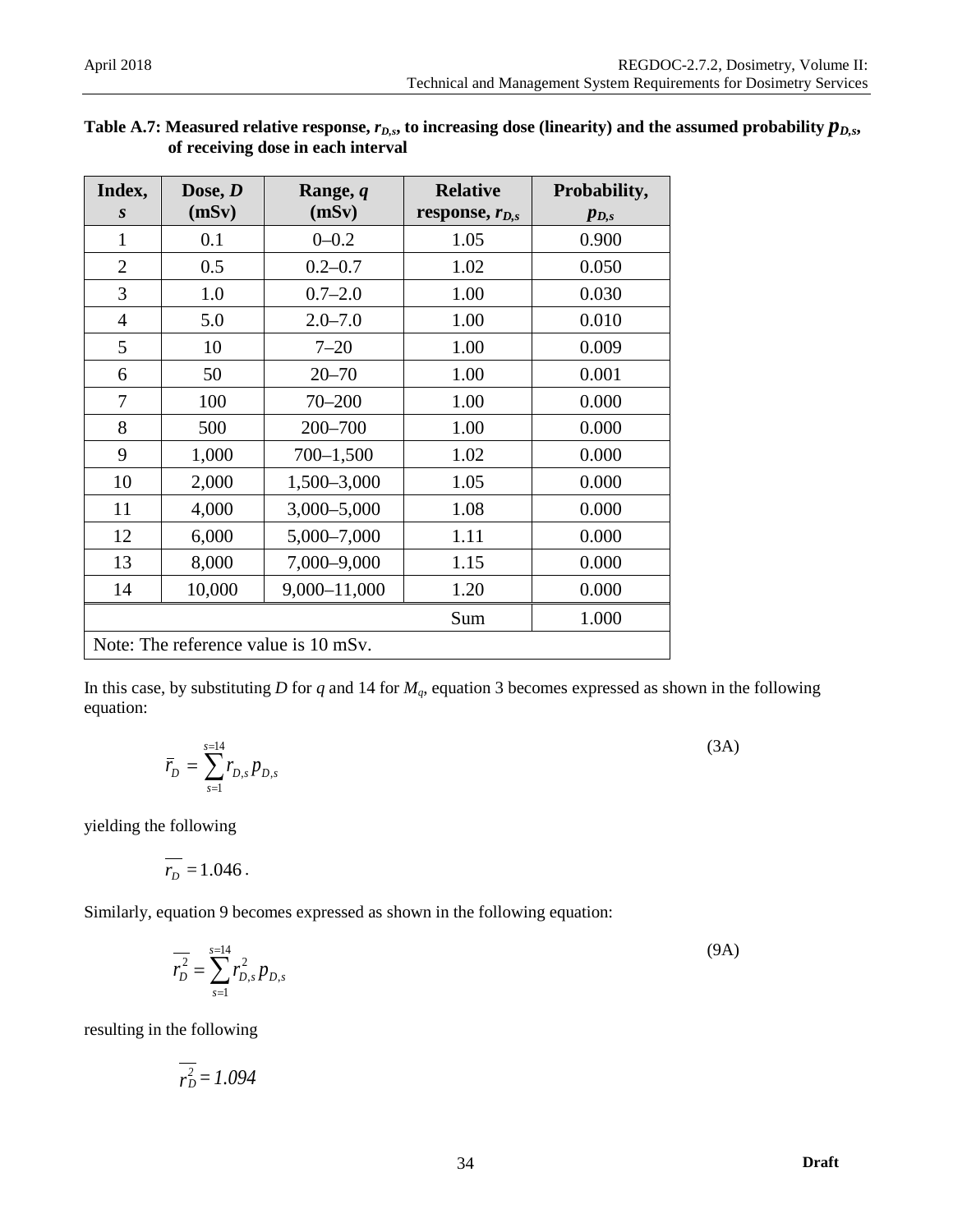**Table A.7: Measured relative response, $r_{D,s}$, to increasing dose (linearity) and the assumed probability $p_{D,s}$, of receiving dose in each interval**

| Index, $s$ | Dose, $D$ (mSv) | Range, $q$ (mSv) | Relative response, $r_{D,s}$ | Probability, $p_{D,s}$ |
|---|---|---|---|---|
| 1 | 0.1 | 0–0.2 | 1.05 | 0.900 |
| 2 | 0.5 | 0.2–0.7 | 1.02 | 0.050 |
| 3 | 1.0 | 0.7–2.0 | 1.00 | 0.030 |
| 4 | 5.0 | 2.0–7.0 | 1.00 | 0.010 |
| 5 | 10 | 7–20 | 1.00 | 0.009 |
| 6 | 50 | 20–70 | 1.00 | 0.001 |
| 7 | 100 | 70–200 | 1.00 | 0.000 |
| 8 | 500 | 200–700 | 1.00 | 0.000 |
| 9 | 1,000 | 700–1,500 | 1.02 | 0.000 |
| 10 | 2,000 | 1,500–3,000 | 1.05 | 0.000 |
| 11 | 4,000 | 3,000–5,000 | 1.08 | 0.000 |
| 12 | 6,000 | 5,000–7,000 | 1.11 | 0.000 |
| 13 | 8,000 | 7,000–9,000 | 1.15 | 0.000 |
| 14 | 10,000 | 9,000–11,000 | 1.20 | 0.000 |
| | | | Sum | 1.000 |
| Note: The reference value is 10 mSv. | | | | |

In this case, by substituting $D$ for $q$ and 14 for $M_q$, equation 3 becomes expressed as shown in the following equation:

$$\bar{r}_D = \sum_{s=1}^{s=14} r_{D,s}\, p_{D,s} \tag{3A}$$

yielding the following

$$\overline{r_D} = 1.046\,.$$

Similarly, equation 9 becomes expressed as shown in the following equation:

$$\overline{r_D^2} = \sum_{s=1}^{s=14} r_{D,s}^2\, p_{D,s} \tag{9A}$$

resulting in the following

$$\overline{r_D^2} = 1.094$$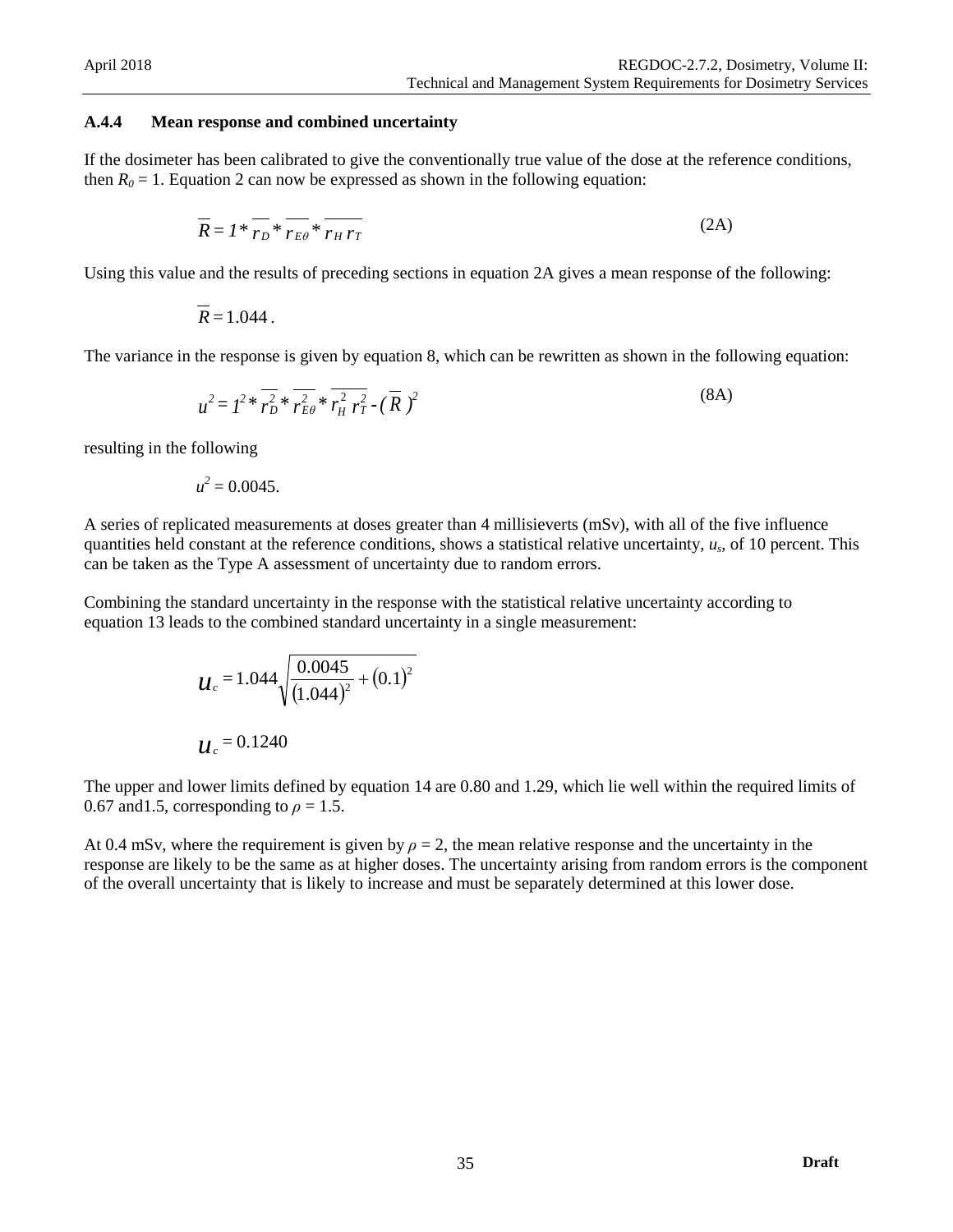### A.4.4 Mean response and combined uncertainty

If the dosimeter has been calibrated to give the conventionally true value of the dose at the reference conditions, then $R_0 = 1$. Equation 2 can now be expressed as shown in the following equation:

$$\overline{R} = 1 * \overline{r_D} * \overline{r_{E\theta}} * \overline{r_H r_T} \tag{2A}$$

Using this value and the results of preceding sections in equation 2A gives a mean response of the following:

$$\overline{R} = 1.044 .$$

The variance in the response is given by equation 8, which can be rewritten as shown in the following equation:

$$u^2 = 1^2 * \overline{r_D^2} * \overline{r_{E\theta}^2} * \overline{r_H^2 r_T^2} - (\overline{R})^2 \tag{8A}$$

resulting in the following

$$u^2 = 0.0045.$$

A series of replicated measurements at doses greater than 4 millisieverts (mSv), with all of the five influence quantities held constant at the reference conditions, shows a statistical relative uncertainty, $u_s$, of 10 percent. This can be taken as the Type A assessment of uncertainty due to random errors.

Combining the standard uncertainty in the response with the statistical relative uncertainty according to equation 13 leads to the combined standard uncertainty in a single measurement:

$$u_c = 1.044 \sqrt{\frac{0.0045}{(1.044)^2} + (0.1)^2}$$

$$u_c = 0.1240$$

The upper and lower limits defined by equation 14 are 0.80 and 1.29, which lie well within the required limits of 0.67 and1.5, corresponding to $\rho = 1.5$.

At 0.4 mSv, where the requirement is given by $\rho = 2$, the mean relative response and the uncertainty in the response are likely to be the same as at higher doses. The uncertainty arising from random errors is the component of the overall uncertainty that is likely to increase and must be separately determined at this lower dose.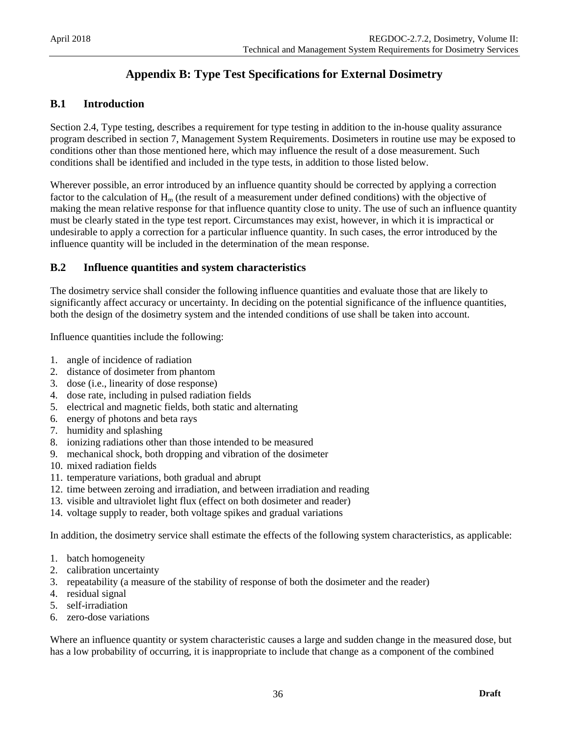# Appendix B: Type Test Specifications for External Dosimetry

## B.1 Introduction

Section 2.4, Type testing, describes a requirement for type testing in addition to the in-house quality assurance program described in section 7, Management System Requirements. Dosimeters in routine use may be exposed to conditions other than those mentioned here, which may influence the result of a dose measurement. Such conditions shall be identified and included in the type tests, in addition to those listed below.

Wherever possible, an error introduced by an influence quantity should be corrected by applying a correction factor to the calculation of $H_m$ (the result of a measurement under defined conditions) with the objective of making the mean relative response for that influence quantity close to unity. The use of such an influence quantity must be clearly stated in the type test report. Circumstances may exist, however, in which it is impractical or undesirable to apply a correction for a particular influence quantity. In such cases, the error introduced by the influence quantity will be included in the determination of the mean response.

## B.2 Influence quantities and system characteristics

The dosimetry service shall consider the following influence quantities and evaluate those that are likely to significantly affect accuracy or uncertainty. In deciding on the potential significance of the influence quantities, both the design of the dosimetry system and the intended conditions of use shall be taken into account.

Influence quantities include the following:

1. angle of incidence of radiation
2. distance of dosimeter from phantom
3. dose (i.e., linearity of dose response)
4. dose rate, including in pulsed radiation fields
5. electrical and magnetic fields, both static and alternating
6. energy of photons and beta rays
7. humidity and splashing
8. ionizing radiations other than those intended to be measured
9. mechanical shock, both dropping and vibration of the dosimeter
10. mixed radiation fields
11. temperature variations, both gradual and abrupt
12. time between zeroing and irradiation, and between irradiation and reading
13. visible and ultraviolet light flux (effect on both dosimeter and reader)
14. voltage supply to reader, both voltage spikes and gradual variations

In addition, the dosimetry service shall estimate the effects of the following system characteristics, as applicable:

1. batch homogeneity
2. calibration uncertainty
3. repeatability (a measure of the stability of response of both the dosimeter and the reader)
4. residual signal
5. self-irradiation
6. zero-dose variations

Where an influence quantity or system characteristic causes a large and sudden change in the measured dose, but has a low probability of occurring, it is inappropriate to include that change as a component of the combined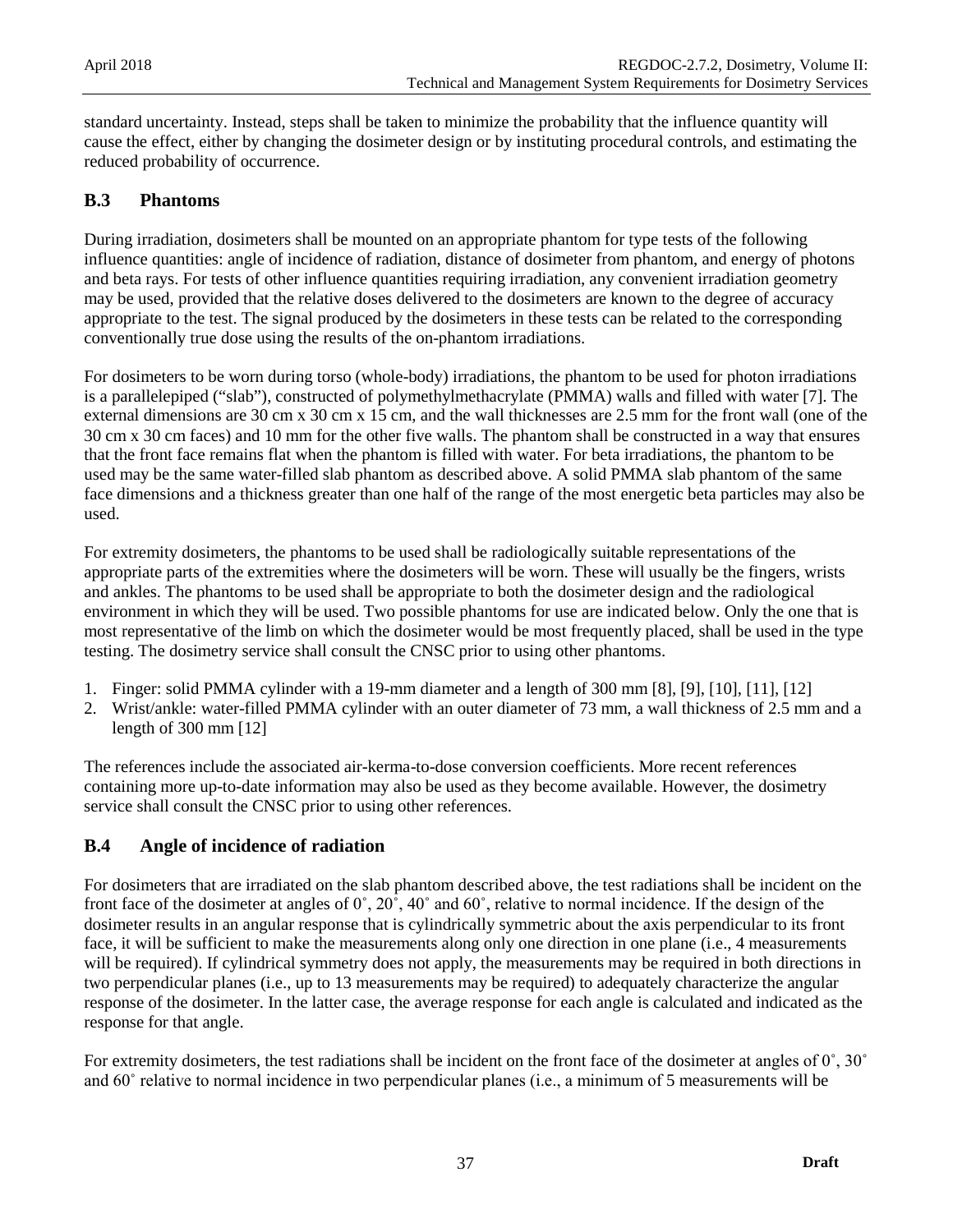standard uncertainty. Instead, steps shall be taken to minimize the probability that the influence quantity will cause the effect, either by changing the dosimeter design or by instituting procedural controls, and estimating the reduced probability of occurrence.

## B.3 Phantoms

During irradiation, dosimeters shall be mounted on an appropriate phantom for type tests of the following influence quantities: angle of incidence of radiation, distance of dosimeter from phantom, and energy of photons and beta rays. For tests of other influence quantities requiring irradiation, any convenient irradiation geometry may be used, provided that the relative doses delivered to the dosimeters are known to the degree of accuracy appropriate to the test. The signal produced by the dosimeters in these tests can be related to the corresponding conventionally true dose using the results of the on-phantom irradiations.

For dosimeters to be worn during torso (whole-body) irradiations, the phantom to be used for photon irradiations is a parallelepiped ("slab"), constructed of polymethylmethacrylate (PMMA) walls and filled with water [7]. The external dimensions are 30 cm x 30 cm x 15 cm, and the wall thicknesses are 2.5 mm for the front wall (one of the 30 cm x 30 cm faces) and 10 mm for the other five walls. The phantom shall be constructed in a way that ensures that the front face remains flat when the phantom is filled with water. For beta irradiations, the phantom to be used may be the same water-filled slab phantom as described above. A solid PMMA slab phantom of the same face dimensions and a thickness greater than one half of the range of the most energetic beta particles may also be used.

For extremity dosimeters, the phantoms to be used shall be radiologically suitable representations of the appropriate parts of the extremities where the dosimeters will be worn. These will usually be the fingers, wrists and ankles. The phantoms to be used shall be appropriate to both the dosimeter design and the radiological environment in which they will be used. Two possible phantoms for use are indicated below. Only the one that is most representative of the limb on which the dosimeter would be most frequently placed, shall be used in the type testing. The dosimetry service shall consult the CNSC prior to using other phantoms.

1. Finger: solid PMMA cylinder with a 19-mm diameter and a length of 300 mm [8], [9], [10], [11], [12]
2. Wrist/ankle: water-filled PMMA cylinder with an outer diameter of 73 mm, a wall thickness of 2.5 mm and a length of 300 mm [12]

The references include the associated air-kerma-to-dose conversion coefficients. More recent references containing more up-to-date information may also be used as they become available. However, the dosimetry service shall consult the CNSC prior to using other references.

## B.4 Angle of incidence of radiation

For dosimeters that are irradiated on the slab phantom described above, the test radiations shall be incident on the front face of the dosimeter at angles of 0˚, 20˚, 40˚ and 60˚, relative to normal incidence. If the design of the dosimeter results in an angular response that is cylindrically symmetric about the axis perpendicular to its front face, it will be sufficient to make the measurements along only one direction in one plane (i.e., 4 measurements will be required). If cylindrical symmetry does not apply, the measurements may be required in both directions in two perpendicular planes (i.e., up to 13 measurements may be required) to adequately characterize the angular response of the dosimeter. In the latter case, the average response for each angle is calculated and indicated as the response for that angle.

For extremity dosimeters, the test radiations shall be incident on the front face of the dosimeter at angles of 0˚, 30˚ and 60˚ relative to normal incidence in two perpendicular planes (i.e., a minimum of 5 measurements will be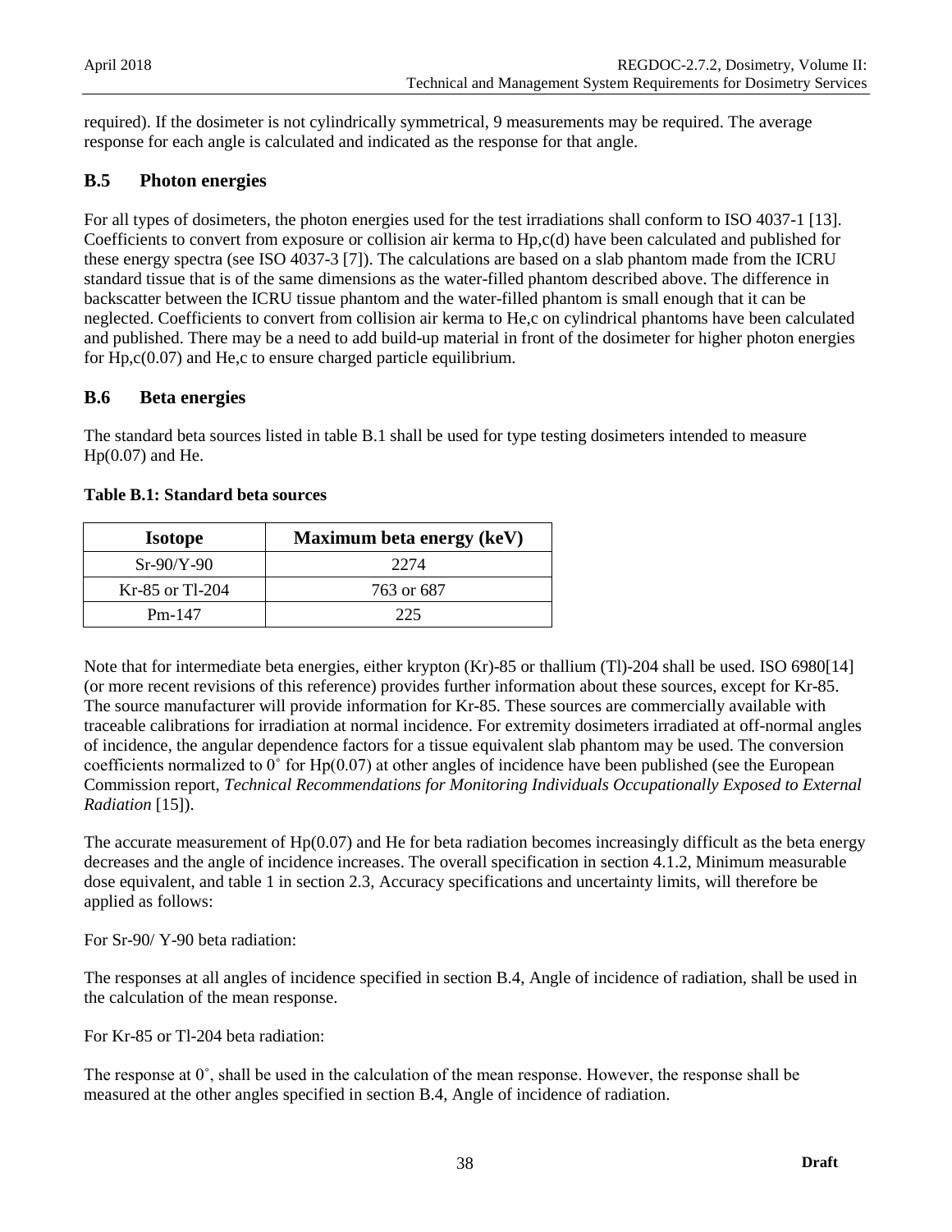required). If the dosimeter is not cylindrically symmetrical, 9 measurements may be required. The average response for each angle is calculated and indicated as the response for that angle.

## B.5 Photon energies

For all types of dosimeters, the photon energies used for the test irradiations shall conform to ISO 4037-1 [13]. Coefficients to convert from exposure or collision air kerma to $H_{p,c}(d)$ have been calculated and published for these energy spectra (see ISO 4037-3 [7]). The calculations are based on a slab phantom made from the ICRU standard tissue that is of the same dimensions as the water-filled phantom described above. The difference in backscatter between the ICRU tissue phantom and the water-filled phantom is small enough that it can be neglected. Coefficients to convert from collision air kerma to $H_{e,c}$ on cylindrical phantoms have been calculated and published. There may be a need to add build-up material in front of the dosimeter for higher photon energies for $H_{p,c}(0.07)$ and $H_{e,c}$ to ensure charged particle equilibrium.

## B.6 Beta energies

The standard beta sources listed in table B.1 shall be used for type testing dosimeters intended to measure $H_p(0.07)$ and $H_e$.

**Table B.1: Standard beta sources**

| Isotope | Maximum beta energy (keV) |
|---|---|
| Sr-90/Y-90 | 2274 |
| Kr-85 or Tl-204 | 763 or 687 |
| Pm-147 | 225 |

Note that for intermediate beta energies, either krypton (Kr)-85 or thallium (Tl)-204 shall be used. ISO 6980[14] (or more recent revisions of this reference) provides further information about these sources, except for Kr-85. The source manufacturer will provide information for Kr-85. These sources are commercially available with traceable calibrations for irradiation at normal incidence. For extremity dosimeters irradiated at off-normal angles of incidence, the angular dependence factors for a tissue equivalent slab phantom may be used. The conversion coefficients normalized to 0˚ for $H_p(0.07)$ at other angles of incidence have been published (see the European Commission report, *Technical Recommendations for Monitoring Individuals Occupationally Exposed to External Radiation* [15]).

The accurate measurement of $H_p(0.07)$ and $H_e$ for beta radiation becomes increasingly difficult as the beta energy decreases and the angle of incidence increases. The overall specification in section 4.1.2, Minimum measurable dose equivalent, and table 1 in section 2.3, Accuracy specifications and uncertainty limits, will therefore be applied as follows:

For Sr-90/ Y-90 beta radiation:

The responses at all angles of incidence specified in section B.4, Angle of incidence of radiation, shall be used in the calculation of the mean response.

For Kr-85 or Tl-204 beta radiation:

The response at 0˚, shall be used in the calculation of the mean response. However, the response shall be measured at the other angles specified in section B.4, Angle of incidence of radiation.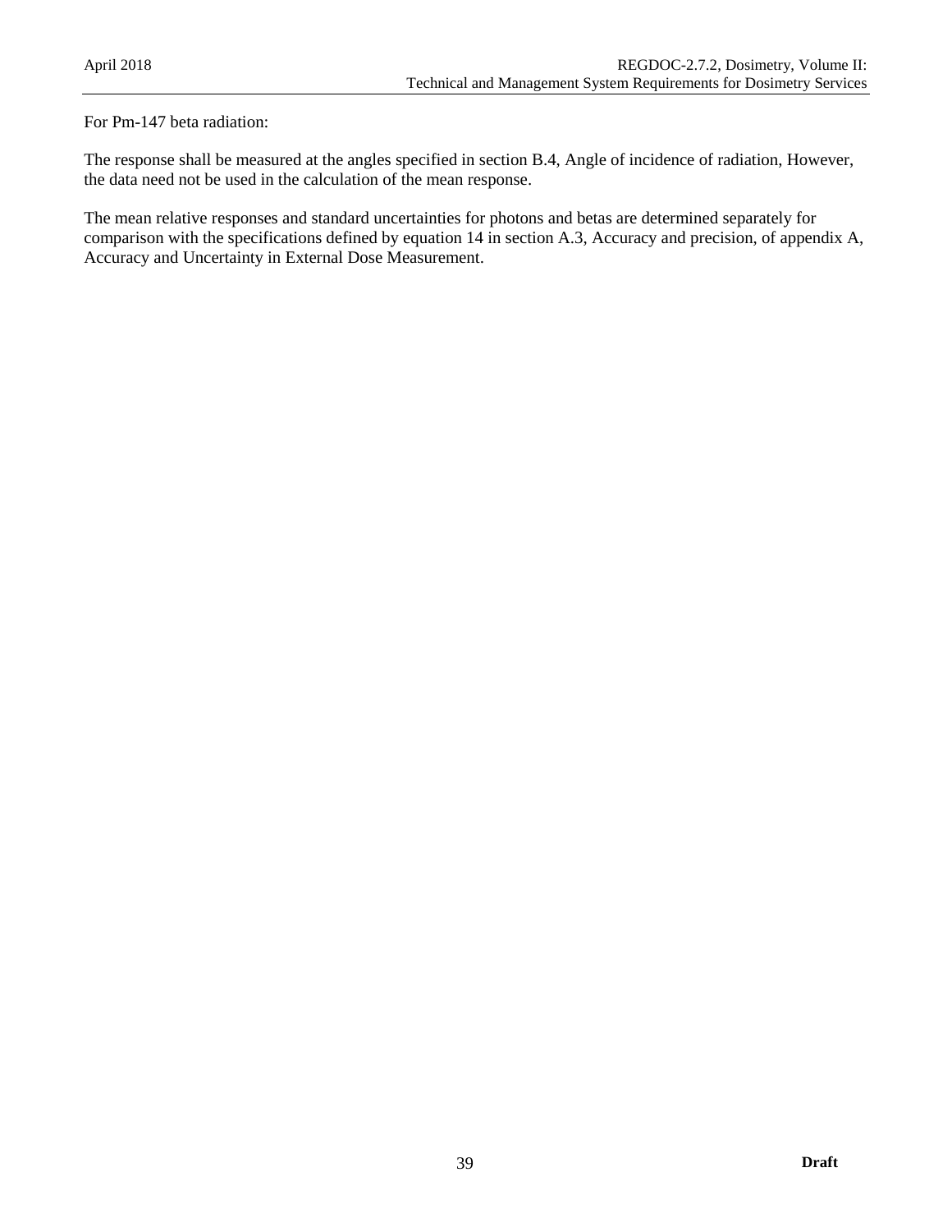For Pm-147 beta radiation:

The response shall be measured at the angles specified in section B.4, Angle of incidence of radiation, However, the data need not be used in the calculation of the mean response.

The mean relative responses and standard uncertainties for photons and betas are determined separately for comparison with the specifications defined by equation 14 in section A.3, Accuracy and precision, of appendix A, Accuracy and Uncertainty in External Dose Measurement.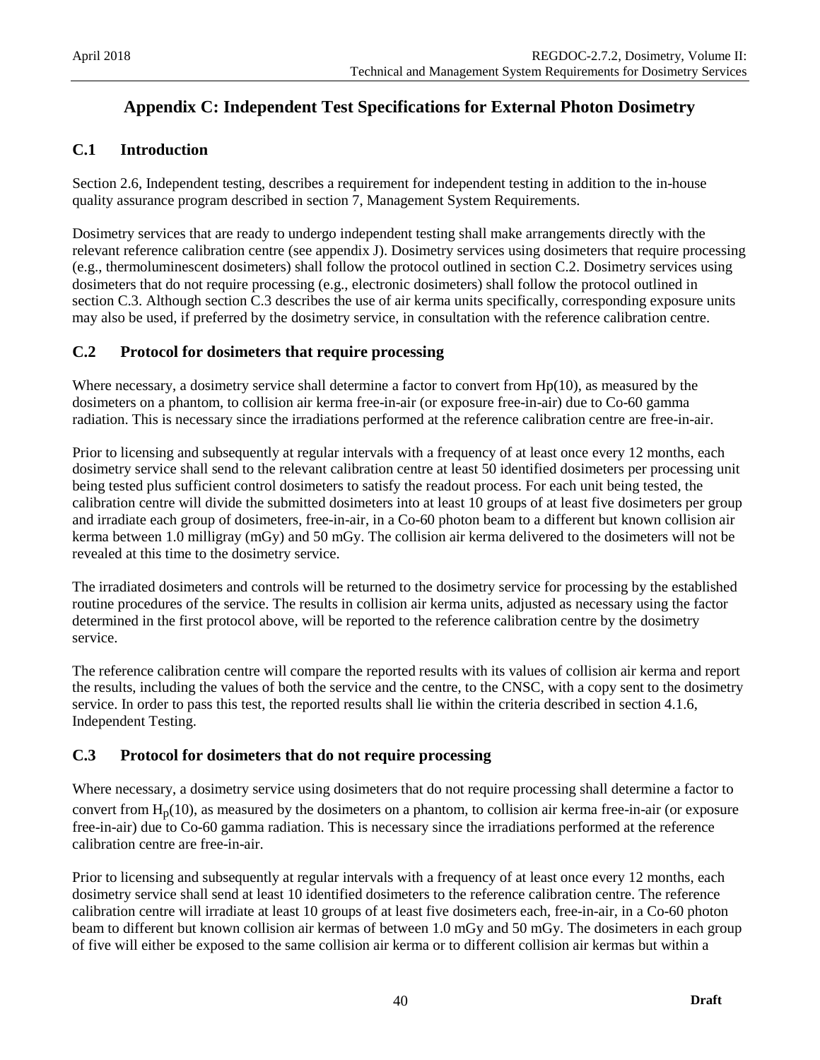# Appendix C: Independent Test Specifications for External Photon Dosimetry

## C.1 Introduction

Section 2.6, Independent testing, describes a requirement for independent testing in addition to the in-house quality assurance program described in section 7, Management System Requirements.

Dosimetry services that are ready to undergo independent testing shall make arrangements directly with the relevant reference calibration centre (see appendix J). Dosimetry services using dosimeters that require processing (e.g., thermoluminescent dosimeters) shall follow the protocol outlined in section C.2. Dosimetry services using dosimeters that do not require processing (e.g., electronic dosimeters) shall follow the protocol outlined in section C.3. Although section C.3 describes the use of air kerma units specifically, corresponding exposure units may also be used, if preferred by the dosimetry service, in consultation with the reference calibration centre.

## C.2 Protocol for dosimeters that require processing

Where necessary, a dosimetry service shall determine a factor to convert from Hp(10), as measured by the dosimeters on a phantom, to collision air kerma free-in-air (or exposure free-in-air) due to Co-60 gamma radiation. This is necessary since the irradiations performed at the reference calibration centre are free-in-air.

Prior to licensing and subsequently at regular intervals with a frequency of at least once every 12 months, each dosimetry service shall send to the relevant calibration centre at least 50 identified dosimeters per processing unit being tested plus sufficient control dosimeters to satisfy the readout process. For each unit being tested, the calibration centre will divide the submitted dosimeters into at least 10 groups of at least five dosimeters per group and irradiate each group of dosimeters, free-in-air, in a Co-60 photon beam to a different but known collision air kerma between 1.0 milligray (mGy) and 50 mGy. The collision air kerma delivered to the dosimeters will not be revealed at this time to the dosimetry service.

The irradiated dosimeters and controls will be returned to the dosimetry service for processing by the established routine procedures of the service. The results in collision air kerma units, adjusted as necessary using the factor determined in the first protocol above, will be reported to the reference calibration centre by the dosimetry service.

The reference calibration centre will compare the reported results with its values of collision air kerma and report the results, including the values of both the service and the centre, to the CNSC, with a copy sent to the dosimetry service. In order to pass this test, the reported results shall lie within the criteria described in section 4.1.6, Independent Testing.

## C.3 Protocol for dosimeters that do not require processing

Where necessary, a dosimetry service using dosimeters that do not require processing shall determine a factor to convert from $H_p(10)$, as measured by the dosimeters on a phantom, to collision air kerma free-in-air (or exposure free-in-air) due to Co-60 gamma radiation. This is necessary since the irradiations performed at the reference calibration centre are free-in-air.

Prior to licensing and subsequently at regular intervals with a frequency of at least once every 12 months, each dosimetry service shall send at least 10 identified dosimeters to the reference calibration centre. The reference calibration centre will irradiate at least 10 groups of at least five dosimeters each, free-in-air, in a Co-60 photon beam to different but known collision air kermas of between 1.0 mGy and 50 mGy. The dosimeters in each group of five will either be exposed to the same collision air kerma or to different collision air kermas but within a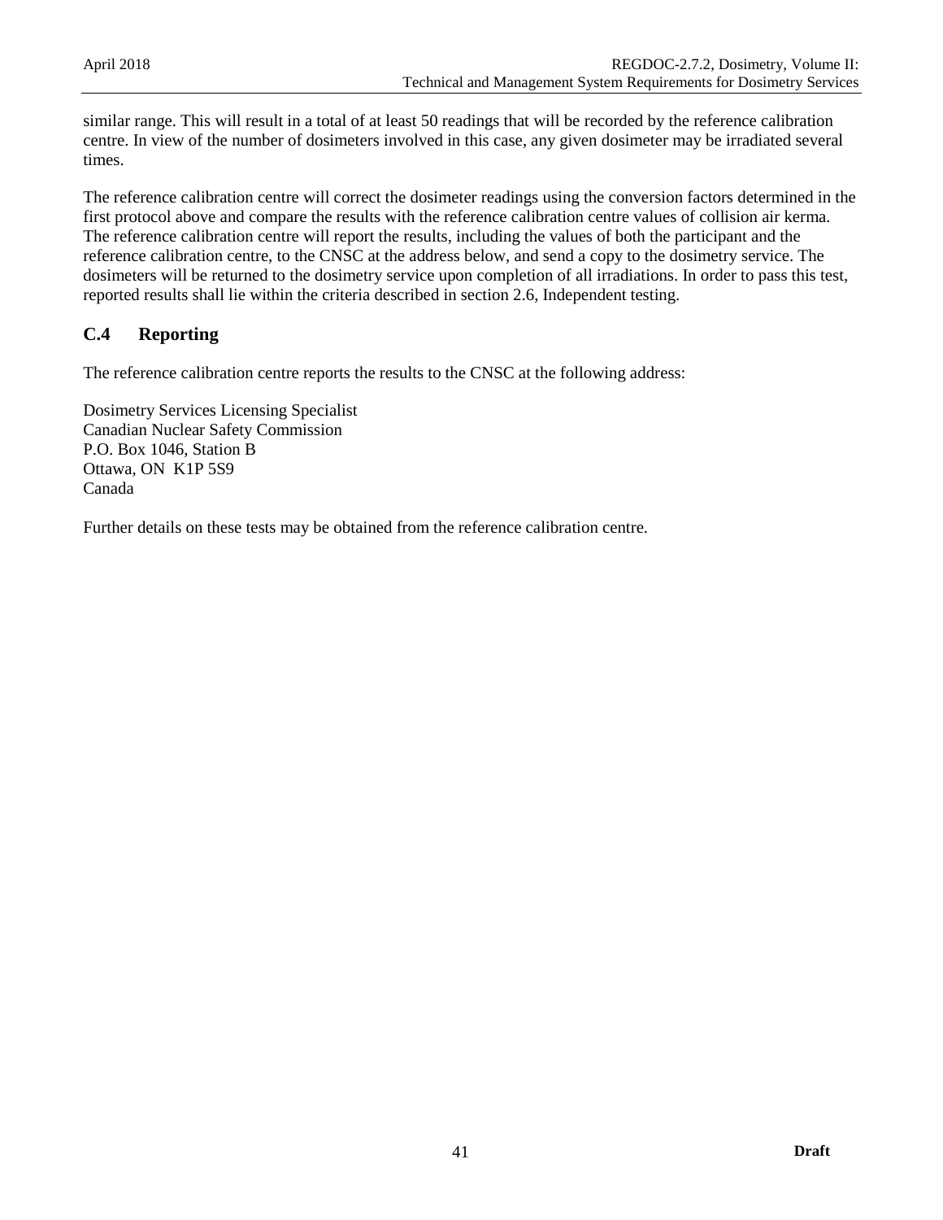similar range. This will result in a total of at least 50 readings that will be recorded by the reference calibration centre. In view of the number of dosimeters involved in this case, any given dosimeter may be irradiated several times.

The reference calibration centre will correct the dosimeter readings using the conversion factors determined in the first protocol above and compare the results with the reference calibration centre values of collision air kerma. The reference calibration centre will report the results, including the values of both the participant and the reference calibration centre, to the CNSC at the address below, and send a copy to the dosimetry service. The dosimeters will be returned to the dosimetry service upon completion of all irradiations. In order to pass this test, reported results shall lie within the criteria described in section 2.6, Independent testing.

## C.4 Reporting

The reference calibration centre reports the results to the CNSC at the following address:

Dosimetry Services Licensing Specialist
Canadian Nuclear Safety Commission
P.O. Box 1046, Station B
Ottawa, ON K1P 5S9
Canada

Further details on these tests may be obtained from the reference calibration centre.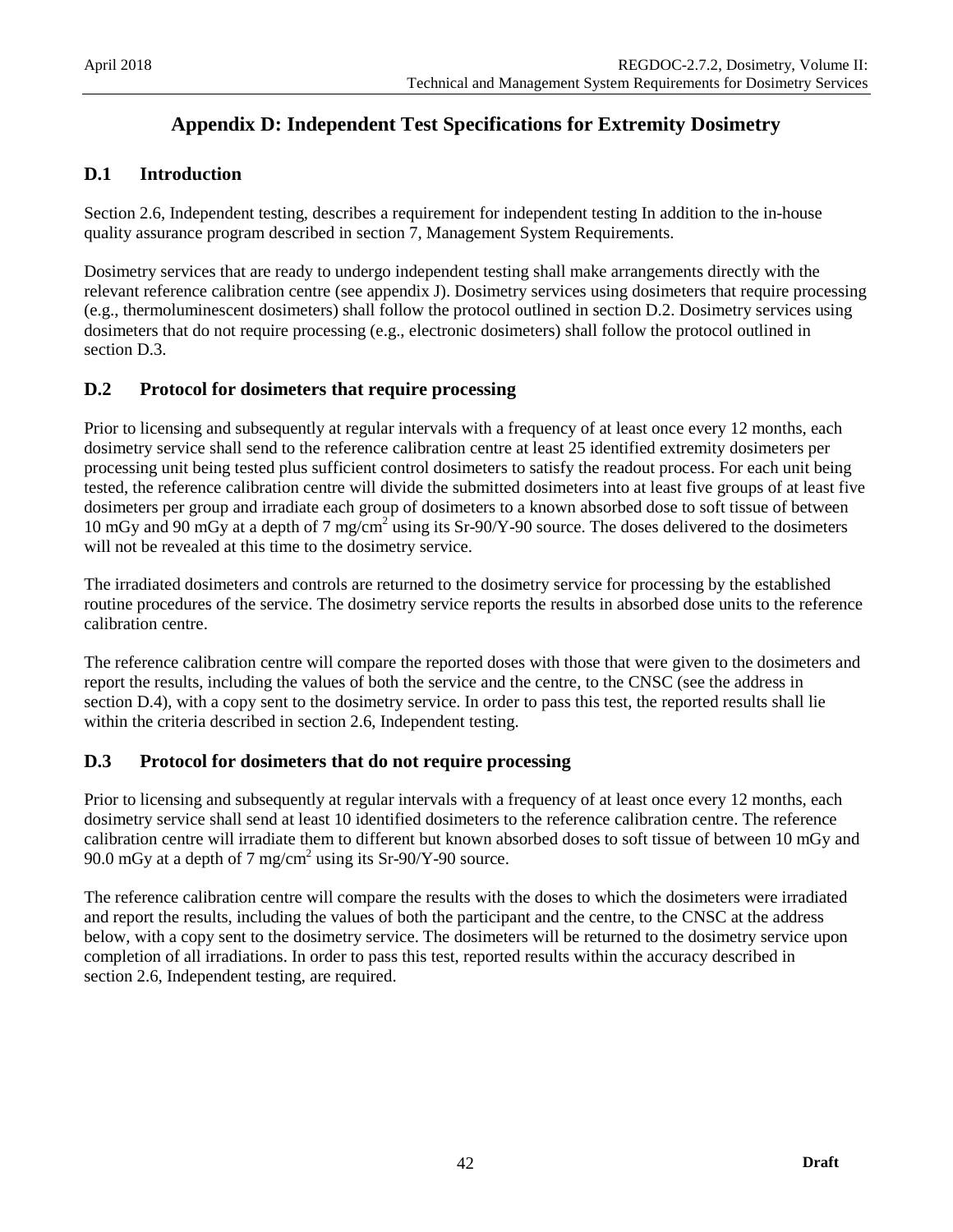# Appendix D: Independent Test Specifications for Extremity Dosimetry

## D.1 Introduction

Section 2.6, Independent testing, describes a requirement for independent testing In addition to the in-house quality assurance program described in section 7, Management System Requirements.

Dosimetry services that are ready to undergo independent testing shall make arrangements directly with the relevant reference calibration centre (see appendix J). Dosimetry services using dosimeters that require processing (e.g., thermoluminescent dosimeters) shall follow the protocol outlined in section D.2. Dosimetry services using dosimeters that do not require processing (e.g., electronic dosimeters) shall follow the protocol outlined in section D.3.

## D.2 Protocol for dosimeters that require processing

Prior to licensing and subsequently at regular intervals with a frequency of at least once every 12 months, each dosimetry service shall send to the reference calibration centre at least 25 identified extremity dosimeters per processing unit being tested plus sufficient control dosimeters to satisfy the readout process. For each unit being tested, the reference calibration centre will divide the submitted dosimeters into at least five groups of at least five dosimeters per group and irradiate each group of dosimeters to a known absorbed dose to soft tissue of between 10 mGy and 90 mGy at a depth of 7 mg/cm$^2$ using its Sr-90/Y-90 source. The doses delivered to the dosimeters will not be revealed at this time to the dosimetry service.

The irradiated dosimeters and controls are returned to the dosimetry service for processing by the established routine procedures of the service. The dosimetry service reports the results in absorbed dose units to the reference calibration centre.

The reference calibration centre will compare the reported doses with those that were given to the dosimeters and report the results, including the values of both the service and the centre, to the CNSC (see the address in section D.4), with a copy sent to the dosimetry service. In order to pass this test, the reported results shall lie within the criteria described in section 2.6, Independent testing.

## D.3 Protocol for dosimeters that do not require processing

Prior to licensing and subsequently at regular intervals with a frequency of at least once every 12 months, each dosimetry service shall send at least 10 identified dosimeters to the reference calibration centre. The reference calibration centre will irradiate them to different but known absorbed doses to soft tissue of between 10 mGy and 90.0 mGy at a depth of 7 mg/cm$^2$ using its Sr-90/Y-90 source.

The reference calibration centre will compare the results with the doses to which the dosimeters were irradiated and report the results, including the values of both the participant and the centre, to the CNSC at the address below, with a copy sent to the dosimetry service. The dosimeters will be returned to the dosimetry service upon completion of all irradiations. In order to pass this test, reported results within the accuracy described in section 2.6, Independent testing, are required.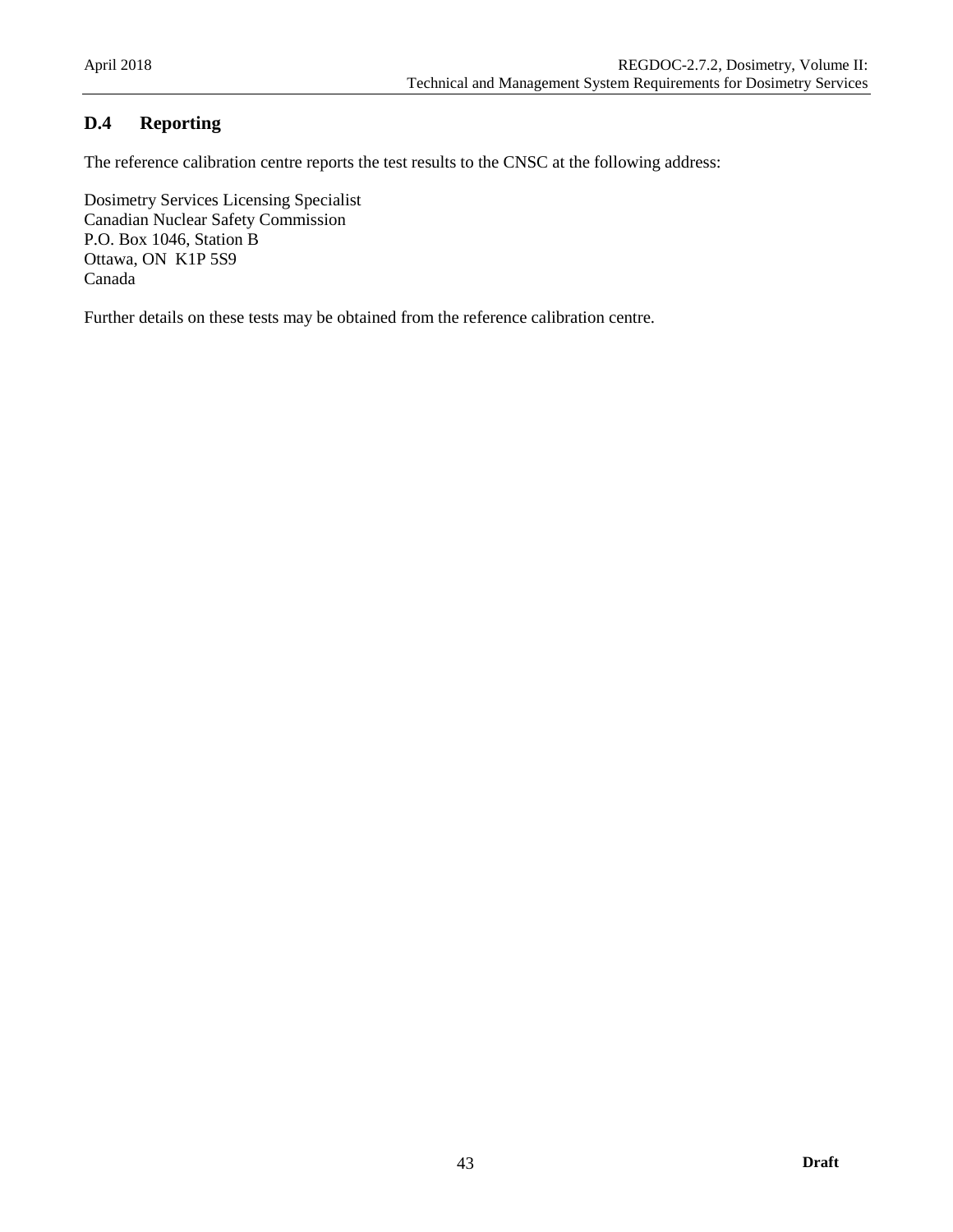### D.4 Reporting

The reference calibration centre reports the test results to the CNSC at the following address:

Dosimetry Services Licensing Specialist
Canadian Nuclear Safety Commission
P.O. Box 1046, Station B
Ottawa, ON K1P 5S9
Canada

Further details on these tests may be obtained from the reference calibration centre.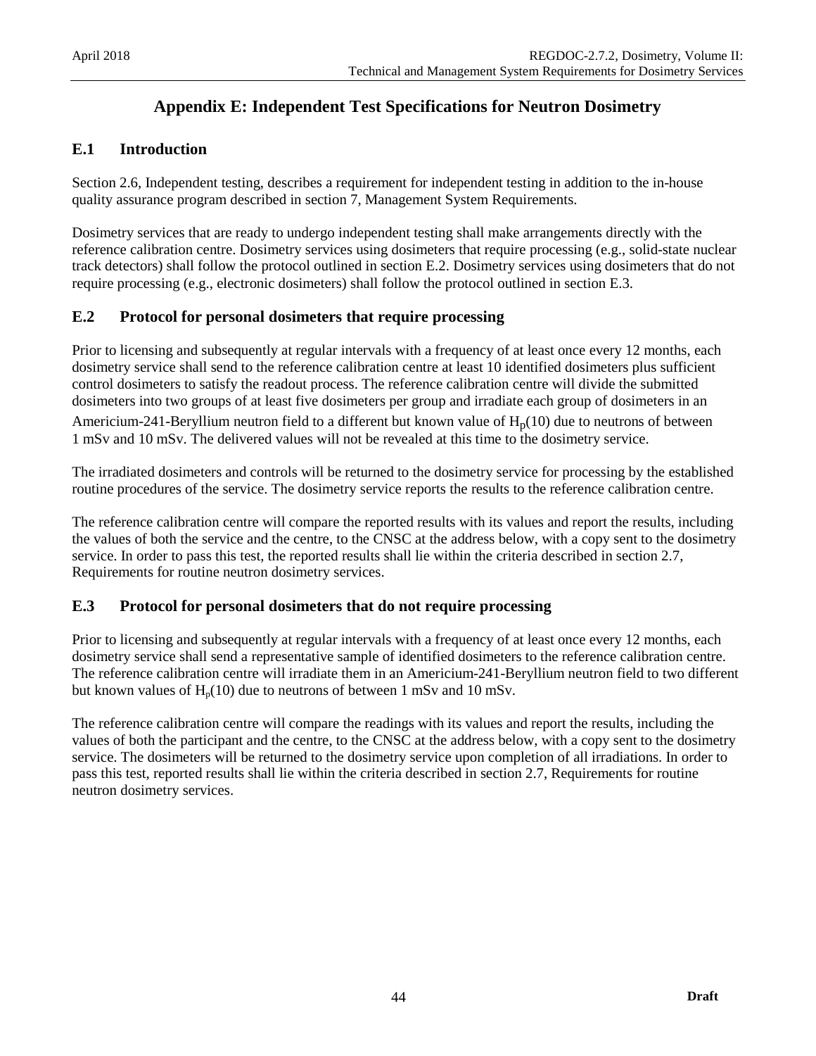# Appendix E: Independent Test Specifications for Neutron Dosimetry

## E.1 Introduction

Section 2.6, Independent testing, describes a requirement for independent testing in addition to the in-house quality assurance program described in section 7, Management System Requirements.

Dosimetry services that are ready to undergo independent testing shall make arrangements directly with the reference calibration centre. Dosimetry services using dosimeters that require processing (e.g., solid-state nuclear track detectors) shall follow the protocol outlined in section E.2. Dosimetry services using dosimeters that do not require processing (e.g., electronic dosimeters) shall follow the protocol outlined in section E.3.

## E.2 Protocol for personal dosimeters that require processing

Prior to licensing and subsequently at regular intervals with a frequency of at least once every 12 months, each dosimetry service shall send to the reference calibration centre at least 10 identified dosimeters plus sufficient control dosimeters to satisfy the readout process. The reference calibration centre will divide the submitted dosimeters into two groups of at least five dosimeters per group and irradiate each group of dosimeters in an Americium-241-Beryllium neutron field to a different but known value of $H_p(10)$ due to neutrons of between 1 mSv and 10 mSv. The delivered values will not be revealed at this time to the dosimetry service.

The irradiated dosimeters and controls will be returned to the dosimetry service for processing by the established routine procedures of the service. The dosimetry service reports the results to the reference calibration centre.

The reference calibration centre will compare the reported results with its values and report the results, including the values of both the service and the centre, to the CNSC at the address below, with a copy sent to the dosimetry service. In order to pass this test, the reported results shall lie within the criteria described in section 2.7, Requirements for routine neutron dosimetry services.

## E.3 Protocol for personal dosimeters that do not require processing

Prior to licensing and subsequently at regular intervals with a frequency of at least once every 12 months, each dosimetry service shall send a representative sample of identified dosimeters to the reference calibration centre. The reference calibration centre will irradiate them in an Americium-241-Beryllium neutron field to two different but known values of $H_p(10)$ due to neutrons of between 1 mSv and 10 mSv.

The reference calibration centre will compare the readings with its values and report the results, including the values of both the participant and the centre, to the CNSC at the address below, with a copy sent to the dosimetry service. The dosimeters will be returned to the dosimetry service upon completion of all irradiations. In order to pass this test, reported results shall lie within the criteria described in section 2.7, Requirements for routine neutron dosimetry services.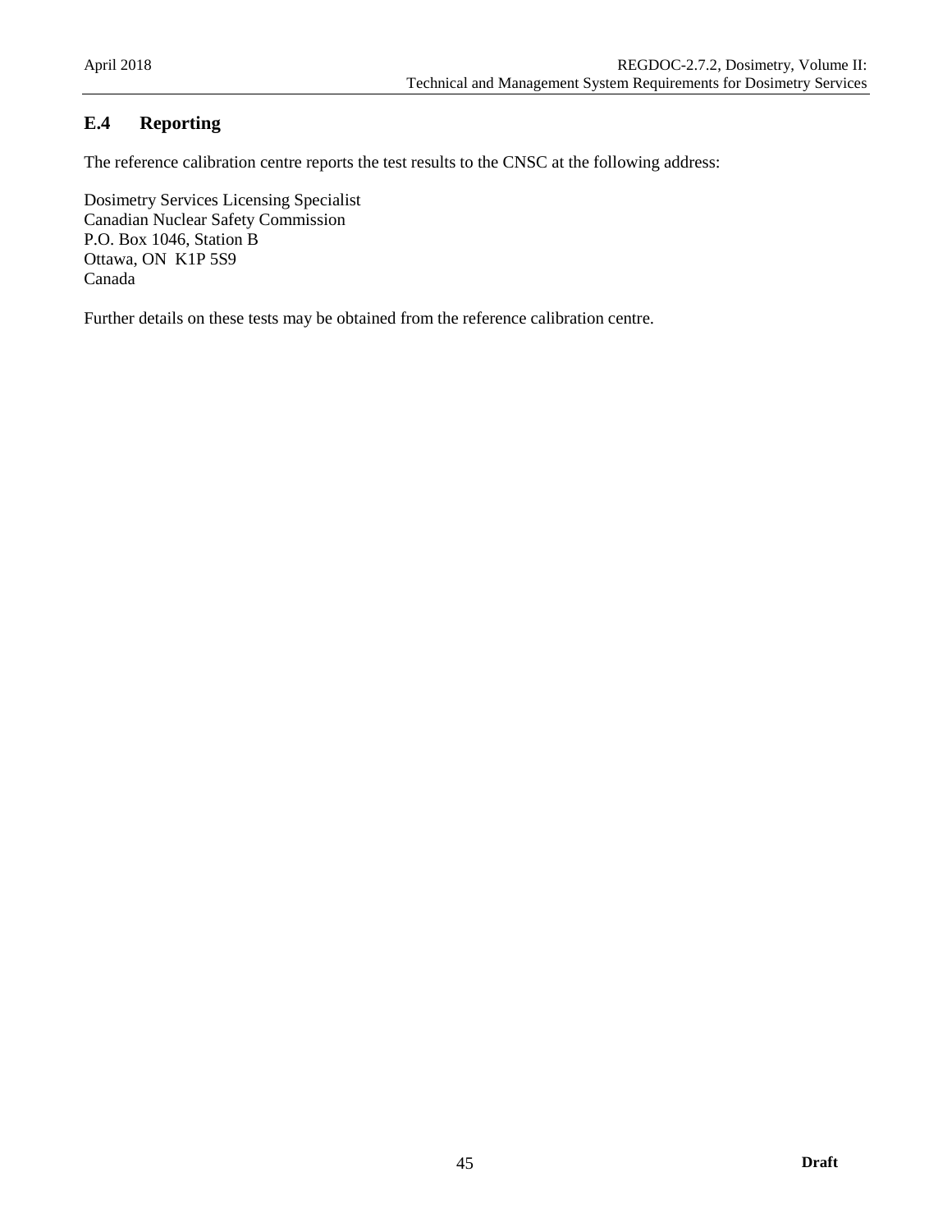### E.4 Reporting

The reference calibration centre reports the test results to the CNSC at the following address:

Dosimetry Services Licensing Specialist
Canadian Nuclear Safety Commission
P.O. Box 1046, Station B
Ottawa, ON  K1P 5S9
Canada

Further details on these tests may be obtained from the reference calibration centre.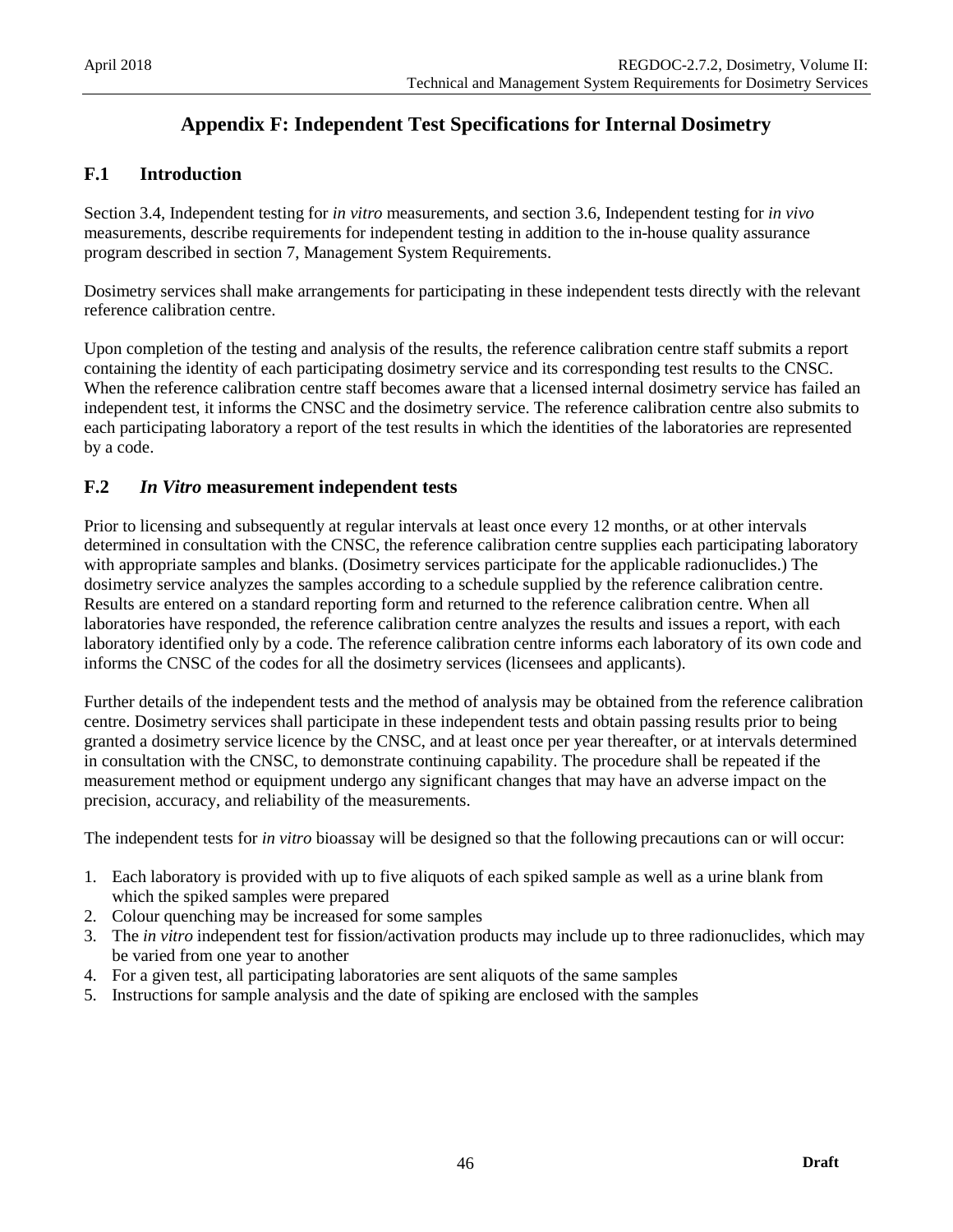# Appendix F: Independent Test Specifications for Internal Dosimetry

## F.1 Introduction

Section 3.4, Independent testing for *in vitro* measurements, and section 3.6, Independent testing for *in vivo* measurements, describe requirements for independent testing in addition to the in-house quality assurance program described in section 7, Management System Requirements.

Dosimetry services shall make arrangements for participating in these independent tests directly with the relevant reference calibration centre.

Upon completion of the testing and analysis of the results, the reference calibration centre staff submits a report containing the identity of each participating dosimetry service and its corresponding test results to the CNSC. When the reference calibration centre staff becomes aware that a licensed internal dosimetry service has failed an independent test, it informs the CNSC and the dosimetry service. The reference calibration centre also submits to each participating laboratory a report of the test results in which the identities of the laboratories are represented by a code.

## F.2 *In Vitro* measurement independent tests

Prior to licensing and subsequently at regular intervals at least once every 12 months, or at other intervals determined in consultation with the CNSC, the reference calibration centre supplies each participating laboratory with appropriate samples and blanks. (Dosimetry services participate for the applicable radionuclides.) The dosimetry service analyzes the samples according to a schedule supplied by the reference calibration centre. Results are entered on a standard reporting form and returned to the reference calibration centre. When all laboratories have responded, the reference calibration centre analyzes the results and issues a report, with each laboratory identified only by a code. The reference calibration centre informs each laboratory of its own code and informs the CNSC of the codes for all the dosimetry services (licensees and applicants).

Further details of the independent tests and the method of analysis may be obtained from the reference calibration centre. Dosimetry services shall participate in these independent tests and obtain passing results prior to being granted a dosimetry service licence by the CNSC, and at least once per year thereafter, or at intervals determined in consultation with the CNSC, to demonstrate continuing capability. The procedure shall be repeated if the measurement method or equipment undergo any significant changes that may have an adverse impact on the precision, accuracy, and reliability of the measurements.

The independent tests for *in vitro* bioassay will be designed so that the following precautions can or will occur:

1. Each laboratory is provided with up to five aliquots of each spiked sample as well as a urine blank from which the spiked samples were prepared
2. Colour quenching may be increased for some samples
3. The *in vitro* independent test for fission/activation products may include up to three radionuclides, which may be varied from one year to another
4. For a given test, all participating laboratories are sent aliquots of the same samples
5. Instructions for sample analysis and the date of spiking are enclosed with the samples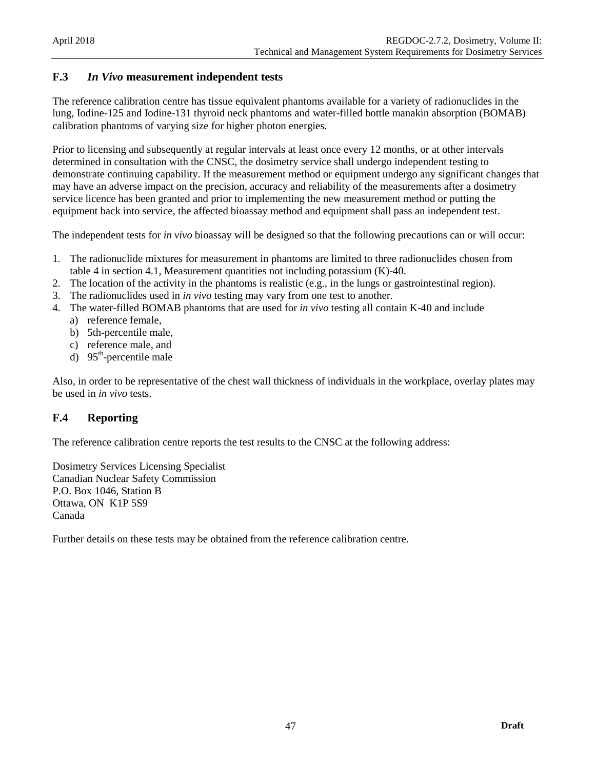## F.3 *In Vivo* measurement independent tests

The reference calibration centre has tissue equivalent phantoms available for a variety of radionuclides in the lung, Iodine-125 and Iodine-131 thyroid neck phantoms and water-filled bottle manakin absorption (BOMAB) calibration phantoms of varying size for higher photon energies.

Prior to licensing and subsequently at regular intervals at least once every 12 months, or at other intervals determined in consultation with the CNSC, the dosimetry service shall undergo independent testing to demonstrate continuing capability. If the measurement method or equipment undergo any significant changes that may have an adverse impact on the precision, accuracy and reliability of the measurements after a dosimetry service licence has been granted and prior to implementing the new measurement method or putting the equipment back into service, the affected bioassay method and equipment shall pass an independent test.

The independent tests for *in vivo* bioassay will be designed so that the following precautions can or will occur:

1. The radionuclide mixtures for measurement in phantoms are limited to three radionuclides chosen from table 4 in section 4.1, Measurement quantities not including potassium (K)-40.
2. The location of the activity in the phantoms is realistic (e.g., in the lungs or gastrointestinal region).
3. The radionuclides used in *in vivo* testing may vary from one test to another.
4. The water-filled BOMAB phantoms that are used for *in vivo* testing all contain K-40 and include
   a) reference female,
   b) 5th-percentile male,
   c) reference male, and
   d) 95$^{th}$-percentile male

Also, in order to be representative of the chest wall thickness of individuals in the workplace, overlay plates may be used in *in vivo* tests.

## F.4 Reporting

The reference calibration centre reports the test results to the CNSC at the following address:

Dosimetry Services Licensing Specialist
Canadian Nuclear Safety Commission
P.O. Box 1046, Station B
Ottawa, ON K1P 5S9
Canada

Further details on these tests may be obtained from the reference calibration centre.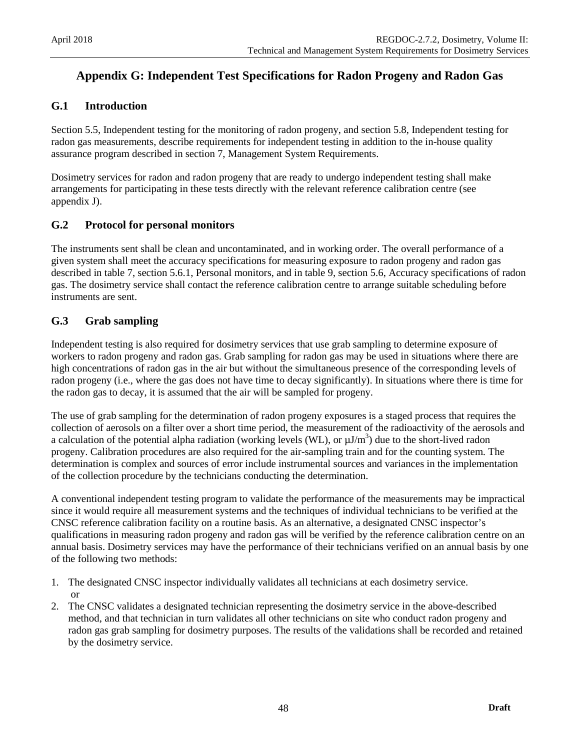# Appendix G: Independent Test Specifications for Radon Progeny and Radon Gas

## G.1 Introduction

Section 5.5, Independent testing for the monitoring of radon progeny, and section 5.8, Independent testing for radon gas measurements, describe requirements for independent testing in addition to the in-house quality assurance program described in section 7, Management System Requirements.

Dosimetry services for radon and radon progeny that are ready to undergo independent testing shall make arrangements for participating in these tests directly with the relevant reference calibration centre (see appendix J).

## G.2 Protocol for personal monitors

The instruments sent shall be clean and uncontaminated, and in working order. The overall performance of a given system shall meet the accuracy specifications for measuring exposure to radon progeny and radon gas described in table 7, section 5.6.1, Personal monitors, and in table 9, section 5.6, Accuracy specifications of radon gas. The dosimetry service shall contact the reference calibration centre to arrange suitable scheduling before instruments are sent.

## G.3 Grab sampling

Independent testing is also required for dosimetry services that use grab sampling to determine exposure of workers to radon progeny and radon gas. Grab sampling for radon gas may be used in situations where there are high concentrations of radon gas in the air but without the simultaneous presence of the corresponding levels of radon progeny (i.e., where the gas does not have time to decay significantly). In situations where there is time for the radon gas to decay, it is assumed that the air will be sampled for progeny.

The use of grab sampling for the determination of radon progeny exposures is a staged process that requires the collection of aerosols on a filter over a short time period, the measurement of the radioactivity of the aerosols and a calculation of the potential alpha radiation (working levels (WL), or $\mu J/m^3$) due to the short-lived radon progeny. Calibration procedures are also required for the air-sampling train and for the counting system. The determination is complex and sources of error include instrumental sources and variances in the implementation of the collection procedure by the technicians conducting the determination.

A conventional independent testing program to validate the performance of the measurements may be impractical since it would require all measurement systems and the techniques of individual technicians to be verified at the CNSC reference calibration facility on a routine basis. As an alternative, a designated CNSC inspector's qualifications in measuring radon progeny and radon gas will be verified by the reference calibration centre on an annual basis. Dosimetry services may have the performance of their technicians verified on an annual basis by one of the following two methods:

1. The designated CNSC inspector individually validates all technicians at each dosimetry service.
   or
2. The CNSC validates a designated technician representing the dosimetry service in the above-described method, and that technician in turn validates all other technicians on site who conduct radon progeny and radon gas grab sampling for dosimetry purposes. The results of the validations shall be recorded and retained by the dosimetry service.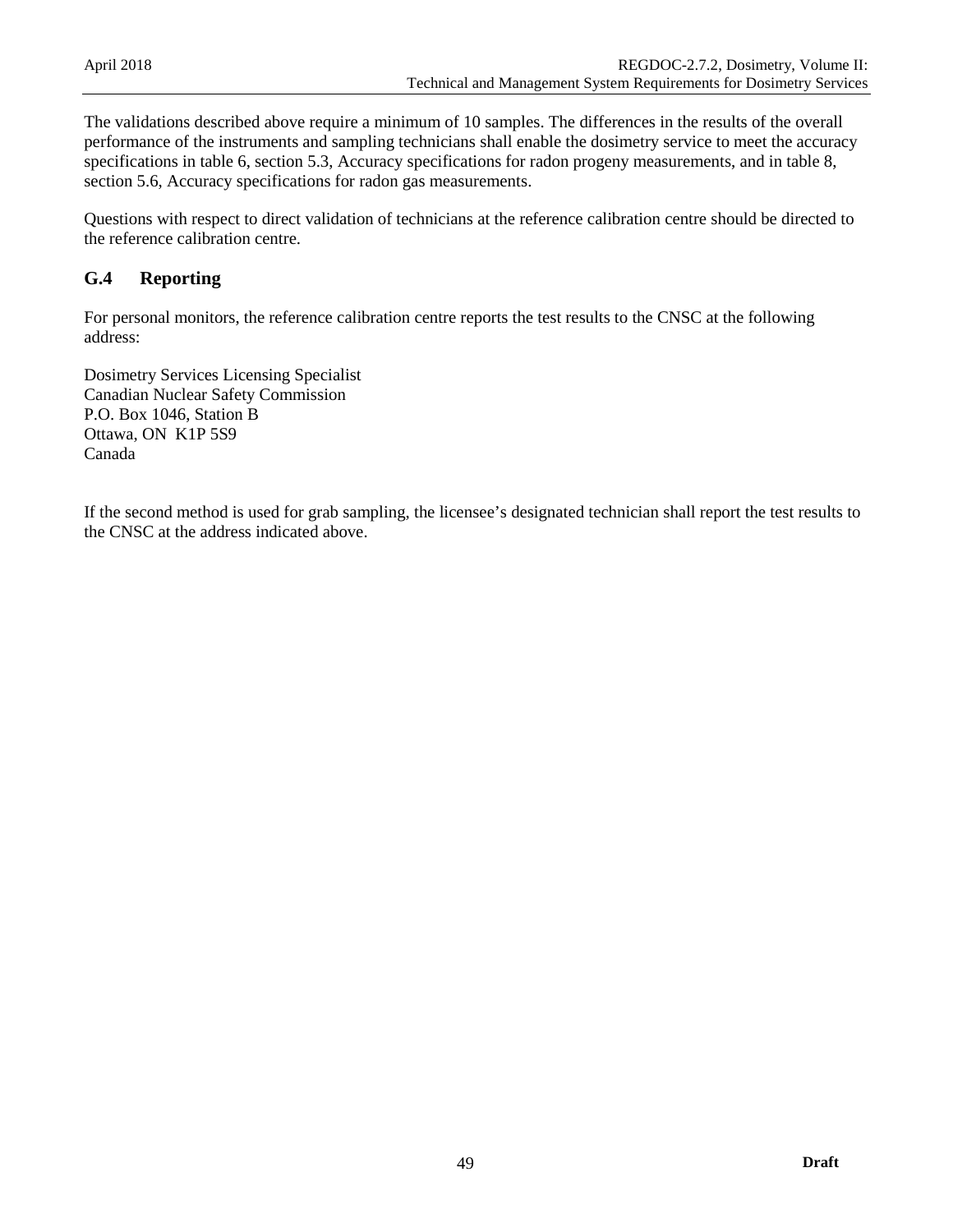The validations described above require a minimum of 10 samples. The differences in the results of the overall performance of the instruments and sampling technicians shall enable the dosimetry service to meet the accuracy specifications in table 6, section 5.3, Accuracy specifications for radon progeny measurements, and in table 8, section 5.6, Accuracy specifications for radon gas measurements.

Questions with respect to direct validation of technicians at the reference calibration centre should be directed to the reference calibration centre.

## G.4 Reporting

For personal monitors, the reference calibration centre reports the test results to the CNSC at the following address:

Dosimetry Services Licensing Specialist
Canadian Nuclear Safety Commission
P.O. Box 1046, Station B
Ottawa, ON  K1P 5S9
Canada

If the second method is used for grab sampling, the licensee's designated technician shall report the test results to the CNSC at the address indicated above.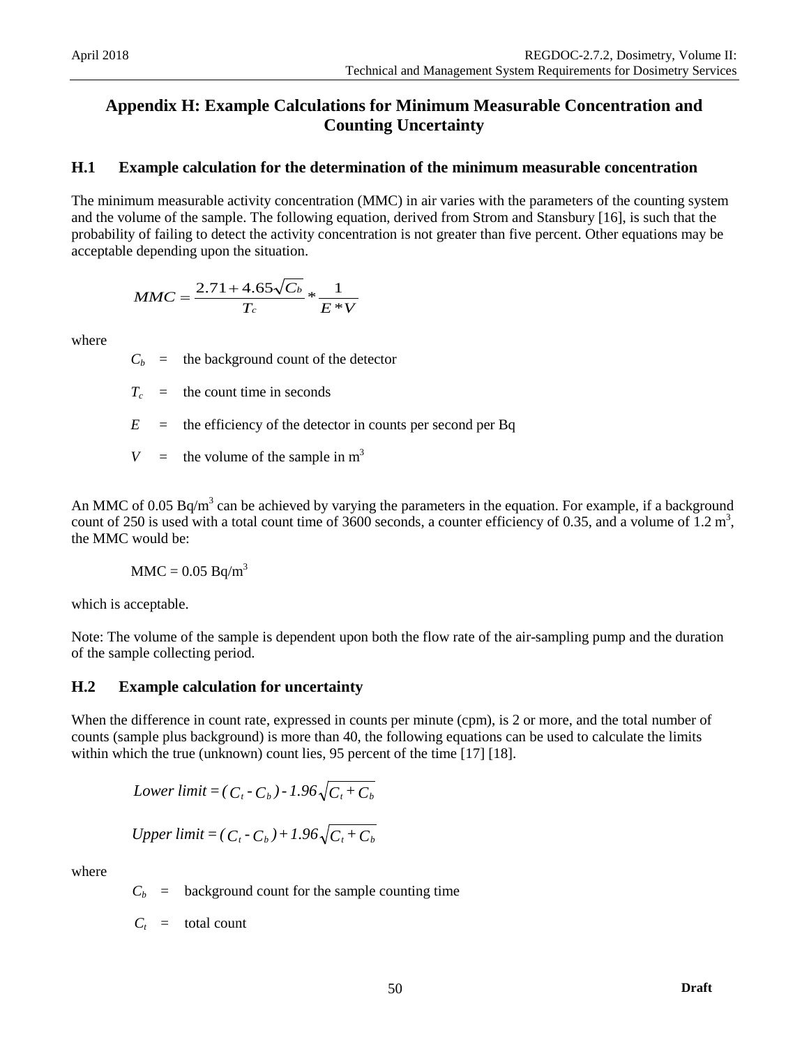# Appendix H: Example Calculations for Minimum Measurable Concentration and Counting Uncertainty

## H.1 Example calculation for the determination of the minimum measurable concentration

The minimum measurable activity concentration (MMC) in air varies with the parameters of the counting system and the volume of the sample. The following equation, derived from Strom and Stansbury [16], is such that the probability of failing to detect the activity concentration is not greater than five percent. Other equations may be acceptable depending upon the situation.

$$MMC = \frac{2.71 + 4.65\sqrt{C_b}}{T_c} * \frac{1}{E * V}$$

where

$C_b$ = the background count of the detector

$T_c$ = the count time in seconds

$E$ = the efficiency of the detector in counts per second per Bq

$V$ = the volume of the sample in $m^3$

An MMC of 0.05 $Bq/m^3$ can be achieved by varying the parameters in the equation. For example, if a background count of 250 is used with a total count time of 3600 seconds, a counter efficiency of 0.35, and a volume of 1.2 $m^3$, the MMC would be:

MMC = 0.05 $Bq/m^3$

which is acceptable.

Note: The volume of the sample is dependent upon both the flow rate of the air-sampling pump and the duration of the sample collecting period.

## H.2 Example calculation for uncertainty

When the difference in count rate, expressed in counts per minute (cpm), is 2 or more, and the total number of counts (sample plus background) is more than 40, the following equations can be used to calculate the limits within which the true (unknown) count lies, 95 percent of the time [17] [18].

$$Lower\ limit = (C_t - C_b) - 1.96\sqrt{C_t + C_b}$$

$$Upper\ limit = (C_t - C_b) + 1.96\sqrt{C_t + C_b}$$

where

$C_b$ = background count for the sample counting time

$C_t$ = total count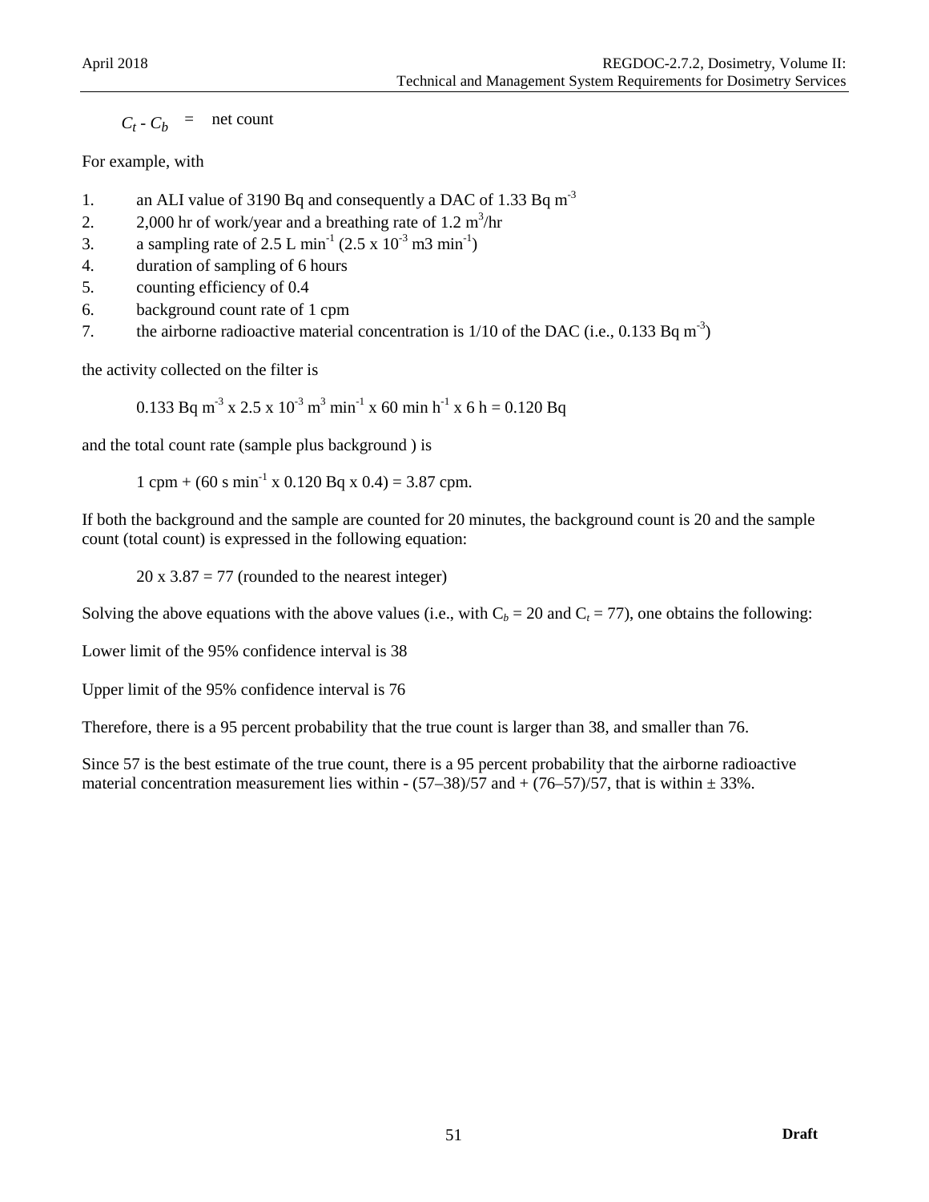$C_t - C_b$ = net count

For example, with

1. an ALI value of 3190 Bq and consequently a DAC of 1.33 Bq $m^{-3}$
2. 2,000 hr of work/year and a breathing rate of 1.2 $m^3$/hr
3. a sampling rate of 2.5 L $min^{-1}$ (2.5 x $10^{-3}$ m3 $min^{-1}$)
4. duration of sampling of 6 hours
5. counting efficiency of 0.4
6. background count rate of 1 cpm
7. the airborne radioactive material concentration is 1/10 of the DAC (i.e., 0.133 Bq $m^{-3}$)

the activity collected on the filter is

$$0.133 \text{ Bq m}^{-3} \times 2.5 \times 10^{-3} \text{ m}^3 \text{ min}^{-1} \times 60 \text{ min h}^{-1} \times 6 \text{ h} = 0.120 \text{ Bq}$$

and the total count rate (sample plus background ) is

$$1 \text{ cpm} + (60 \text{ s min}^{-1} \times 0.120 \text{ Bq} \times 0.4) = 3.87 \text{ cpm.}$$

If both the background and the sample are counted for 20 minutes, the background count is 20 and the sample count (total count) is expressed in the following equation:

$$20 \times 3.87 = 77 \text{ (rounded to the nearest integer)}$$

Solving the above equations with the above values (i.e., with $C_b = 20$ and $C_t = 77$), one obtains the following:

Lower limit of the 95% confidence interval is 38

Upper limit of the 95% confidence interval is 76

Therefore, there is a 95 percent probability that the true count is larger than 38, and smaller than 76.

Since 57 is the best estimate of the true count, there is a 95 percent probability that the airborne radioactive material concentration measurement lies within - (57–38)/57 and + (76–57)/57, that is within ± 33%.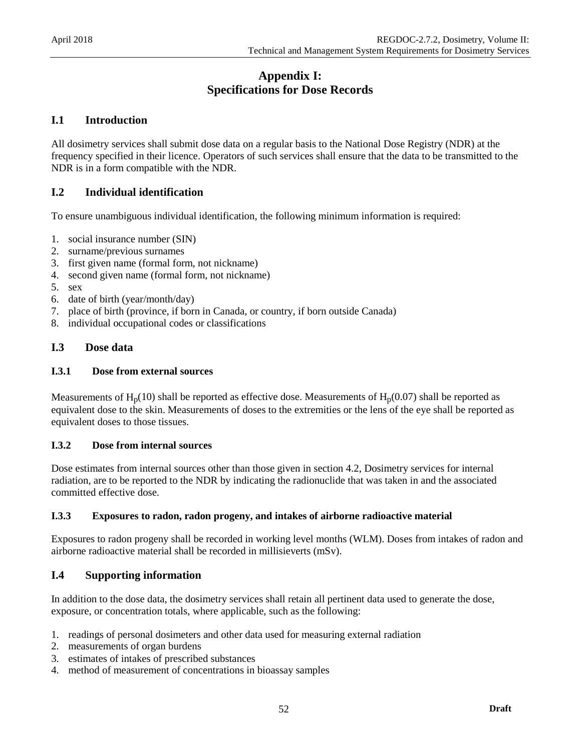# Appendix I: Specifications for Dose Records

## I.1 Introduction

All dosimetry services shall submit dose data on a regular basis to the National Dose Registry (NDR) at the frequency specified in their licence. Operators of such services shall ensure that the data to be transmitted to the NDR is in a form compatible with the NDR.

## I.2 Individual identification

To ensure unambiguous individual identification, the following minimum information is required:

1. social insurance number (SIN)
2. surname/previous surnames
3. first given name (formal form, not nickname)
4. second given name (formal form, not nickname)
5. sex
6. date of birth (year/month/day)
7. place of birth (province, if born in Canada, or country, if born outside Canada)
8. individual occupational codes or classifications

## I.3 Dose data

### I.3.1 Dose from external sources

Measurements of $H_p(10)$ shall be reported as effective dose. Measurements of $H_p(0.07)$ shall be reported as equivalent dose to the skin. Measurements of doses to the extremities or the lens of the eye shall be reported as equivalent doses to those tissues.

### I.3.2 Dose from internal sources

Dose estimates from internal sources other than those given in section 4.2, Dosimetry services for internal radiation, are to be reported to the NDR by indicating the radionuclide that was taken in and the associated committed effective dose.

### I.3.3 Exposures to radon, radon progeny, and intakes of airborne radioactive material

Exposures to radon progeny shall be recorded in working level months (WLM). Doses from intakes of radon and airborne radioactive material shall be recorded in millisieverts (mSv).

## I.4 Supporting information

In addition to the dose data, the dosimetry services shall retain all pertinent data used to generate the dose, exposure, or concentration totals, where applicable, such as the following:

1. readings of personal dosimeters and other data used for measuring external radiation
2. measurements of organ burdens
3. estimates of intakes of prescribed substances
4. method of measurement of concentrations in bioassay samples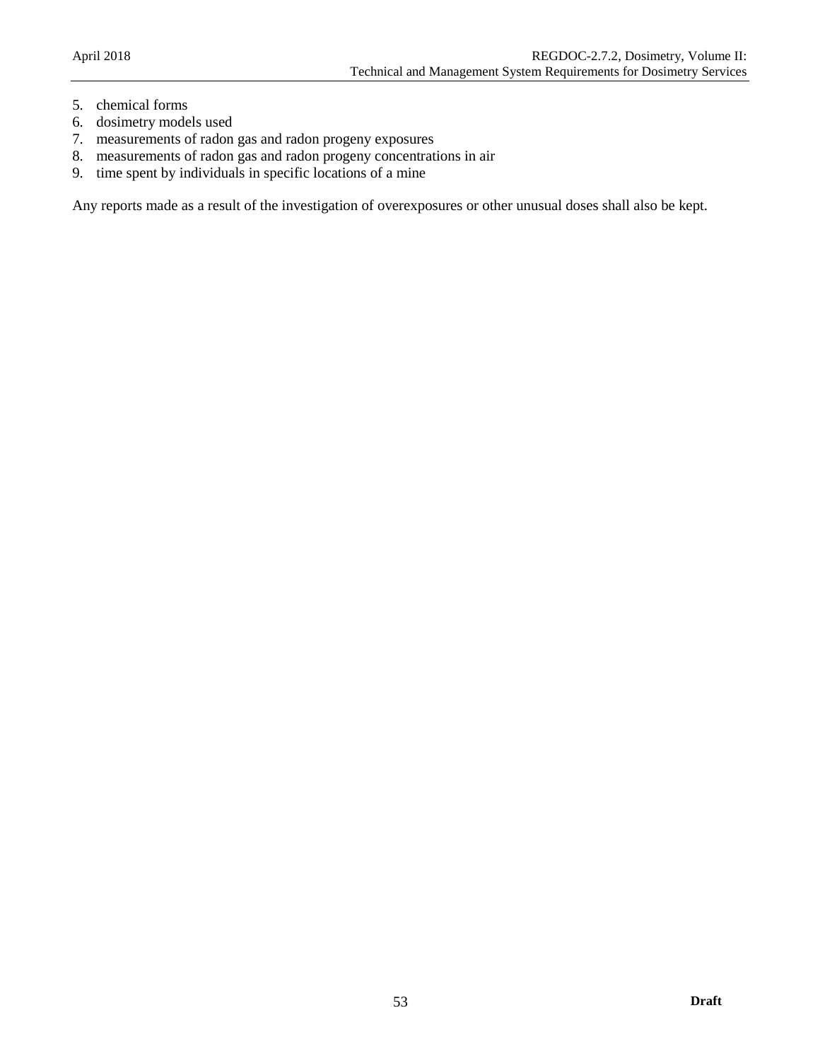5. chemical forms
6. dosimetry models used
7. measurements of radon gas and radon progeny exposures
8. measurements of radon gas and radon progeny concentrations in air
9. time spent by individuals in specific locations of a mine

Any reports made as a result of the investigation of overexposures or other unusual doses shall also be kept.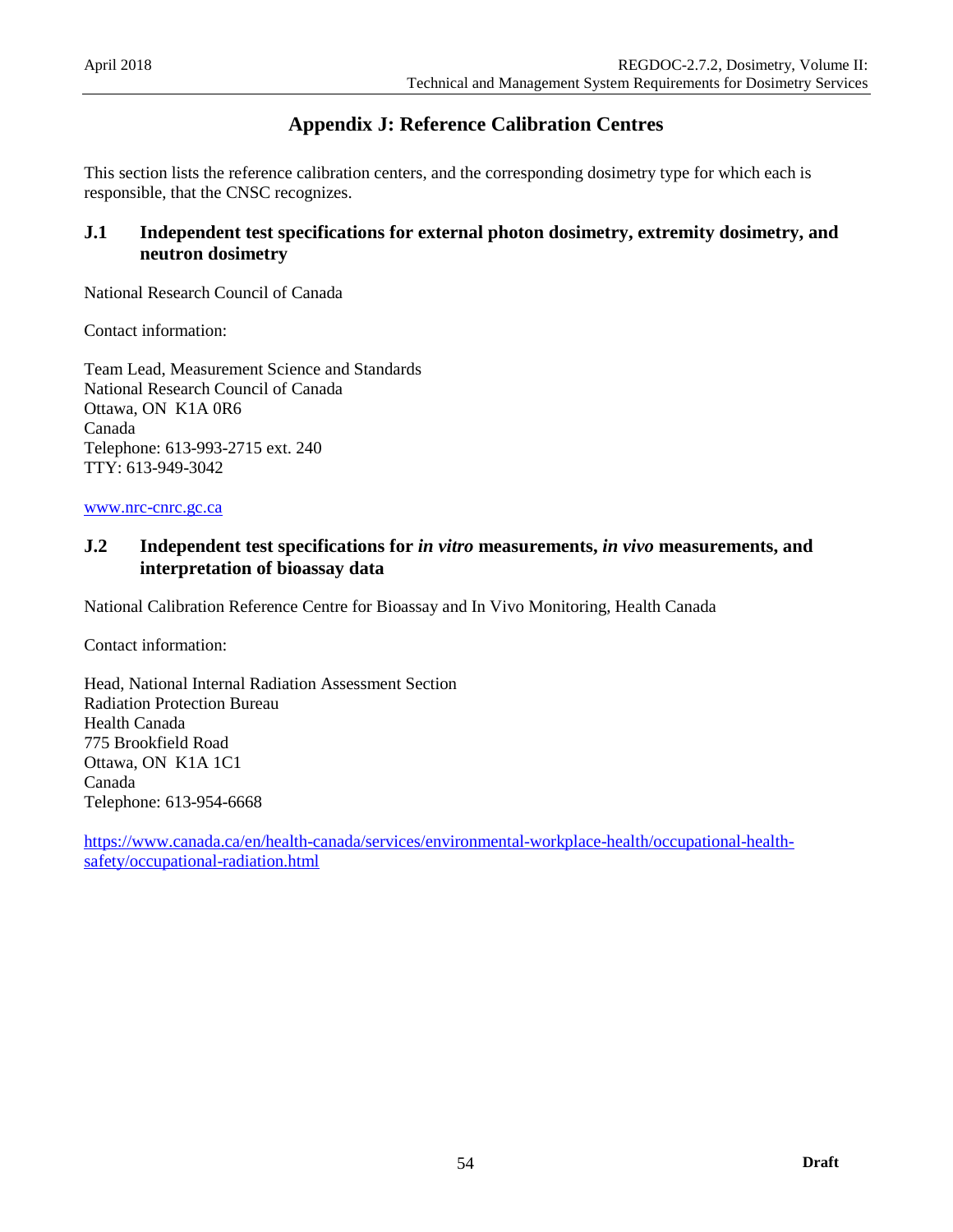# Appendix J: Reference Calibration Centres

This section lists the reference calibration centers, and the corresponding dosimetry type for which each is responsible, that the CNSC recognizes.

## J.1 Independent test specifications for external photon dosimetry, extremity dosimetry, and neutron dosimetry

National Research Council of Canada

Contact information:

Team Lead, Measurement Science and Standards
National Research Council of Canada
Ottawa, ON  K1A 0R6
Canada
Telephone: 613-993-2715 ext. 240
TTY: 613-949-3042

www.nrc-cnrc.gc.ca

## J.2 Independent test specifications for *in vitro* measurements, *in vivo* measurements, and interpretation of bioassay data

National Calibration Reference Centre for Bioassay and In Vivo Monitoring, Health Canada

Contact information:

Head, National Internal Radiation Assessment Section
Radiation Protection Bureau
Health Canada
775 Brookfield Road
Ottawa, ON  K1A 1C1
Canada
Telephone: 613-954-6668

https://www.canada.ca/en/health-canada/services/environmental-workplace-health/occupational-health-safety/occupational-radiation.html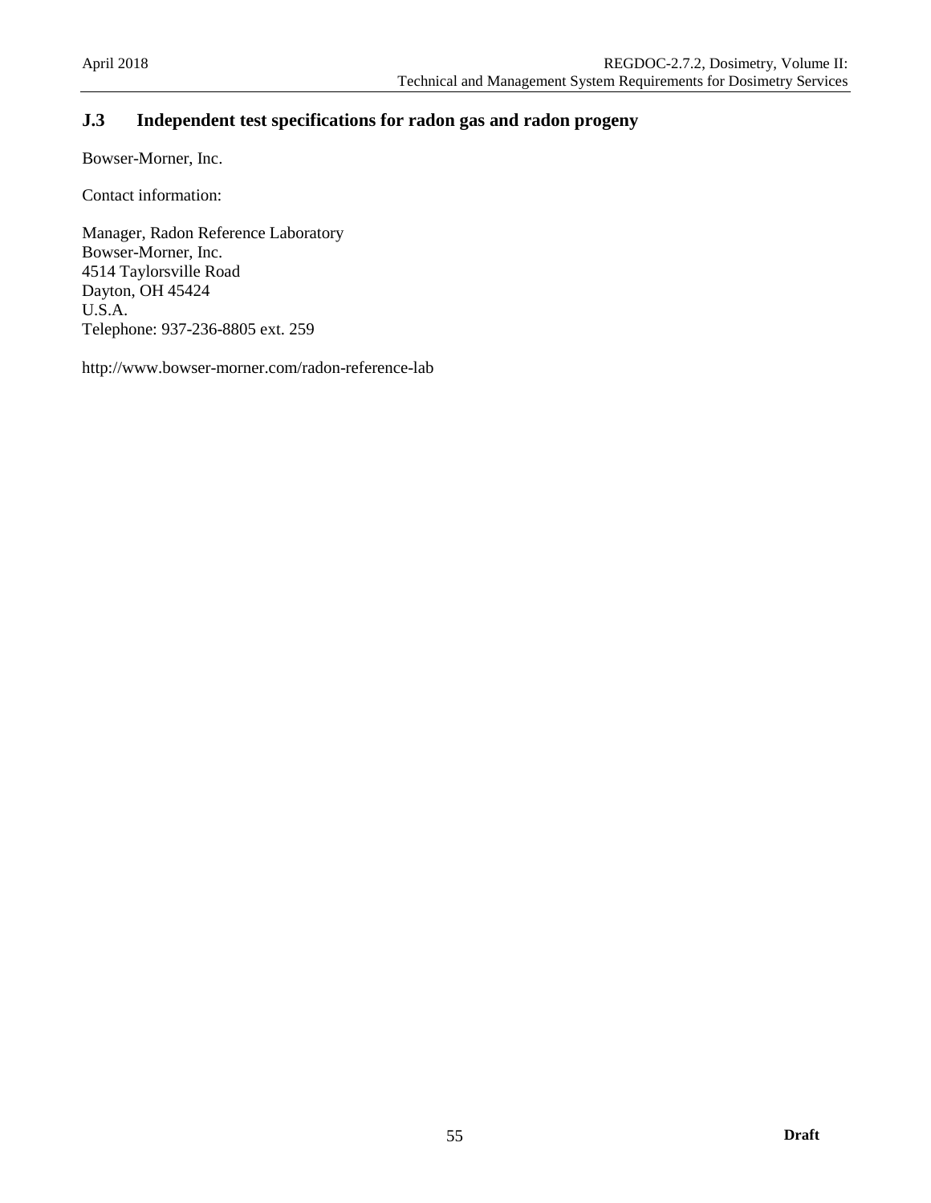### J.3 Independent test specifications for radon gas and radon progeny

Bowser-Morner, Inc.

Contact information:

Manager, Radon Reference Laboratory
Bowser-Morner, Inc.
4514 Taylorsville Road
Dayton, OH 45424
U.S.A.
Telephone: 937-236-8805 ext. 259

http://www.bowser-morner.com/radon-reference-lab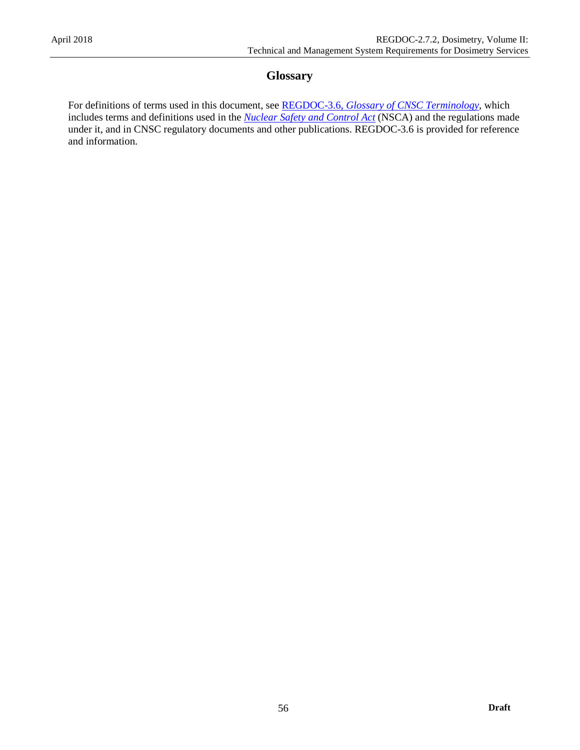# Glossary

For definitions of terms used in this document, see [REGDOC-3.6, *Glossary of CNSC Terminology*](), which includes terms and definitions used in the *[Nuclear Safety and Control Act]()* (NSCA) and the regulations made under it, and in CNSC regulatory documents and other publications. REGDOC-3.6 is provided for reference and information.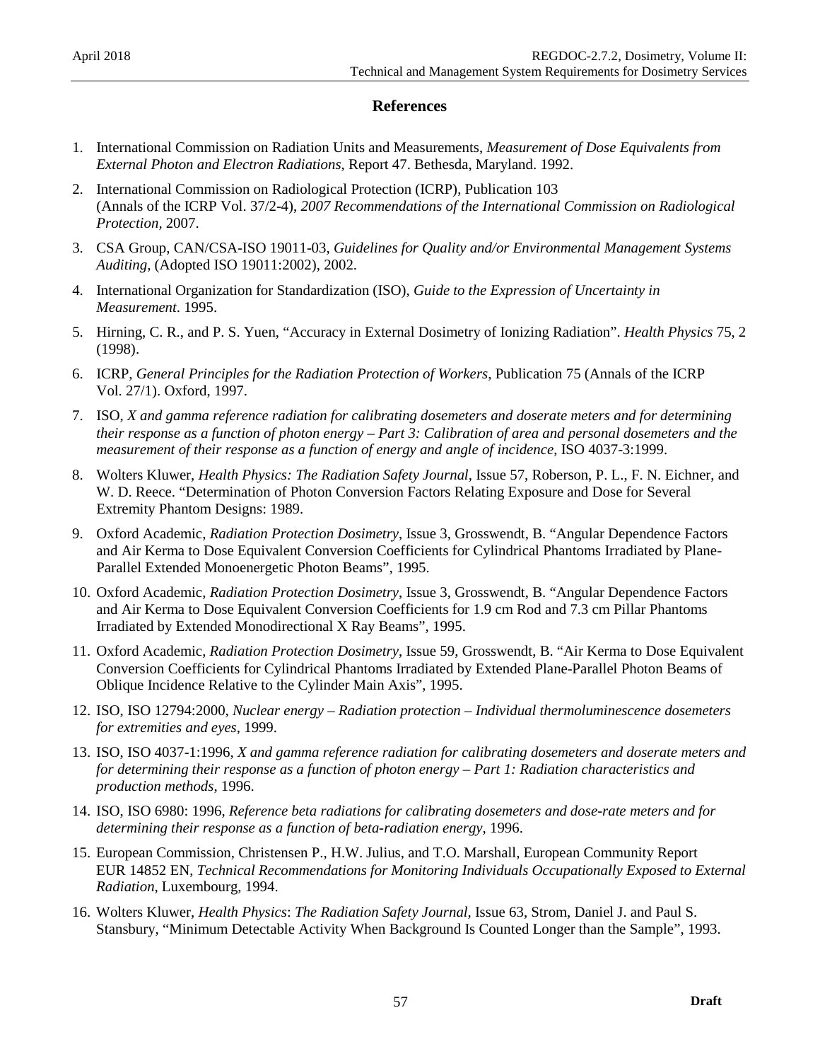# References

1. International Commission on Radiation Units and Measurements, *Measurement of Dose Equivalents from External Photon and Electron Radiations*, Report 47. Bethesda, Maryland. 1992.
2. International Commission on Radiological Protection (ICRP), Publication 103 (Annals of the ICRP Vol. 37/2-4), *2007 Recommendations of the International Commission on Radiological Protection*, 2007.
3. CSA Group, CAN/CSA-ISO 19011-03, *Guidelines for Quality and/or Environmental Management Systems Auditing*, (Adopted ISO 19011:2002), 2002.
4. International Organization for Standardization (ISO), *Guide to the Expression of Uncertainty in Measurement*. 1995.
5. Hirning, C. R., and P. S. Yuen, "Accuracy in External Dosimetry of Ionizing Radiation". *Health Physics* 75, 2 (1998).
6. ICRP, *General Principles for the Radiation Protection of Workers*, Publication 75 (Annals of the ICRP Vol. 27/1). Oxford, 1997.
7. ISO, *X and gamma reference radiation for calibrating dosemeters and doserate meters and for determining their response as a function of photon energy – Part 3: Calibration of area and personal dosemeters and the measurement of their response as a function of energy and angle of incidence*, ISO 4037-3:1999.
8. Wolters Kluwer, *Health Physics: The Radiation Safety Journal*, Issue 57, Roberson, P. L., F. N. Eichner, and W. D. Reece. "Determination of Photon Conversion Factors Relating Exposure and Dose for Several Extremity Phantom Designs: 1989.
9. Oxford Academic, *Radiation Protection Dosimetry*, Issue 3, Grosswendt, B. "Angular Dependence Factors and Air Kerma to Dose Equivalent Conversion Coefficients for Cylindrical Phantoms Irradiated by Plane-Parallel Extended Monoenergetic Photon Beams", 1995.
10. Oxford Academic, *Radiation Protection Dosimetry*, Issue 3, Grosswendt, B. "Angular Dependence Factors and Air Kerma to Dose Equivalent Conversion Coefficients for 1.9 cm Rod and 7.3 cm Pillar Phantoms Irradiated by Extended Monodirectional X Ray Beams", 1995.
11. Oxford Academic, *Radiation Protection Dosimetry*, Issue 59, Grosswendt, B. "Air Kerma to Dose Equivalent Conversion Coefficients for Cylindrical Phantoms Irradiated by Extended Plane-Parallel Photon Beams of Oblique Incidence Relative to the Cylinder Main Axis", 1995.
12. ISO, ISO 12794:2000, *Nuclear energy – Radiation protection – Individual thermoluminescence dosemeters for extremities and eyes*, 1999.
13. ISO, ISO 4037-1:1996, *X and gamma reference radiation for calibrating dosemeters and doserate meters and for determining their response as a function of photon energy – Part 1: Radiation characteristics and production methods*, 1996.
14. ISO, ISO 6980: 1996, *Reference beta radiations for calibrating dosemeters and dose-rate meters and for determining their response as a function of beta-radiation energy*, 1996.
15. European Commission, Christensen P., H.W. Julius, and T.O. Marshall, European Community Report EUR 14852 EN, *Technical Recommendations for Monitoring Individuals Occupationally Exposed to External Radiation*, Luxembourg, 1994.
16. Wolters Kluwer, *Health Physics*: *The Radiation Safety Journal,* Issue 63, Strom, Daniel J. and Paul S. Stansbury, "Minimum Detectable Activity When Background Is Counted Longer than the Sample", 1993.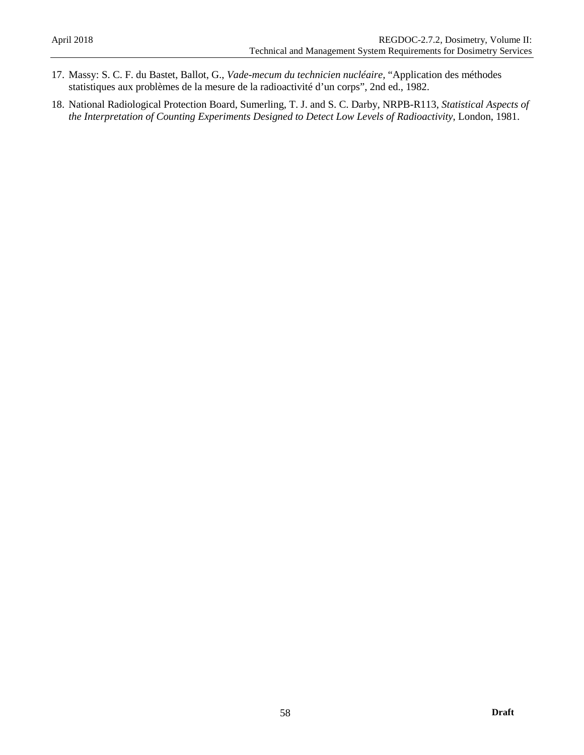17. Massy: S. C. F. du Bastet, Ballot, G., *Vade-mecum du technicien nucléaire*, “Application des méthodes statistiques aux problèmes de la mesure de la radioactivité d’un corps”, 2nd ed., 1982.
18. National Radiological Protection Board, Sumerling, T. J. and S. C. Darby, NRPB-R113, *Statistical Aspects of the Interpretation of Counting Experiments Designed to Detect Low Levels of Radioactivity*, London, 1981.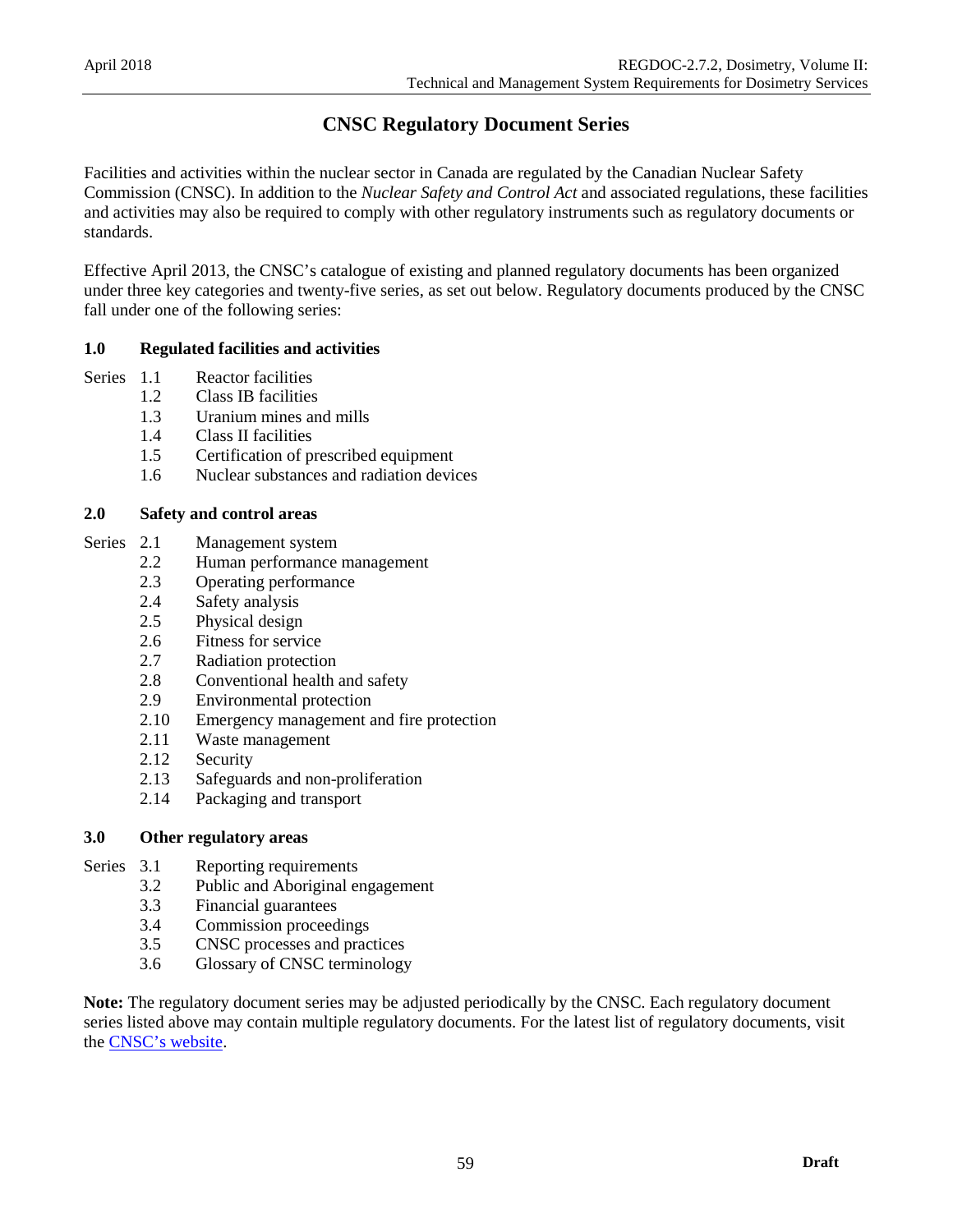# CNSC Regulatory Document Series

Facilities and activities within the nuclear sector in Canada are regulated by the Canadian Nuclear Safety Commission (CNSC). In addition to the *Nuclear Safety and Control Act* and associated regulations, these facilities and activities may also be required to comply with other regulatory instruments such as regulatory documents or standards.

Effective April 2013, the CNSC's catalogue of existing and planned regulatory documents has been organized under three key categories and twenty-five series, as set out below. Regulatory documents produced by the CNSC fall under one of the following series:

## 1.0 Regulated facilities and activities

Series
- 1.1 Reactor facilities
- 1.2 Class IB facilities
- 1.3 Uranium mines and mills
- 1.4 Class II facilities
- 1.5 Certification of prescribed equipment
- 1.6 Nuclear substances and radiation devices

## 2.0 Safety and control areas

Series
- 2.1 Management system
- 2.2 Human performance management
- 2.3 Operating performance
- 2.4 Safety analysis
- 2.5 Physical design
- 2.6 Fitness for service
- 2.7 Radiation protection
- 2.8 Conventional health and safety
- 2.9 Environmental protection
- 2.10 Emergency management and fire protection
- 2.11 Waste management
- 2.12 Security
- 2.13 Safeguards and non-proliferation
- 2.14 Packaging and transport

## 3.0 Other regulatory areas

Series
- 3.1 Reporting requirements
- 3.2 Public and Aboriginal engagement
- 3.3 Financial guarantees
- 3.4 Commission proceedings
- 3.5 CNSC processes and practices
- 3.6 Glossary of CNSC terminology

**Note:** The regulatory document series may be adjusted periodically by the CNSC. Each regulatory document series listed above may contain multiple regulatory documents. For the latest list of regulatory documents, visit the CNSC's website.